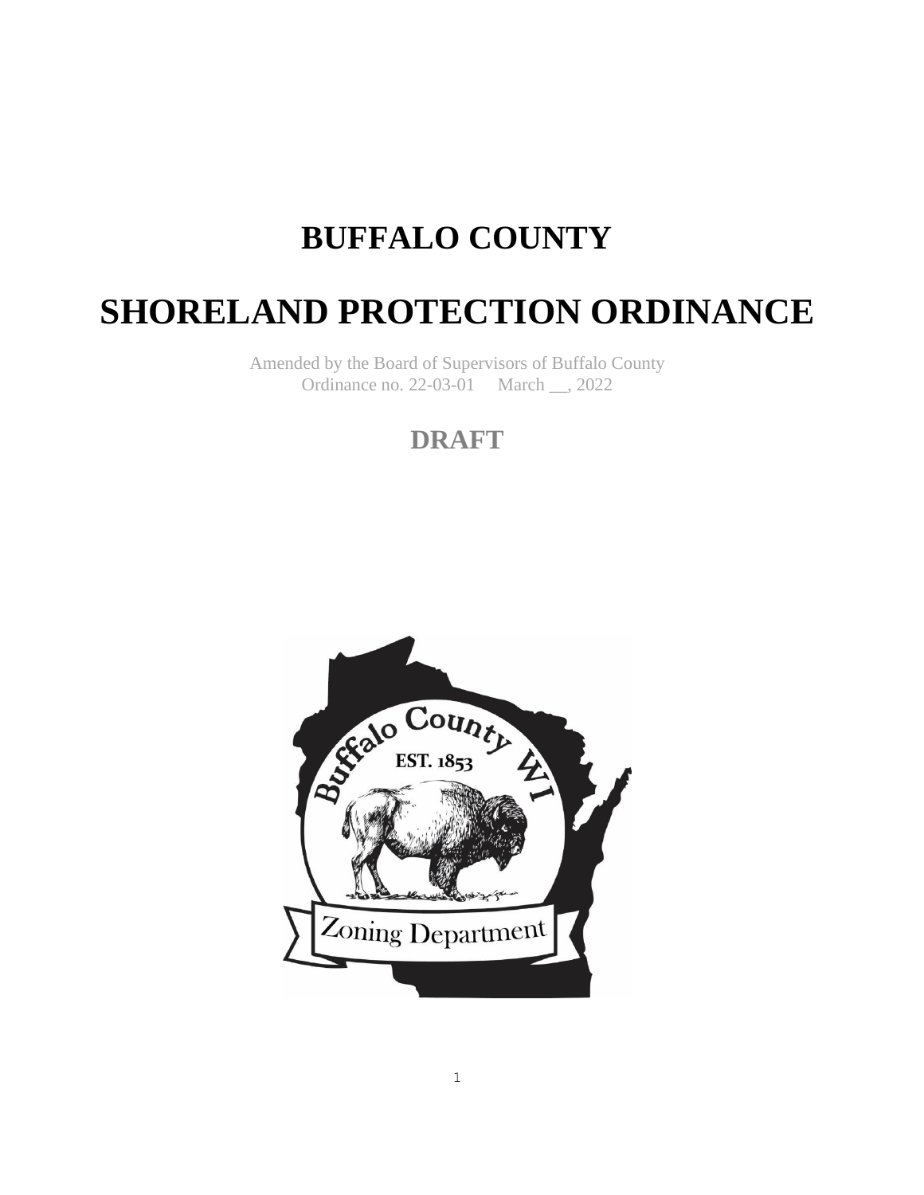# BUFFALO COUNTY

# SHORELAND PROTECTION ORDINANCE

Amended by the Board of Supervisors of Buffalo County
Ordinance no. 22-03-01 March __, 2022

## DRAFT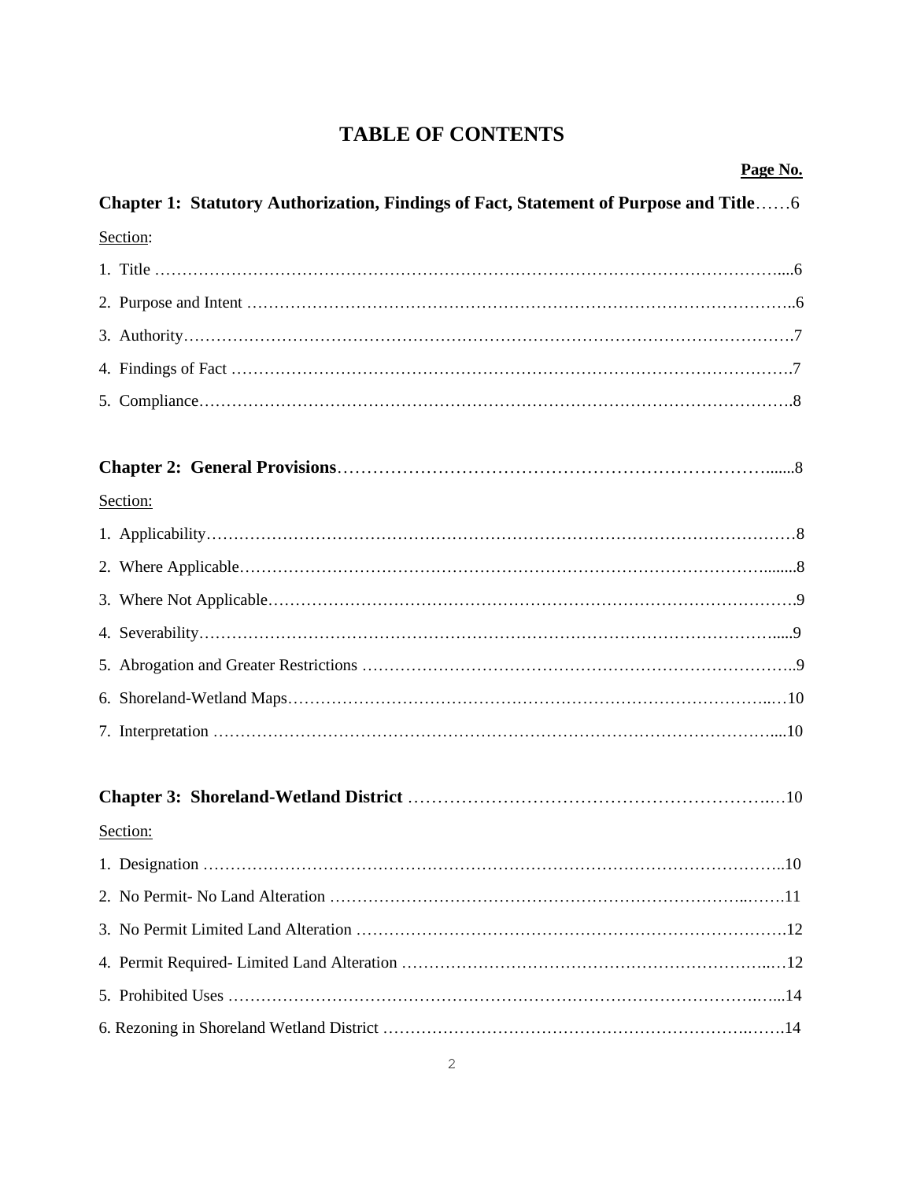# TABLE OF CONTENTS

**Page No.**

**Chapter 1: Statutory Authorization, Findings of Fact, Statement of Purpose and Title**……6

Section:

1. Title …………………………………………………………………………………………………....6
2. Purpose and Intent ………………………………………………………………………………………..6
3. Authority………………………………………………………………………………………………….7
4. Findings of Fact ………………………………………………………………………………………….7
5. Compliance……………………………………………………………………………………………….8

**Chapter 2: General Provisions**………………………………………………………………….......8

Section:

1. Applicability………………………………………………………………………………………………8
2. Where Applicable………………………………………………………………………………........8
3. Where Not Applicable……………………………………………………………………………………….9
4. Severability………………………………………………………………………………………….....9
5. Abrogation and Greater Restrictions ……………………………………………………………………..9
6. Shoreland-Wetland Maps……………………………………………………………………..…10
7. Interpretation ……………………………………………………………………………………....10

**Chapter 3: Shoreland-Wetland District** ……………………………………………………….…10

Section:

1. Designation ……………………………………………………………………………………..10
2. No Permit- No Land Alteration …………………………………………………………………..…….11
3. No Permit Limited Land Alteration ……………………………………………………………………….12
4. Permit Required- Limited Land Alteration ………………………………………………………..…12
5. Prohibited Uses ………………………………………………………………………………….…...14
6. Rezoning in Shoreland Wetland District ………………………………………………………….…….14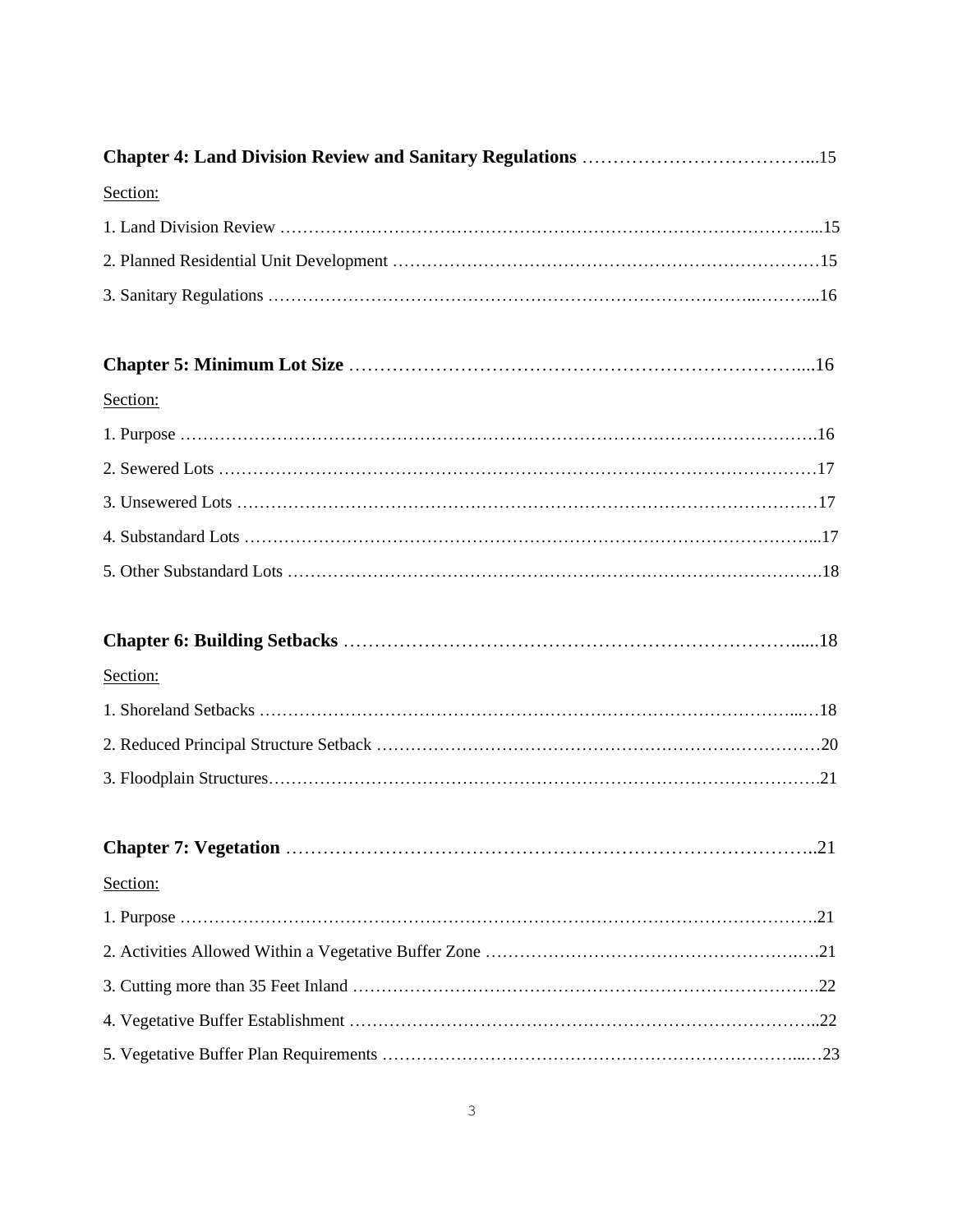**Chapter 4: Land Division Review and Sanitary Regulations** ………………………………...15

Section:

1. Land Division Review …………………………………………………………………………...15
2. Planned Residential Unit Development …………………………………………………………15
3. Sanitary Regulations ……………………………………………………………………..……...16

**Chapter 5: Minimum Lot Size** ………………………………………………………………....16

Section:

1. Purpose ……………………………………………………………………………………………….16
2. Sewered Lots ……………………………………………………………………………………17
3. Unsewered Lots …………………………………………………………………………………17
4. Substandard Lots ………………………………………………………………………………...17
5. Other Substandard Lots ………………………………………………………………………….18

**Chapter 6: Building Setbacks** ……………………………………………………………......18

Section:

1. Shoreland Setbacks …………………………………………………………………………...…18
2. Reduced Principal Structure Setback ……………………………………………………………20
3. Floodplain Structures………………………………………………………………………………….21

**Chapter 7: Vegetation** ……………………………………………………………………………..21

Section:

1. Purpose ……………………………………………………………………………………………….21
2. Activities Allowed Within a Vegetative Buffer Zone ……………………………………….….21
3. Cutting more than 35 Feet Inland ……………………………………………………………….22
4. Vegetative Buffer Establishment …………………………………………………………………..22
5. Vegetative Buffer Plan Requirements ………………………………………………………...…23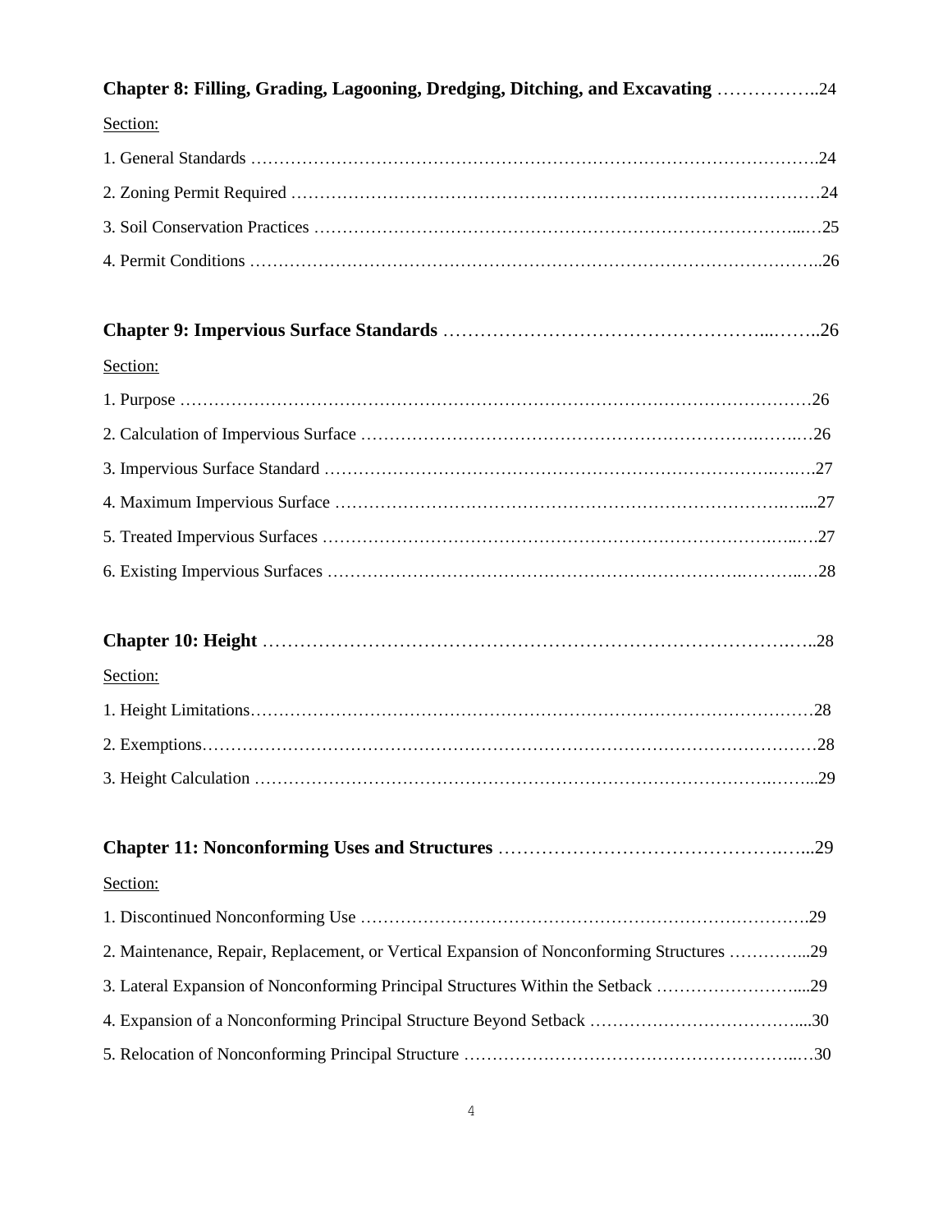**Chapter 8: Filling, Grading, Lagooning, Dredging, Ditching, and Excavating** ……………..24

Section:

1. General Standards ……………………………………………………………………………………….24
2. Zoning Permit Required …………………………………………………………………………………24
3. Soil Conservation Practices ……………………………………………………………………...…25
4. Permit Conditions ………………………………………………………………………………………..26

**Chapter 9: Impervious Surface Standards** …………………………………………...……..26

Section:

1. Purpose ……………………………………………………………………………………………………26
2. Calculation of Impervious Surface ……………………………………………………….…….…26
3. Impervious Surface Standard ……………………………………………………………….….….27
4. Maximum Impervious Surface ……………………………………………………………….…....27
5. Treated Impervious Surfaces …………………………………………………………………..….…27
6. Existing Impervious Surfaces …………………………………………………….………..…28

**Chapter 10: Height** ………………………………………………………………………….…..28

Section:

1. Height Limitations………………………………………………………………………………………28
2. Exemptions………………………………………………………………………………………………28
3. Height Calculation ……………………………………………………………………….……...29

**Chapter 11: Nonconforming Uses and Structures** ……………………………………….…...29

Section:

1. Discontinued Nonconforming Use …………………………………………………………………….29
2. Maintenance, Repair, Replacement, or Vertical Expansion of Nonconforming Structures …………...29
3. Lateral Expansion of Nonconforming Principal Structures Within the Setback ……………………....29
4. Expansion of a Nonconforming Principal Structure Beyond Setback ………………………………....30
5. Relocation of Nonconforming Principal Structure …………………………………………………..…30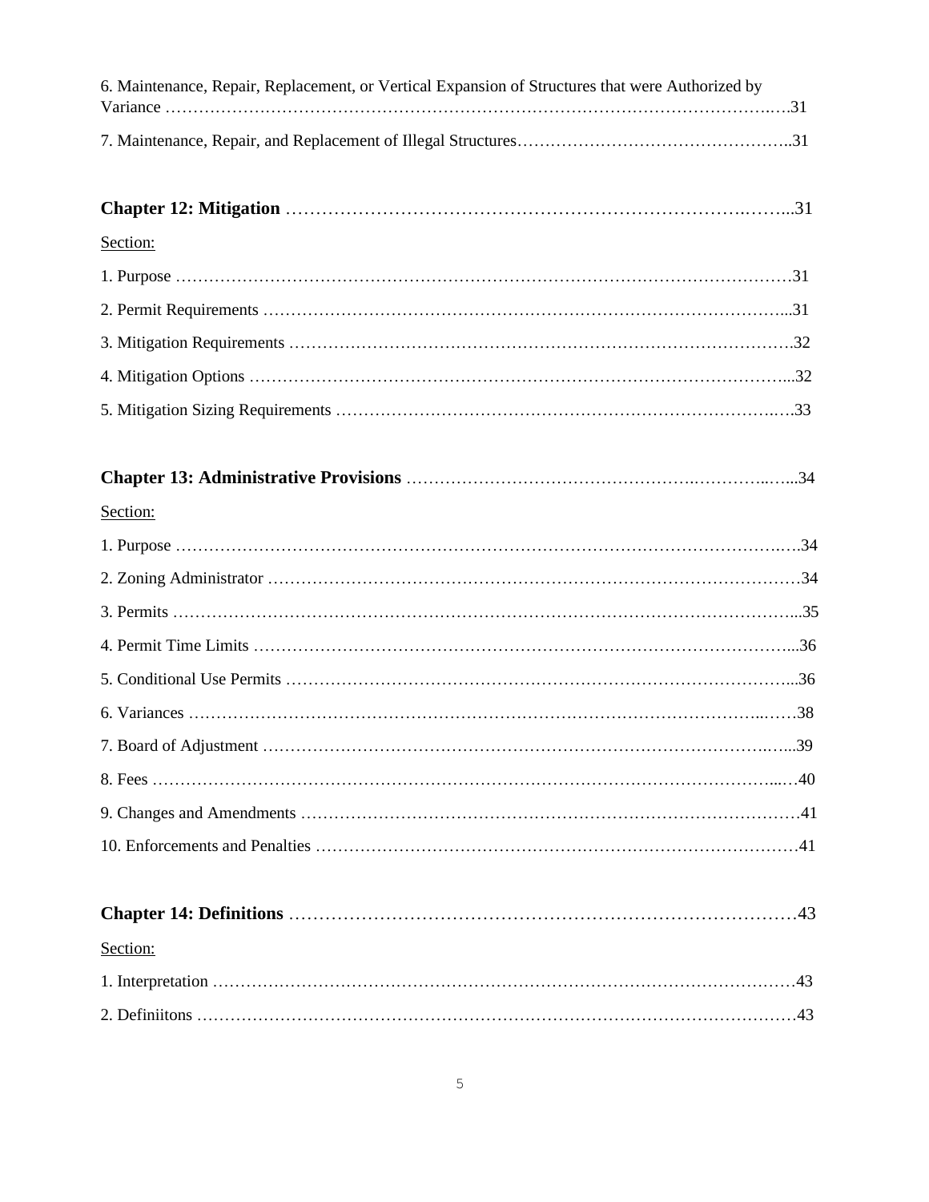6. Maintenance, Repair, Replacement, or Vertical Expansion of Structures that were Authorized by Variance ……………………………………………………………………………………………….31

7. Maintenance, Repair, and Replacement of Illegal Structures…………………………………………..31

**Chapter 12: Mitigation** ……………………………………………………………………………..31

Section:

1. Purpose ………………………………………………………………………………………………31

2. Permit Requirements ………………………………………………………………………………..31

3. Mitigation Requirements …………………………………………………………………………….32

4. Mitigation Options …………………………………………………………………………………...32

5. Mitigation Sizing Requirements ……………………………………………………………………….33

**Chapter 13: Administrative Provisions** ……………………………………………………………...34

Section:

1. Purpose ……………………………………………………………………………………………….34

2. Zoning Administrator ………………………………………………………………………………34

3. Permits ………………………………………………………………………………………………...35

4. Permit Time Limits ……………………………………………………………………………………...36

5. Conditional Use Permits ……………………………………………………………………………...36

6. Variances ……………………………………………………………………………………………38

7. Board of Adjustment …………………………………………………………………………………...39

8. Fees ………………………………………………………………………………………………...…40

9. Changes and Amendments …………………………………………………………………………41

10. Enforcements and Penalties …………………………………………………………………………41

**Chapter 14: Definitions** ……………………………………………………………………………43

Section:

1. Interpretation …………………………………………………………………………………………43

2. Definiitons ……………………………………………………………………………………………43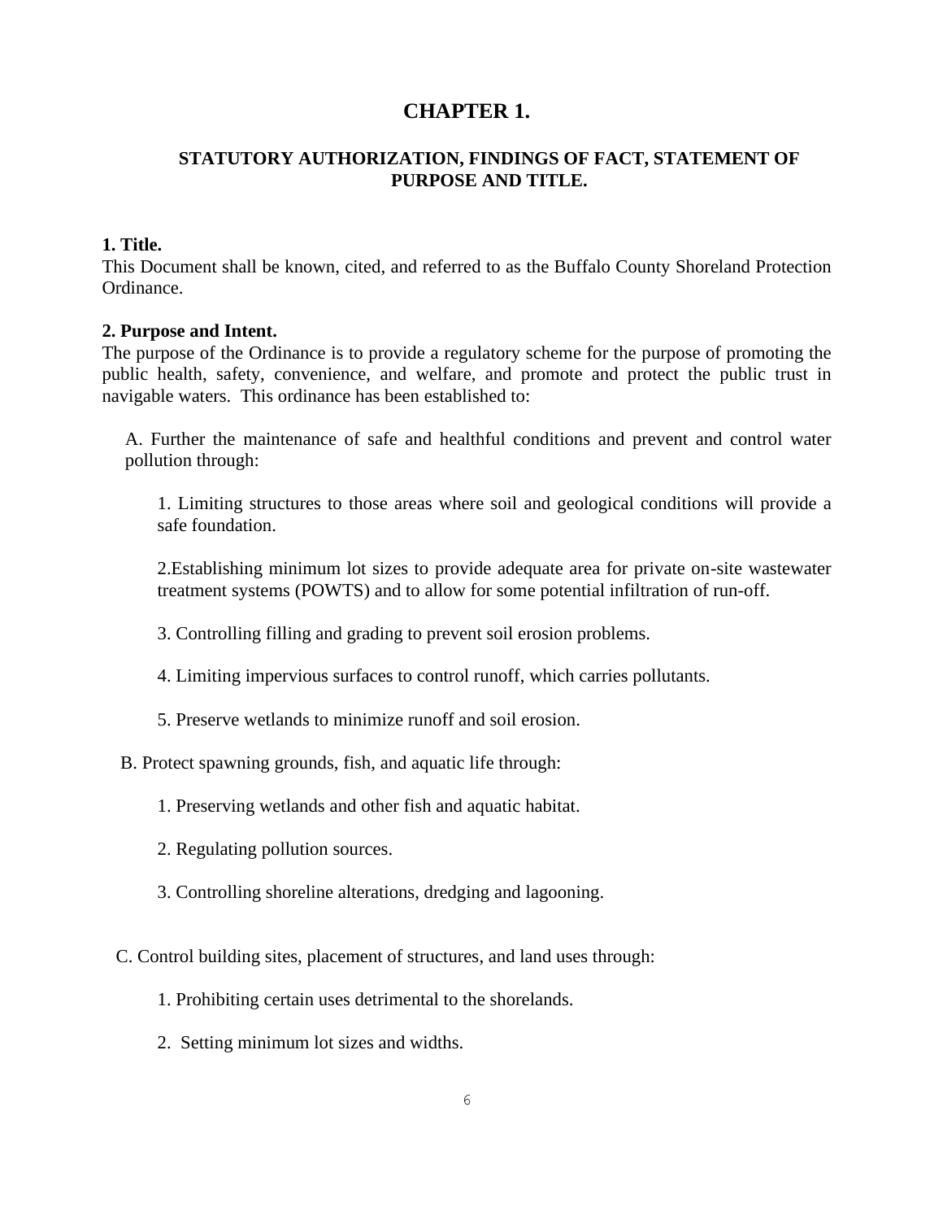# CHAPTER 1.

## STATUTORY AUTHORIZATION, FINDINGS OF FACT, STATEMENT OF PURPOSE AND TITLE.

**1. Title.**
This Document shall be known, cited, and referred to as the Buffalo County Shoreland Protection Ordinance.

**2. Purpose and Intent.**
The purpose of the Ordinance is to provide a regulatory scheme for the purpose of promoting the public health, safety, convenience, and welfare, and promote and protect the public trust in navigable waters. This ordinance has been established to:

A. Further the maintenance of safe and healthful conditions and prevent and control water pollution through:

1. Limiting structures to those areas where soil and geological conditions will provide a safe foundation.

2.Establishing minimum lot sizes to provide adequate area for private on-site wastewater treatment systems (POWTS) and to allow for some potential infiltration of run-off.

3. Controlling filling and grading to prevent soil erosion problems.

4. Limiting impervious surfaces to control runoff, which carries pollutants.

5. Preserve wetlands to minimize runoff and soil erosion.

B. Protect spawning grounds, fish, and aquatic life through:

1. Preserving wetlands and other fish and aquatic habitat.

2. Regulating pollution sources.

3. Controlling shoreline alterations, dredging and lagooning.

C. Control building sites, placement of structures, and land uses through:

1. Prohibiting certain uses detrimental to the shorelands.

2. Setting minimum lot sizes and widths.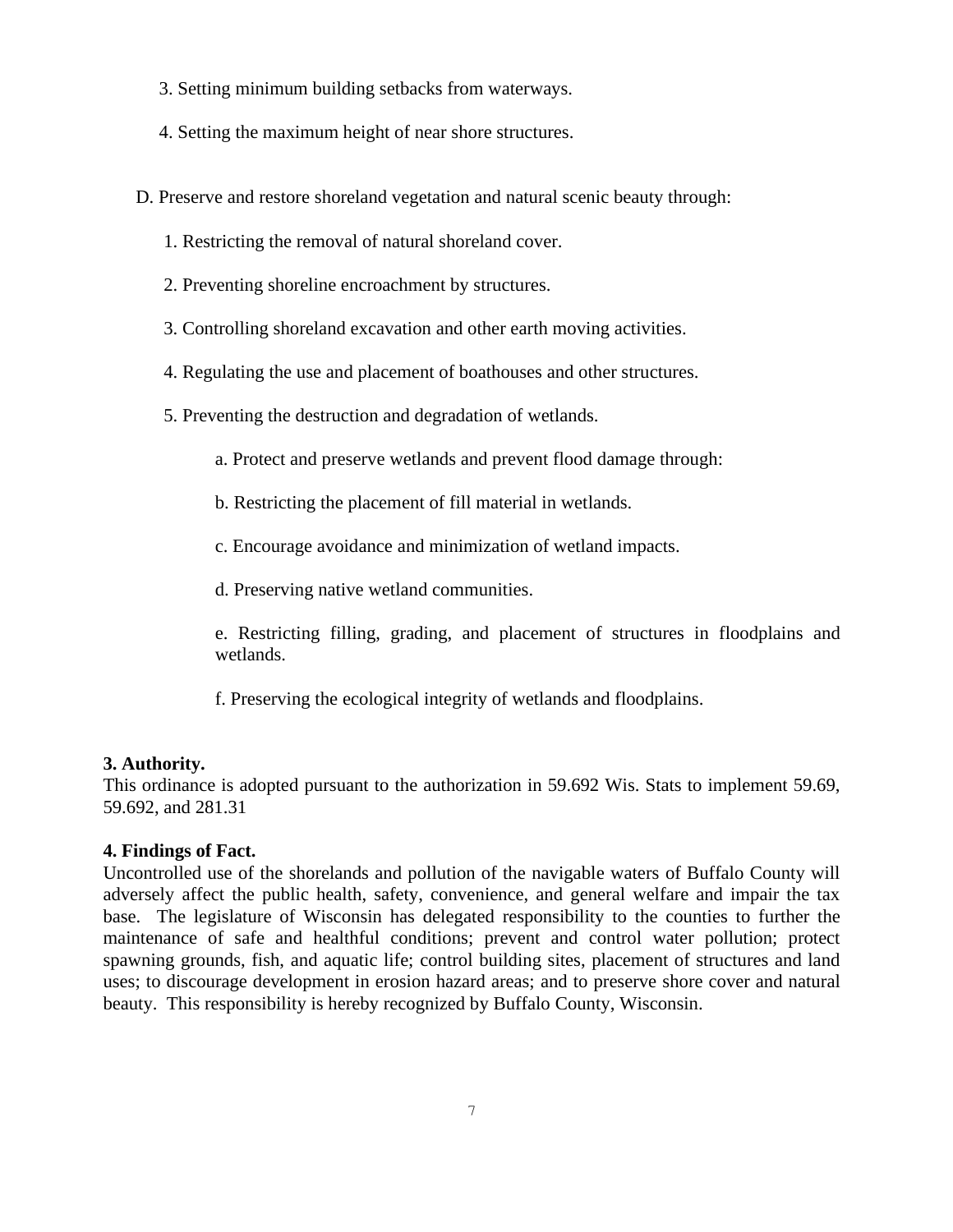3. Setting minimum building setbacks from waterways.

4. Setting the maximum height of near shore structures.

D. Preserve and restore shoreland vegetation and natural scenic beauty through:

1. Restricting the removal of natural shoreland cover.

2. Preventing shoreline encroachment by structures.

3. Controlling shoreland excavation and other earth moving activities.

4. Regulating the use and placement of boathouses and other structures.

5. Preventing the destruction and degradation of wetlands.

a. Protect and preserve wetlands and prevent flood damage through:

b. Restricting the placement of fill material in wetlands.

c. Encourage avoidance and minimization of wetland impacts.

d. Preserving native wetland communities.

e. Restricting filling, grading, and placement of structures in floodplains and wetlands.

f. Preserving the ecological integrity of wetlands and floodplains.

**3. Authority.**
This ordinance is adopted pursuant to the authorization in 59.692 Wis. Stats to implement 59.69, 59.692, and 281.31

**4. Findings of Fact.**
Uncontrolled use of the shorelands and pollution of the navigable waters of Buffalo County will adversely affect the public health, safety, convenience, and general welfare and impair the tax base. The legislature of Wisconsin has delegated responsibility to the counties to further the maintenance of safe and healthful conditions; prevent and control water pollution; protect spawning grounds, fish, and aquatic life; control building sites, placement of structures and land uses; to discourage development in erosion hazard areas; and to preserve shore cover and natural beauty. This responsibility is hereby recognized by Buffalo County, Wisconsin.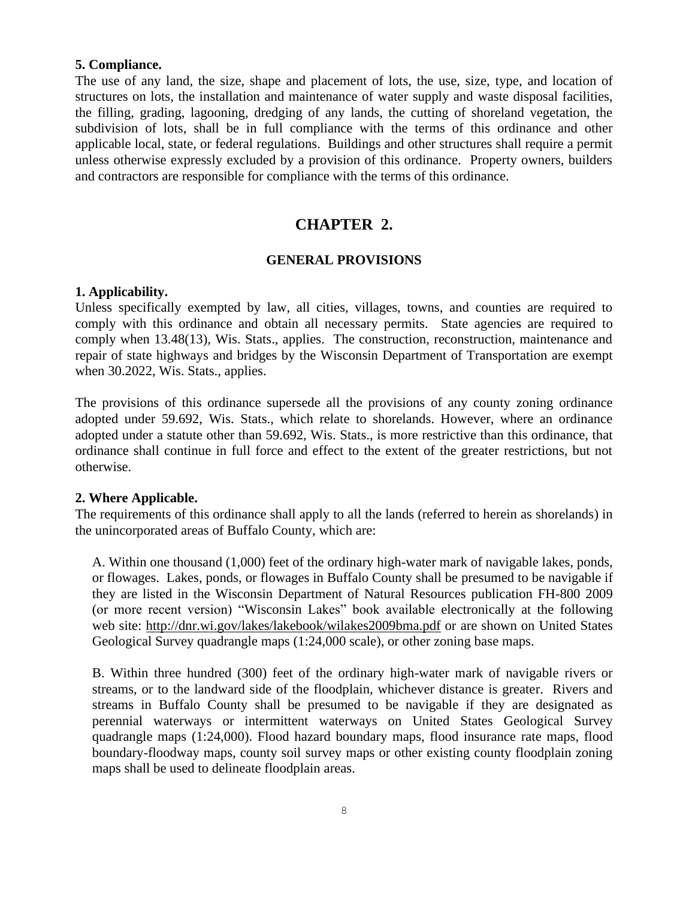**5. Compliance.**

The use of any land, the size, shape and placement of lots, the use, size, type, and location of structures on lots, the installation and maintenance of water supply and waste disposal facilities, the filling, grading, lagooning, dredging of any lands, the cutting of shoreland vegetation, the subdivision of lots, shall be in full compliance with the terms of this ordinance and other applicable local, state, or federal regulations. Buildings and other structures shall require a permit unless otherwise expressly excluded by a provision of this ordinance. Property owners, builders and contractors are responsible for compliance with the terms of this ordinance.

# CHAPTER 2.

## GENERAL PROVISIONS

**1. Applicability.**

Unless specifically exempted by law, all cities, villages, towns, and counties are required to comply with this ordinance and obtain all necessary permits. State agencies are required to comply when 13.48(13), Wis. Stats., applies. The construction, reconstruction, maintenance and repair of state highways and bridges by the Wisconsin Department of Transportation are exempt when 30.2022, Wis. Stats., applies.

The provisions of this ordinance supersede all the provisions of any county zoning ordinance adopted under 59.692, Wis. Stats., which relate to shorelands. However, where an ordinance adopted under a statute other than 59.692, Wis. Stats., is more restrictive than this ordinance, that ordinance shall continue in full force and effect to the extent of the greater restrictions, but not otherwise.

**2. Where Applicable.**

The requirements of this ordinance shall apply to all the lands (referred to herein as shorelands) in the unincorporated areas of Buffalo County, which are:

A. Within one thousand (1,000) feet of the ordinary high-water mark of navigable lakes, ponds, or flowages. Lakes, ponds, or flowages in Buffalo County shall be presumed to be navigable if they are listed in the Wisconsin Department of Natural Resources publication FH-800 2009 (or more recent version) "Wisconsin Lakes" book available electronically at the following web site: http://dnr.wi.gov/lakes/lakebook/wilakes2009bma.pdf or are shown on United States Geological Survey quadrangle maps (1:24,000 scale), or other zoning base maps.

B. Within three hundred (300) feet of the ordinary high-water mark of navigable rivers or streams, or to the landward side of the floodplain, whichever distance is greater. Rivers and streams in Buffalo County shall be presumed to be navigable if they are designated as perennial waterways or intermittent waterways on United States Geological Survey quadrangle maps (1:24,000). Flood hazard boundary maps, flood insurance rate maps, flood boundary-floodway maps, county soil survey maps or other existing county floodplain zoning maps shall be used to delineate floodplain areas.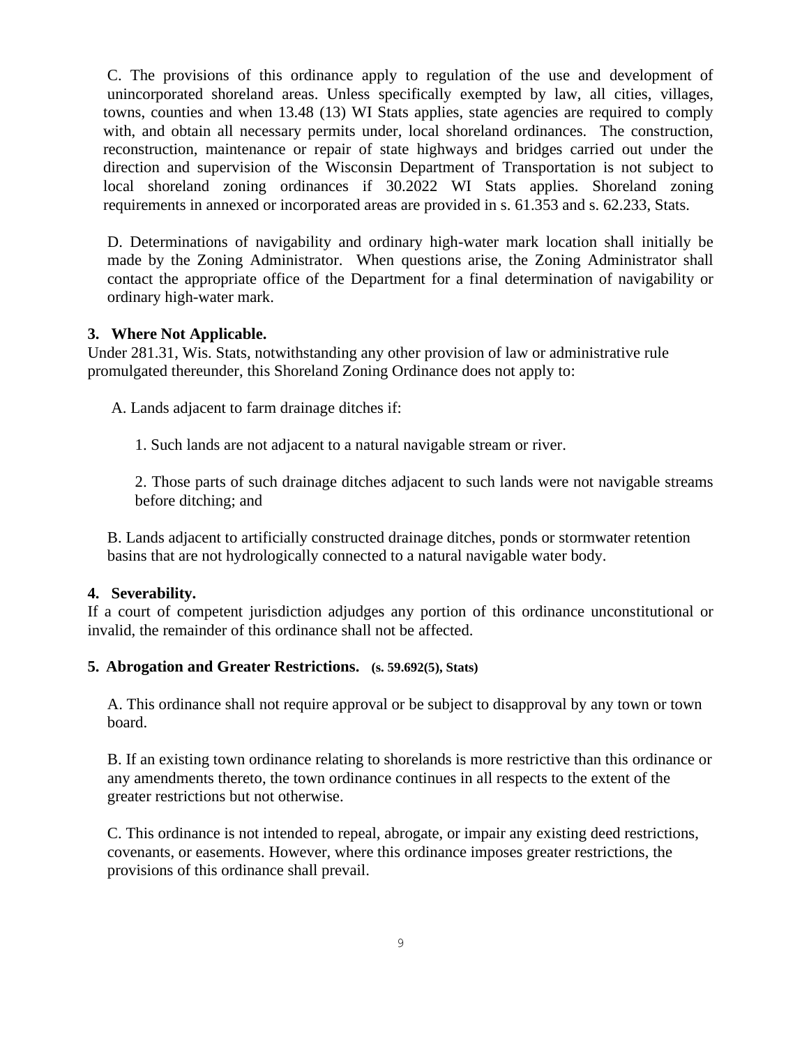C. The provisions of this ordinance apply to regulation of the use and development of unincorporated shoreland areas. Unless specifically exempted by law, all cities, villages, towns, counties and when 13.48 (13) WI Stats applies, state agencies are required to comply with, and obtain all necessary permits under, local shoreland ordinances. The construction, reconstruction, maintenance or repair of state highways and bridges carried out under the direction and supervision of the Wisconsin Department of Transportation is not subject to local shoreland zoning ordinances if 30.2022 WI Stats applies. Shoreland zoning requirements in annexed or incorporated areas are provided in s. 61.353 and s. 62.233, Stats.

D. Determinations of navigability and ordinary high-water mark location shall initially be made by the Zoning Administrator. When questions arise, the Zoning Administrator shall contact the appropriate office of the Department for a final determination of navigability or ordinary high-water mark.

### 3. Where Not Applicable.

Under 281.31, Wis. Stats, notwithstanding any other provision of law or administrative rule promulgated thereunder, this Shoreland Zoning Ordinance does not apply to:

A. Lands adjacent to farm drainage ditches if:

1. Such lands are not adjacent to a natural navigable stream or river.

2. Those parts of such drainage ditches adjacent to such lands were not navigable streams before ditching; and

B. Lands adjacent to artificially constructed drainage ditches, ponds or stormwater retention basins that are not hydrologically connected to a natural navigable water body.

### 4. Severability.

If a court of competent jurisdiction adjudges any portion of this ordinance unconstitutional or invalid, the remainder of this ordinance shall not be affected.

### 5. Abrogation and Greater Restrictions. (s. 59.692(5), Stats)

A. This ordinance shall not require approval or be subject to disapproval by any town or town board.

B. If an existing town ordinance relating to shorelands is more restrictive than this ordinance or any amendments thereto, the town ordinance continues in all respects to the extent of the greater restrictions but not otherwise.

C. This ordinance is not intended to repeal, abrogate, or impair any existing deed restrictions, covenants, or easements. However, where this ordinance imposes greater restrictions, the provisions of this ordinance shall prevail.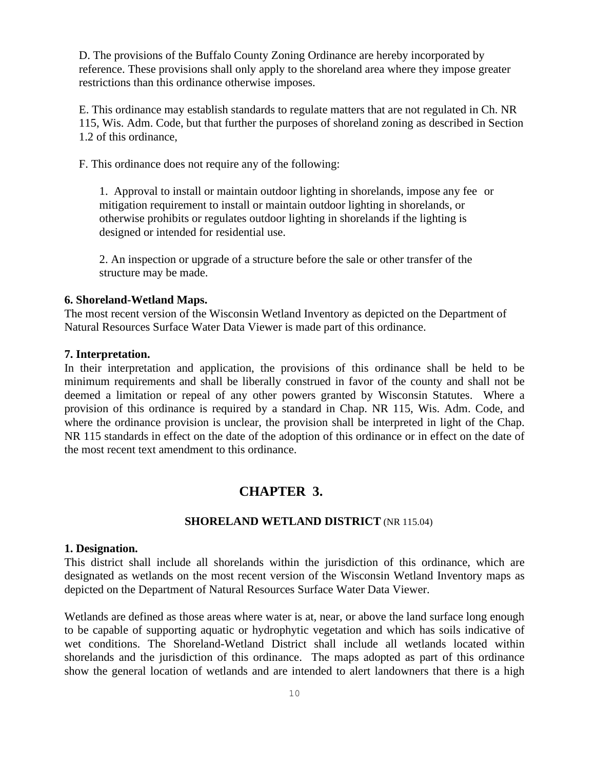D. The provisions of the Buffalo County Zoning Ordinance are hereby incorporated by reference. These provisions shall only apply to the shoreland area where they impose greater restrictions than this ordinance otherwise imposes.

E. This ordinance may establish standards to regulate matters that are not regulated in Ch. NR 115, Wis. Adm. Code, but that further the purposes of shoreland zoning as described in Section 1.2 of this ordinance,

F. This ordinance does not require any of the following:

1. Approval to install or maintain outdoor lighting in shorelands, impose any fee or mitigation requirement to install or maintain outdoor lighting in shorelands, or otherwise prohibits or regulates outdoor lighting in shorelands if the lighting is designed or intended for residential use.

2. An inspection or upgrade of a structure before the sale or other transfer of the structure may be made.

**6. Shoreland-Wetland Maps.**
The most recent version of the Wisconsin Wetland Inventory as depicted on the Department of Natural Resources Surface Water Data Viewer is made part of this ordinance.

**7. Interpretation.**
In their interpretation and application, the provisions of this ordinance shall be held to be minimum requirements and shall be liberally construed in favor of the county and shall not be deemed a limitation or repeal of any other powers granted by Wisconsin Statutes. Where a provision of this ordinance is required by a standard in Chap. NR 115, Wis. Adm. Code, and where the ordinance provision is unclear, the provision shall be interpreted in light of the Chap. NR 115 standards in effect on the date of the adoption of this ordinance or in effect on the date of the most recent text amendment to this ordinance.

# CHAPTER 3.

### SHORELAND WETLAND DISTRICT (NR 115.04)

**1. Designation.**
This district shall include all shorelands within the jurisdiction of this ordinance, which are designated as wetlands on the most recent version of the Wisconsin Wetland Inventory maps as depicted on the Department of Natural Resources Surface Water Data Viewer.

Wetlands are defined as those areas where water is at, near, or above the land surface long enough to be capable of supporting aquatic or hydrophytic vegetation and which has soils indicative of wet conditions. The Shoreland-Wetland District shall include all wetlands located within shorelands and the jurisdiction of this ordinance. The maps adopted as part of this ordinance show the general location of wetlands and are intended to alert landowners that there is a high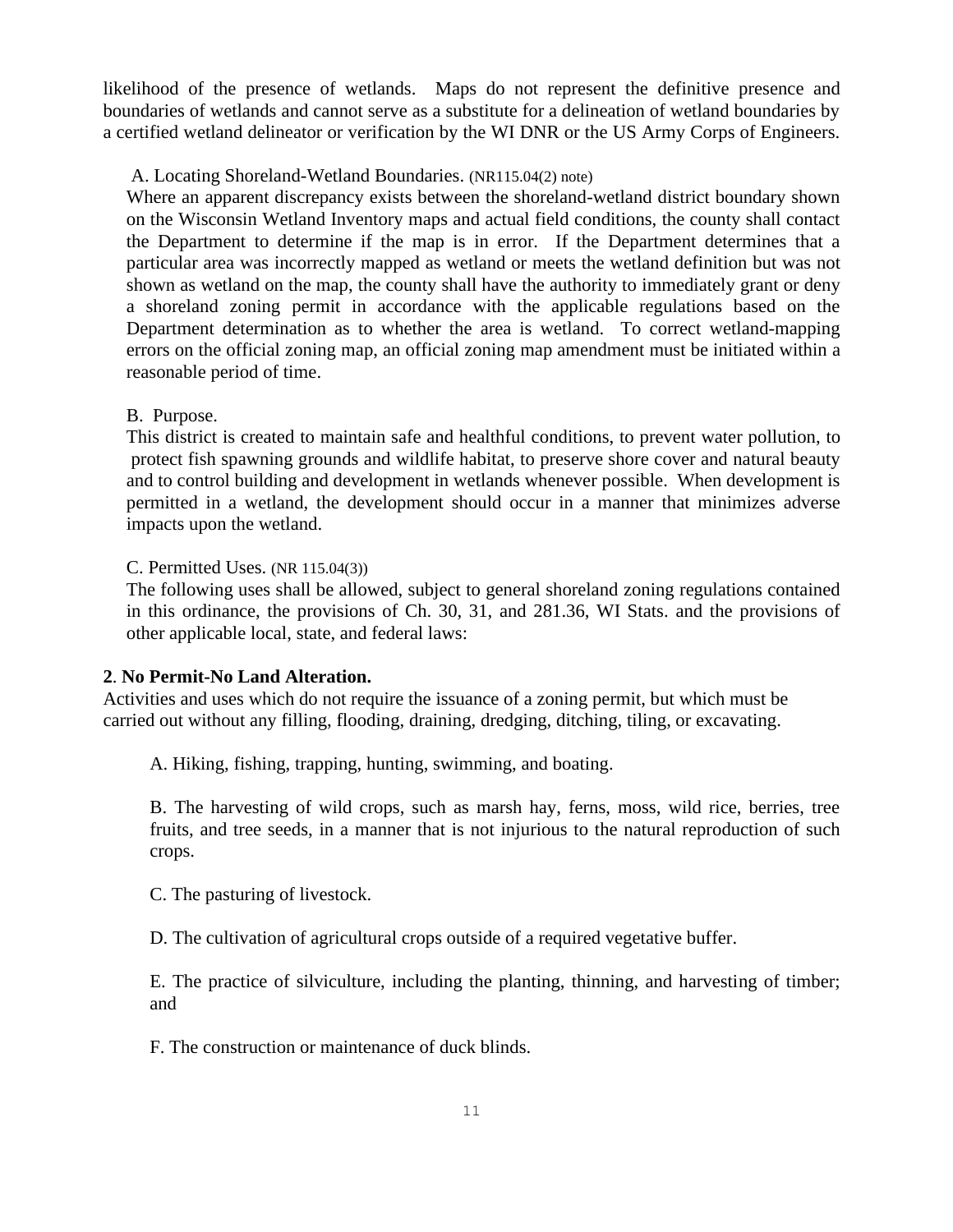likelihood of the presence of wetlands. Maps do not represent the definitive presence and boundaries of wetlands and cannot serve as a substitute for a delineation of wetland boundaries by a certified wetland delineator or verification by the WI DNR or the US Army Corps of Engineers.

A. Locating Shoreland-Wetland Boundaries. (NR115.04(2) note)

Where an apparent discrepancy exists between the shoreland-wetland district boundary shown on the Wisconsin Wetland Inventory maps and actual field conditions, the county shall contact the Department to determine if the map is in error. If the Department determines that a particular area was incorrectly mapped as wetland or meets the wetland definition but was not shown as wetland on the map, the county shall have the authority to immediately grant or deny a shoreland zoning permit in accordance with the applicable regulations based on the Department determination as to whether the area is wetland. To correct wetland-mapping errors on the official zoning map, an official zoning map amendment must be initiated within a reasonable period of time.

B. Purpose.

This district is created to maintain safe and healthful conditions, to prevent water pollution, to protect fish spawning grounds and wildlife habitat, to preserve shore cover and natural beauty and to control building and development in wetlands whenever possible. When development is permitted in a wetland, the development should occur in a manner that minimizes adverse impacts upon the wetland.

C. Permitted Uses. (NR 115.04(3))

The following uses shall be allowed, subject to general shoreland zoning regulations contained in this ordinance, the provisions of Ch. 30, 31, and 281.36, WI Stats. and the provisions of other applicable local, state, and federal laws:

**2**. **No Permit-No Land Alteration.**

Activities and uses which do not require the issuance of a zoning permit, but which must be carried out without any filling, flooding, draining, dredging, ditching, tiling, or excavating.

A. Hiking, fishing, trapping, hunting, swimming, and boating.

B. The harvesting of wild crops, such as marsh hay, ferns, moss, wild rice, berries, tree fruits, and tree seeds, in a manner that is not injurious to the natural reproduction of such crops.

C. The pasturing of livestock.

D. The cultivation of agricultural crops outside of a required vegetative buffer.

E. The practice of silviculture, including the planting, thinning, and harvesting of timber; and

F. The construction or maintenance of duck blinds.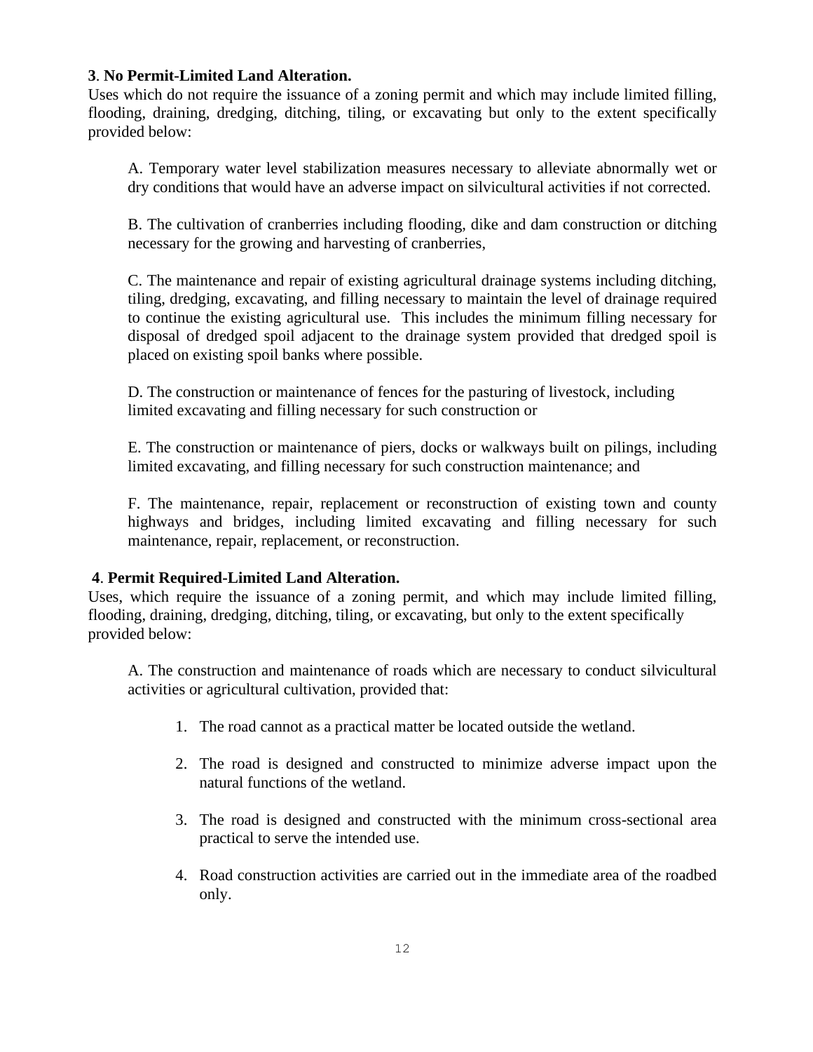**3**. **No Permit-Limited Land Alteration.**
Uses which do not require the issuance of a zoning permit and which may include limited filling, flooding, draining, dredging, ditching, tiling, or excavating but only to the extent specifically provided below:

A. Temporary water level stabilization measures necessary to alleviate abnormally wet or dry conditions that would have an adverse impact on silvicultural activities if not corrected.

B. The cultivation of cranberries including flooding, dike and dam construction or ditching necessary for the growing and harvesting of cranberries,

C. The maintenance and repair of existing agricultural drainage systems including ditching, tiling, dredging, excavating, and filling necessary to maintain the level of drainage required to continue the existing agricultural use. This includes the minimum filling necessary for disposal of dredged spoil adjacent to the drainage system provided that dredged spoil is placed on existing spoil banks where possible.

D. The construction or maintenance of fences for the pasturing of livestock, including limited excavating and filling necessary for such construction or

E. The construction or maintenance of piers, docks or walkways built on pilings, including limited excavating, and filling necessary for such construction maintenance; and

F. The maintenance, repair, replacement or reconstruction of existing town and county highways and bridges, including limited excavating and filling necessary for such maintenance, repair, replacement, or reconstruction.

**4**. **Permit Required-Limited Land Alteration.**
Uses, which require the issuance of a zoning permit, and which may include limited filling, flooding, draining, dredging, ditching, tiling, or excavating, but only to the extent specifically provided below:

A. The construction and maintenance of roads which are necessary to conduct silvicultural activities or agricultural cultivation, provided that:

1. The road cannot as a practical matter be located outside the wetland.
2. The road is designed and constructed to minimize adverse impact upon the natural functions of the wetland.
3. The road is designed and constructed with the minimum cross-sectional area practical to serve the intended use.
4. Road construction activities are carried out in the immediate area of the roadbed only.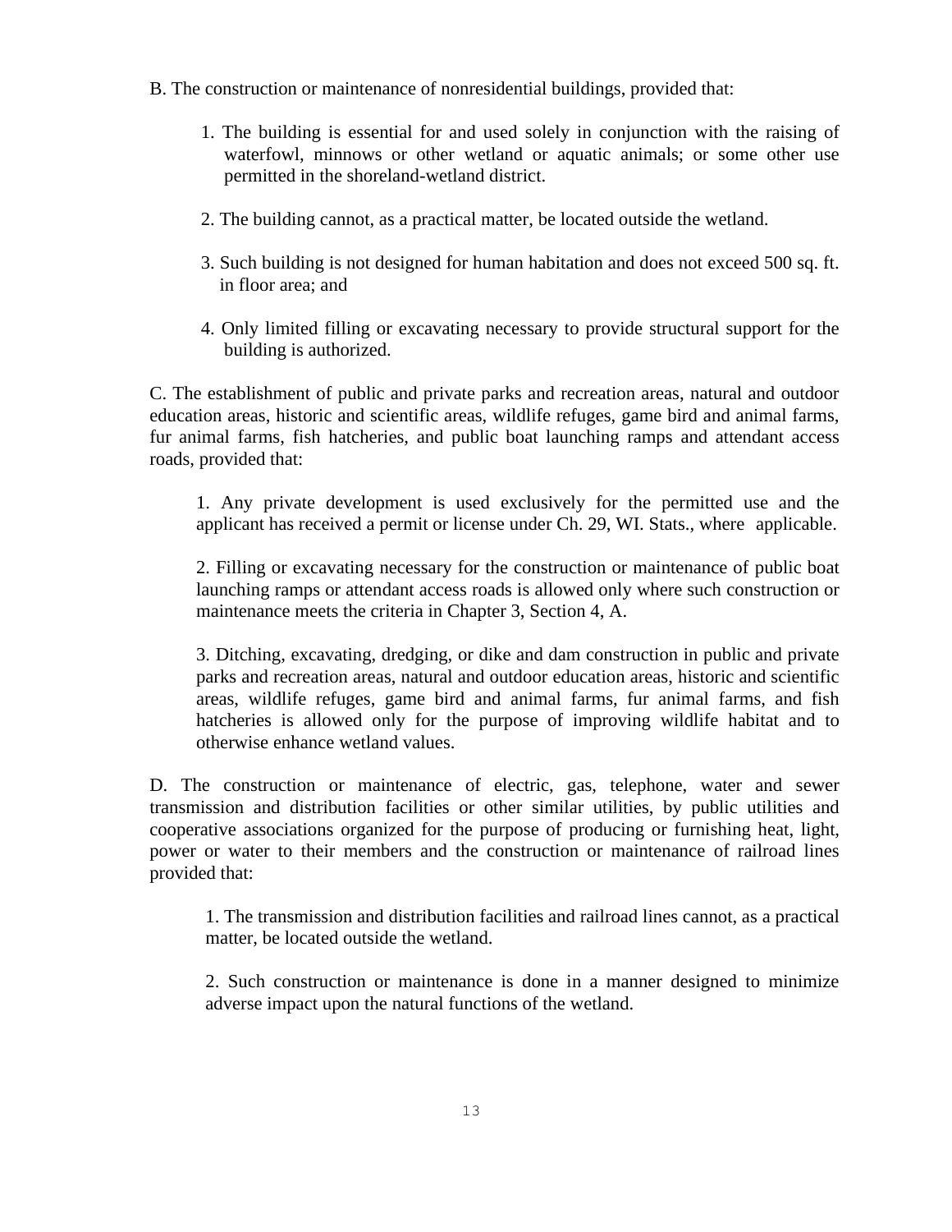B. The construction or maintenance of nonresidential buildings, provided that:

1. The building is essential for and used solely in conjunction with the raising of waterfowl, minnows or other wetland or aquatic animals; or some other use permitted in the shoreland-wetland district.

2. The building cannot, as a practical matter, be located outside the wetland.

3. Such building is not designed for human habitation and does not exceed 500 sq. ft. in floor area; and

4. Only limited filling or excavating necessary to provide structural support for the building is authorized.

C. The establishment of public and private parks and recreation areas, natural and outdoor education areas, historic and scientific areas, wildlife refuges, game bird and animal farms, fur animal farms, fish hatcheries, and public boat launching ramps and attendant access roads, provided that:

1. Any private development is used exclusively for the permitted use and the applicant has received a permit or license under Ch. 29, WI. Stats., where applicable.

2. Filling or excavating necessary for the construction or maintenance of public boat launching ramps or attendant access roads is allowed only where such construction or maintenance meets the criteria in Chapter 3, Section 4, A.

3. Ditching, excavating, dredging, or dike and dam construction in public and private parks and recreation areas, natural and outdoor education areas, historic and scientific areas, wildlife refuges, game bird and animal farms, fur animal farms, and fish hatcheries is allowed only for the purpose of improving wildlife habitat and to otherwise enhance wetland values.

D. The construction or maintenance of electric, gas, telephone, water and sewer transmission and distribution facilities or other similar utilities, by public utilities and cooperative associations organized for the purpose of producing or furnishing heat, light, power or water to their members and the construction or maintenance of railroad lines provided that:

1. The transmission and distribution facilities and railroad lines cannot, as a practical matter, be located outside the wetland.

2. Such construction or maintenance is done in a manner designed to minimize adverse impact upon the natural functions of the wetland.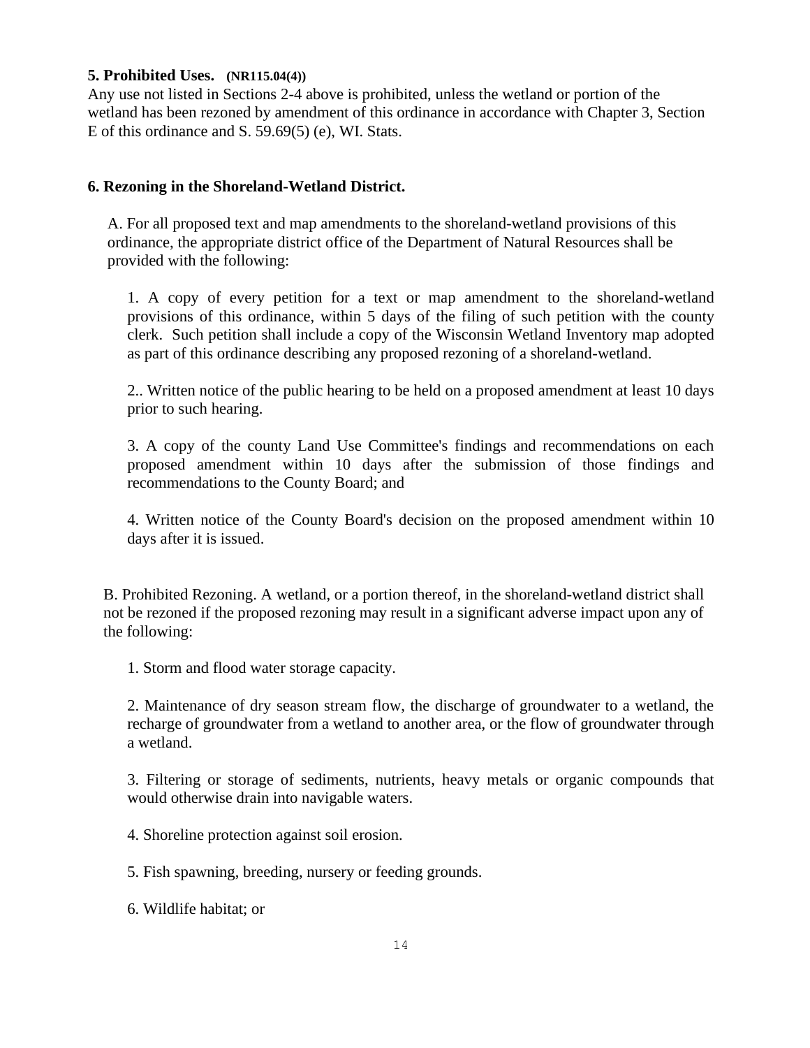**5. Prohibited Uses.** **(NR115.04(4))**

Any use not listed in Sections 2-4 above is prohibited, unless the wetland or portion of the wetland has been rezoned by amendment of this ordinance in accordance with Chapter 3, Section E of this ordinance and S. 59.69(5) (e), WI. Stats.

**6. Rezoning in the Shoreland-Wetland District.**

A. For all proposed text and map amendments to the shoreland-wetland provisions of this ordinance, the appropriate district office of the Department of Natural Resources shall be provided with the following:

1. A copy of every petition for a text or map amendment to the shoreland-wetland provisions of this ordinance, within 5 days of the filing of such petition with the county clerk. Such petition shall include a copy of the Wisconsin Wetland Inventory map adopted as part of this ordinance describing any proposed rezoning of a shoreland-wetland.

2.. Written notice of the public hearing to be held on a proposed amendment at least 10 days prior to such hearing.

3. A copy of the county Land Use Committee's findings and recommendations on each proposed amendment within 10 days after the submission of those findings and recommendations to the County Board; and

4. Written notice of the County Board's decision on the proposed amendment within 10 days after it is issued.

B. Prohibited Rezoning. A wetland, or a portion thereof, in the shoreland-wetland district shall not be rezoned if the proposed rezoning may result in a significant adverse impact upon any of the following:

1. Storm and flood water storage capacity.

2. Maintenance of dry season stream flow, the discharge of groundwater to a wetland, the recharge of groundwater from a wetland to another area, or the flow of groundwater through a wetland.

3. Filtering or storage of sediments, nutrients, heavy metals or organic compounds that would otherwise drain into navigable waters.

4. Shoreline protection against soil erosion.

5. Fish spawning, breeding, nursery or feeding grounds.

6. Wildlife habitat; or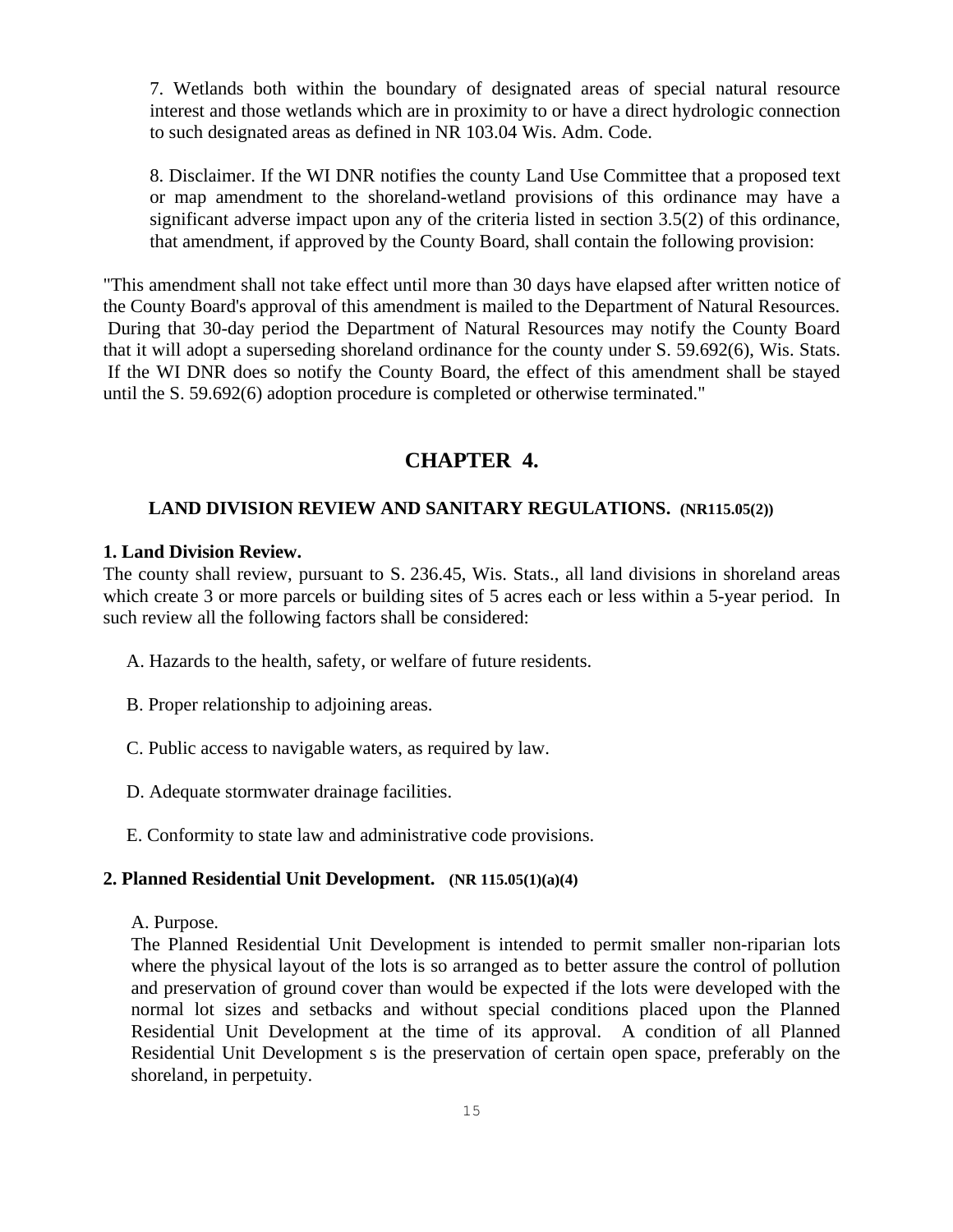7. Wetlands both within the boundary of designated areas of special natural resource interest and those wetlands which are in proximity to or have a direct hydrologic connection to such designated areas as defined in NR 103.04 Wis. Adm. Code.

8. Disclaimer. If the WI DNR notifies the county Land Use Committee that a proposed text or map amendment to the shoreland-wetland provisions of this ordinance may have a significant adverse impact upon any of the criteria listed in section 3.5(2) of this ordinance, that amendment, if approved by the County Board, shall contain the following provision:

"This amendment shall not take effect until more than 30 days have elapsed after written notice of the County Board's approval of this amendment is mailed to the Department of Natural Resources. During that 30-day period the Department of Natural Resources may notify the County Board that it will adopt a superseding shoreland ordinance for the county under S. 59.692(6), Wis. Stats. If the WI DNR does so notify the County Board, the effect of this amendment shall be stayed until the S. 59.692(6) adoption procedure is completed or otherwise terminated."

# CHAPTER 4.

### LAND DIVISION REVIEW AND SANITARY REGULATIONS. (NR115.05(2))

**1. Land Division Review.**

The county shall review, pursuant to S. 236.45, Wis. Stats., all land divisions in shoreland areas which create 3 or more parcels or building sites of 5 acres each or less within a 5-year period. In such review all the following factors shall be considered:

A. Hazards to the health, safety, or welfare of future residents.

B. Proper relationship to adjoining areas.

C. Public access to navigable waters, as required by law.

D. Adequate stormwater drainage facilities.

E. Conformity to state law and administrative code provisions.

**2. Planned Residential Unit Development.** **(NR 115.05(1)(a)(4)**

A. Purpose.

The Planned Residential Unit Development is intended to permit smaller non-riparian lots where the physical layout of the lots is so arranged as to better assure the control of pollution and preservation of ground cover than would be expected if the lots were developed with the normal lot sizes and setbacks and without special conditions placed upon the Planned Residential Unit Development at the time of its approval. A condition of all Planned Residential Unit Development s is the preservation of certain open space, preferably on the shoreland, in perpetuity.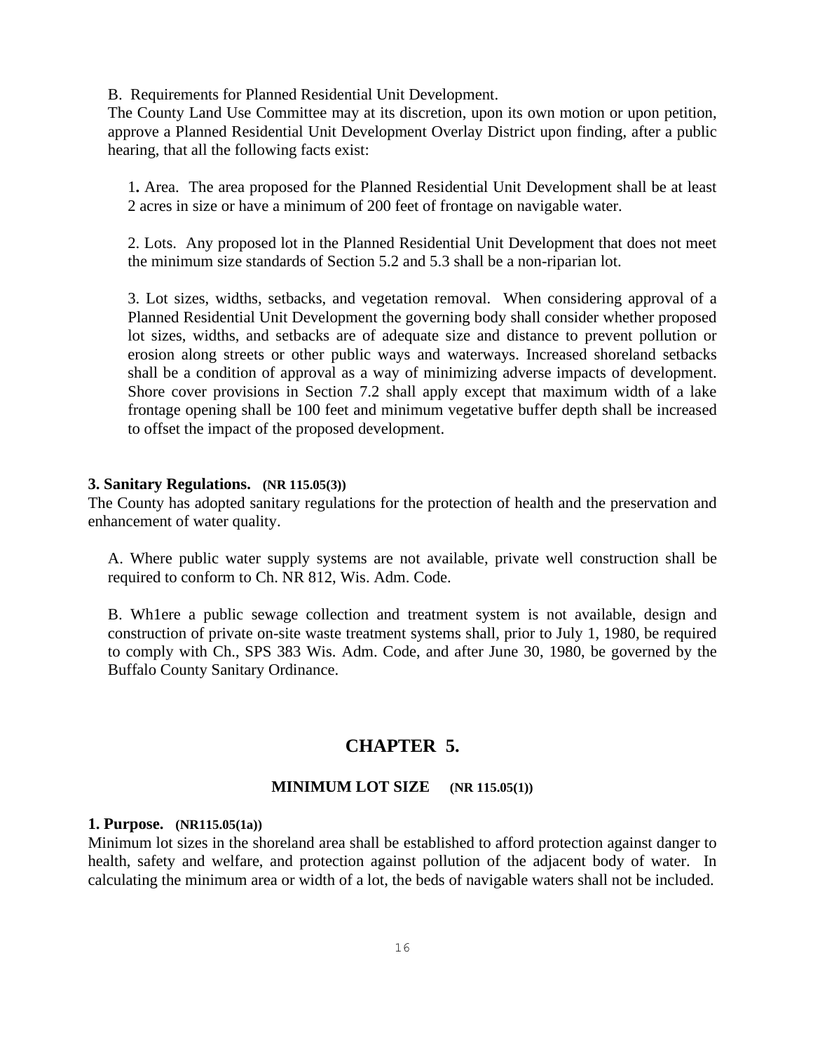B. Requirements for Planned Residential Unit Development.

The County Land Use Committee may at its discretion, upon its own motion or upon petition, approve a Planned Residential Unit Development Overlay District upon finding, after a public hearing, that all the following facts exist:

1**.** Area. The area proposed for the Planned Residential Unit Development shall be at least 2 acres in size or have a minimum of 200 feet of frontage on navigable water.

2. Lots. Any proposed lot in the Planned Residential Unit Development that does not meet the minimum size standards of Section 5.2 and 5.3 shall be a non-riparian lot.

3. Lot sizes, widths, setbacks, and vegetation removal. When considering approval of a Planned Residential Unit Development the governing body shall consider whether proposed lot sizes, widths, and setbacks are of adequate size and distance to prevent pollution or erosion along streets or other public ways and waterways. Increased shoreland setbacks shall be a condition of approval as a way of minimizing adverse impacts of development. Shore cover provisions in Section 7.2 shall apply except that maximum width of a lake frontage opening shall be 100 feet and minimum vegetative buffer depth shall be increased to offset the impact of the proposed development.

**3. Sanitary Regulations.** **(NR 115.05(3))**

The County has adopted sanitary regulations for the protection of health and the preservation and enhancement of water quality.

A. Where public water supply systems are not available, private well construction shall be required to conform to Ch. NR 812, Wis. Adm. Code.

B. Wh1ere a public sewage collection and treatment system is not available, design and construction of private on-site waste treatment systems shall, prior to July 1, 1980, be required to comply with Ch., SPS 383 Wis. Adm. Code, and after June 30, 1980, be governed by the Buffalo County Sanitary Ordinance.

## CHAPTER 5.

### MINIMUM LOT SIZE (NR 115.05(1))

**1. Purpose.** **(NR115.05(1a))**

Minimum lot sizes in the shoreland area shall be established to afford protection against danger to health, safety and welfare, and protection against pollution of the adjacent body of water. In calculating the minimum area or width of a lot, the beds of navigable waters shall not be included.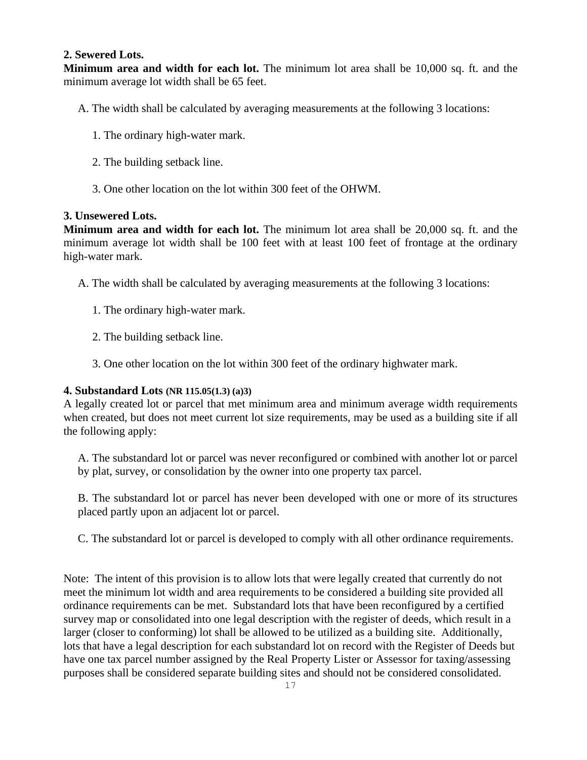**2. Sewered Lots.**

**Minimum area and width for each lot.** The minimum lot area shall be 10,000 sq. ft. and the minimum average lot width shall be 65 feet.

A. The width shall be calculated by averaging measurements at the following 3 locations:

1. The ordinary high-water mark.

2. The building setback line.

3. One other location on the lot within 300 feet of the OHWM.

**3. Unsewered Lots.**

**Minimum area and width for each lot.** The minimum lot area shall be 20,000 sq. ft. and the minimum average lot width shall be 100 feet with at least 100 feet of frontage at the ordinary high-water mark.

A. The width shall be calculated by averaging measurements at the following 3 locations:

1. The ordinary high-water mark.

2. The building setback line.

3. One other location on the lot within 300 feet of the ordinary highwater mark.

**4. Substandard Lots (NR 115.05(1.3) (a)3)**

A legally created lot or parcel that met minimum area and minimum average width requirements when created, but does not meet current lot size requirements, may be used as a building site if all the following apply:

A. The substandard lot or parcel was never reconfigured or combined with another lot or parcel by plat, survey, or consolidation by the owner into one property tax parcel.

B. The substandard lot or parcel has never been developed with one or more of its structures placed partly upon an adjacent lot or parcel.

C. The substandard lot or parcel is developed to comply with all other ordinance requirements.

Note: The intent of this provision is to allow lots that were legally created that currently do not meet the minimum lot width and area requirements to be considered a building site provided all ordinance requirements can be met. Substandard lots that have been reconfigured by a certified survey map or consolidated into one legal description with the register of deeds, which result in a larger (closer to conforming) lot shall be allowed to be utilized as a building site. Additionally, lots that have a legal description for each substandard lot on record with the Register of Deeds but have one tax parcel number assigned by the Real Property Lister or Assessor for taxing/assessing purposes shall be considered separate building sites and should not be considered consolidated.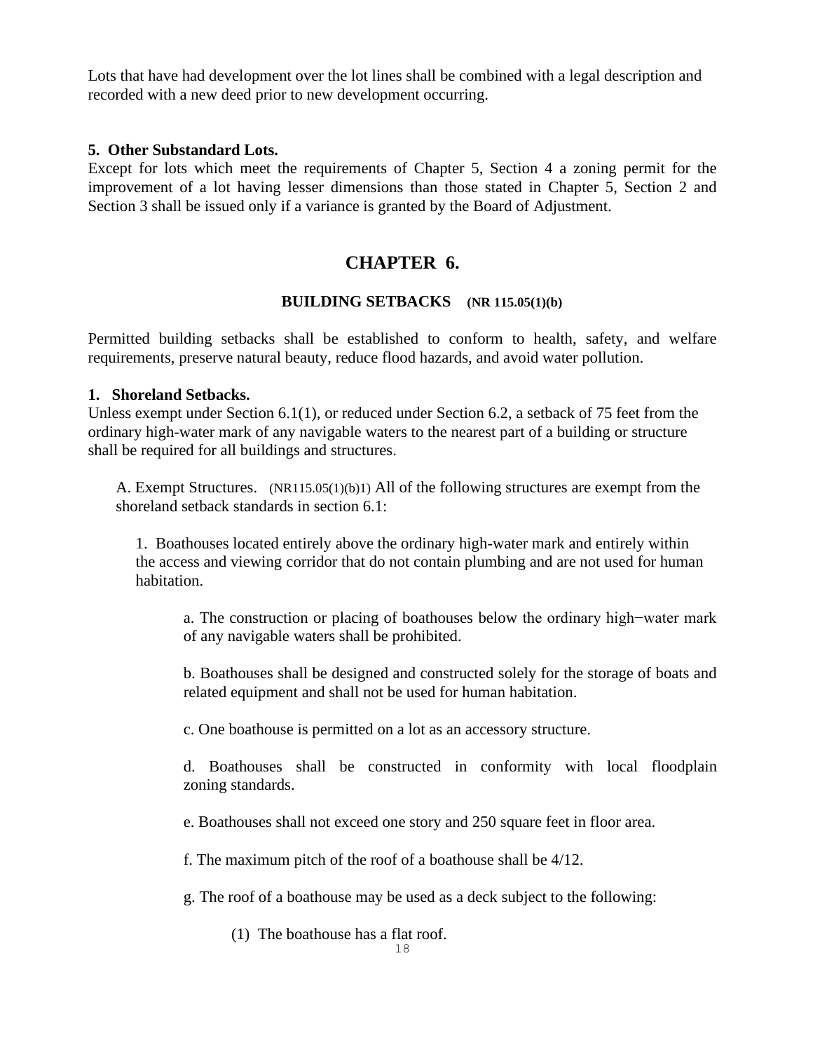Lots that have had development over the lot lines shall be combined with a legal description and recorded with a new deed prior to new development occurring.

**5. Other Substandard Lots.**
Except for lots which meet the requirements of Chapter 5, Section 4 a zoning permit for the improvement of a lot having lesser dimensions than those stated in Chapter 5, Section 2 and Section 3 shall be issued only if a variance is granted by the Board of Adjustment.

# CHAPTER 6.

## BUILDING SETBACKS (NR 115.05(1)(b)

Permitted building setbacks shall be established to conform to health, safety, and welfare requirements, preserve natural beauty, reduce flood hazards, and avoid water pollution.

**1. Shoreland Setbacks.**
Unless exempt under Section 6.1(1), or reduced under Section 6.2, a setback of 75 feet from the ordinary high-water mark of any navigable waters to the nearest part of a building or structure shall be required for all buildings and structures.

A. Exempt Structures. (NR115.05(1)(b)1) All of the following structures are exempt from the shoreland setback standards in section 6.1:

1. Boathouses located entirely above the ordinary high-water mark and entirely within the access and viewing corridor that do not contain plumbing and are not used for human habitation.

a. The construction or placing of boathouses below the ordinary high−water mark of any navigable waters shall be prohibited.

b. Boathouses shall be designed and constructed solely for the storage of boats and related equipment and shall not be used for human habitation.

c. One boathouse is permitted on a lot as an accessory structure.

d. Boathouses shall be constructed in conformity with local floodplain zoning standards.

e. Boathouses shall not exceed one story and 250 square feet in floor area.

f. The maximum pitch of the roof of a boathouse shall be 4/12.

g. The roof of a boathouse may be used as a deck subject to the following:

(1) The boathouse has a flat roof.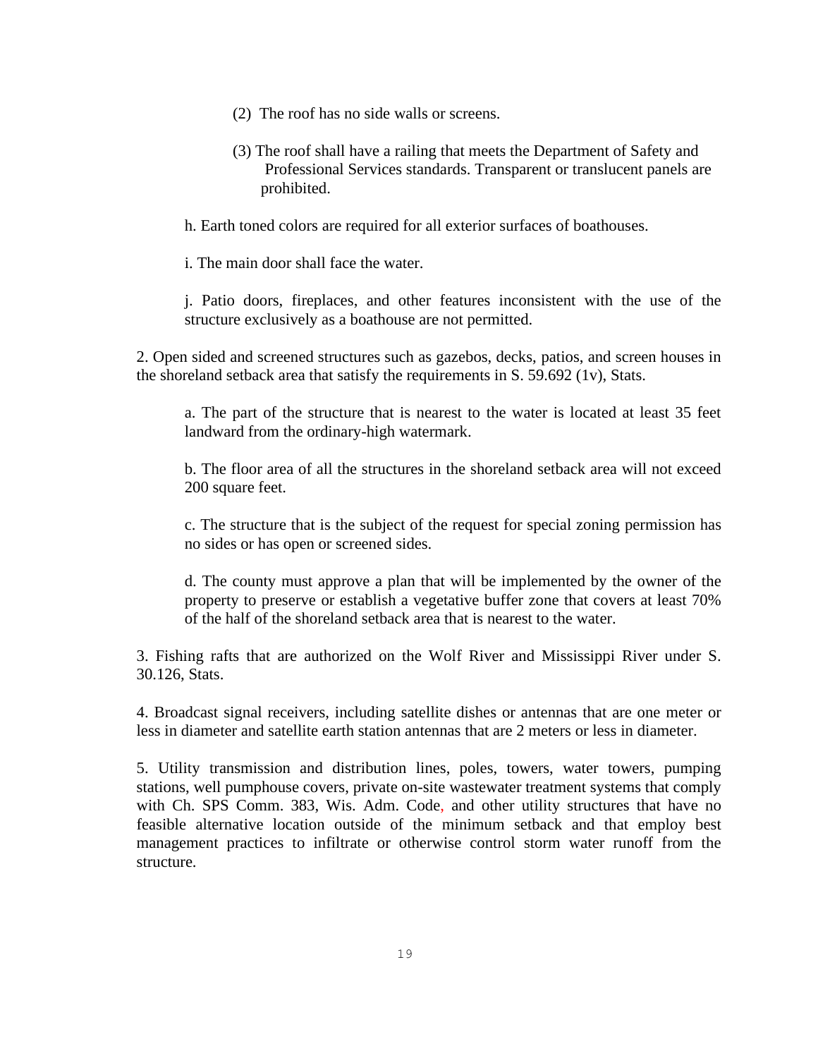(2) The roof has no side walls or screens.

(3) The roof shall have a railing that meets the Department of Safety and Professional Services standards. Transparent or translucent panels are prohibited.

h. Earth toned colors are required for all exterior surfaces of boathouses.

i. The main door shall face the water.

j. Patio doors, fireplaces, and other features inconsistent with the use of the structure exclusively as a boathouse are not permitted.

2. Open sided and screened structures such as gazebos, decks, patios, and screen houses in the shoreland setback area that satisfy the requirements in S. 59.692 (1v), Stats.

a. The part of the structure that is nearest to the water is located at least 35 feet landward from the ordinary-high watermark.

b. The floor area of all the structures in the shoreland setback area will not exceed 200 square feet.

c. The structure that is the subject of the request for special zoning permission has no sides or has open or screened sides.

d. The county must approve a plan that will be implemented by the owner of the property to preserve or establish a vegetative buffer zone that covers at least 70% of the half of the shoreland setback area that is nearest to the water.

3. Fishing rafts that are authorized on the Wolf River and Mississippi River under S. 30.126, Stats.

4. Broadcast signal receivers, including satellite dishes or antennas that are one meter or less in diameter and satellite earth station antennas that are 2 meters or less in diameter.

5. Utility transmission and distribution lines, poles, towers, water towers, pumping stations, well pumphouse covers, private on-site wastewater treatment systems that comply with Ch. SPS Comm. 383, Wis. Adm. Code, and other utility structures that have no feasible alternative location outside of the minimum setback and that employ best management practices to infiltrate or otherwise control storm water runoff from the structure.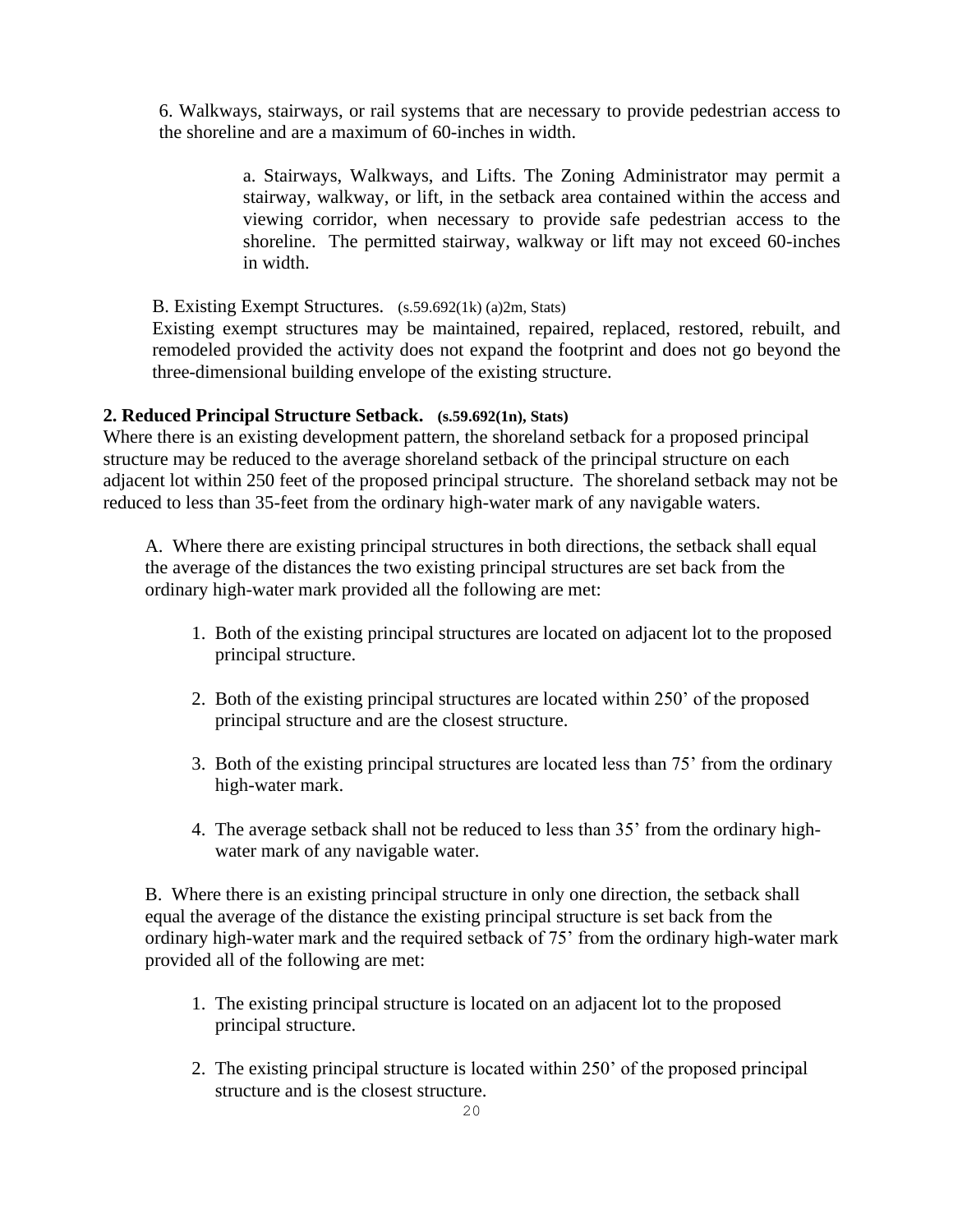6. Walkways, stairways, or rail systems that are necessary to provide pedestrian access to the shoreline and are a maximum of 60-inches in width.

a. Stairways, Walkways, and Lifts. The Zoning Administrator may permit a stairway, walkway, or lift, in the setback area contained within the access and viewing corridor, when necessary to provide safe pedestrian access to the shoreline. The permitted stairway, walkway or lift may not exceed 60-inches in width.

B. Existing Exempt Structures. (s.59.692(1k) (a)2m, Stats)
Existing exempt structures may be maintained, repaired, replaced, restored, rebuilt, and remodeled provided the activity does not expand the footprint and does not go beyond the three-dimensional building envelope of the existing structure.

**2. Reduced Principal Structure Setback. (s.59.692(1n), Stats)**
Where there is an existing development pattern, the shoreland setback for a proposed principal structure may be reduced to the average shoreland setback of the principal structure on each adjacent lot within 250 feet of the proposed principal structure. The shoreland setback may not be reduced to less than 35-feet from the ordinary high-water mark of any navigable waters.

A. Where there are existing principal structures in both directions, the setback shall equal the average of the distances the two existing principal structures are set back from the ordinary high-water mark provided all the following are met:

1. Both of the existing principal structures are located on adjacent lot to the proposed principal structure.

2. Both of the existing principal structures are located within 250’ of the proposed principal structure and are the closest structure.

3. Both of the existing principal structures are located less than 75’ from the ordinary high-water mark.

4. The average setback shall not be reduced to less than 35’ from the ordinary high-water mark of any navigable water.

B. Where there is an existing principal structure in only one direction, the setback shall equal the average of the distance the existing principal structure is set back from the ordinary high-water mark and the required setback of 75’ from the ordinary high-water mark provided all of the following are met:

1. The existing principal structure is located on an adjacent lot to the proposed principal structure.

2. The existing principal structure is located within 250’ of the proposed principal structure and is the closest structure.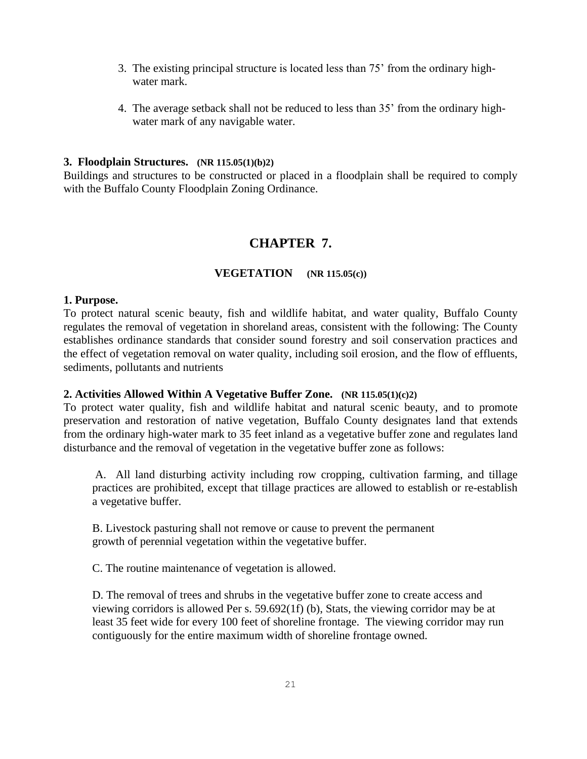3. The existing principal structure is located less than 75' from the ordinary high-water mark.

4. The average setback shall not be reduced to less than 35' from the ordinary high-water mark of any navigable water.

**3. Floodplain Structures. (NR 115.05(1)(b)2)**
Buildings and structures to be constructed or placed in a floodplain shall be required to comply with the Buffalo County Floodplain Zoning Ordinance.

# CHAPTER 7.

## VEGETATION (NR 115.05(c))

**1. Purpose.**
To protect natural scenic beauty, fish and wildlife habitat, and water quality, Buffalo County regulates the removal of vegetation in shoreland areas, consistent with the following: The County establishes ordinance standards that consider sound forestry and soil conservation practices and the effect of vegetation removal on water quality, including soil erosion, and the flow of effluents, sediments, pollutants and nutrients

**2. Activities Allowed Within A Vegetative Buffer Zone. (NR 115.05(1)(c)2)**
To protect water quality, fish and wildlife habitat and natural scenic beauty, and to promote preservation and restoration of native vegetation, Buffalo County designates land that extends from the ordinary high-water mark to 35 feet inland as a vegetative buffer zone and regulates land disturbance and the removal of vegetation in the vegetative buffer zone as follows:

A. All land disturbing activity including row cropping, cultivation farming, and tillage practices are prohibited, except that tillage practices are allowed to establish or re-establish a vegetative buffer.

B. Livestock pasturing shall not remove or cause to prevent the permanent growth of perennial vegetation within the vegetative buffer.

C. The routine maintenance of vegetation is allowed.

D. The removal of trees and shrubs in the vegetative buffer zone to create access and viewing corridors is allowed Per s. 59.692(1f) (b), Stats, the viewing corridor may be at least 35 feet wide for every 100 feet of shoreline frontage. The viewing corridor may run contiguously for the entire maximum width of shoreline frontage owned.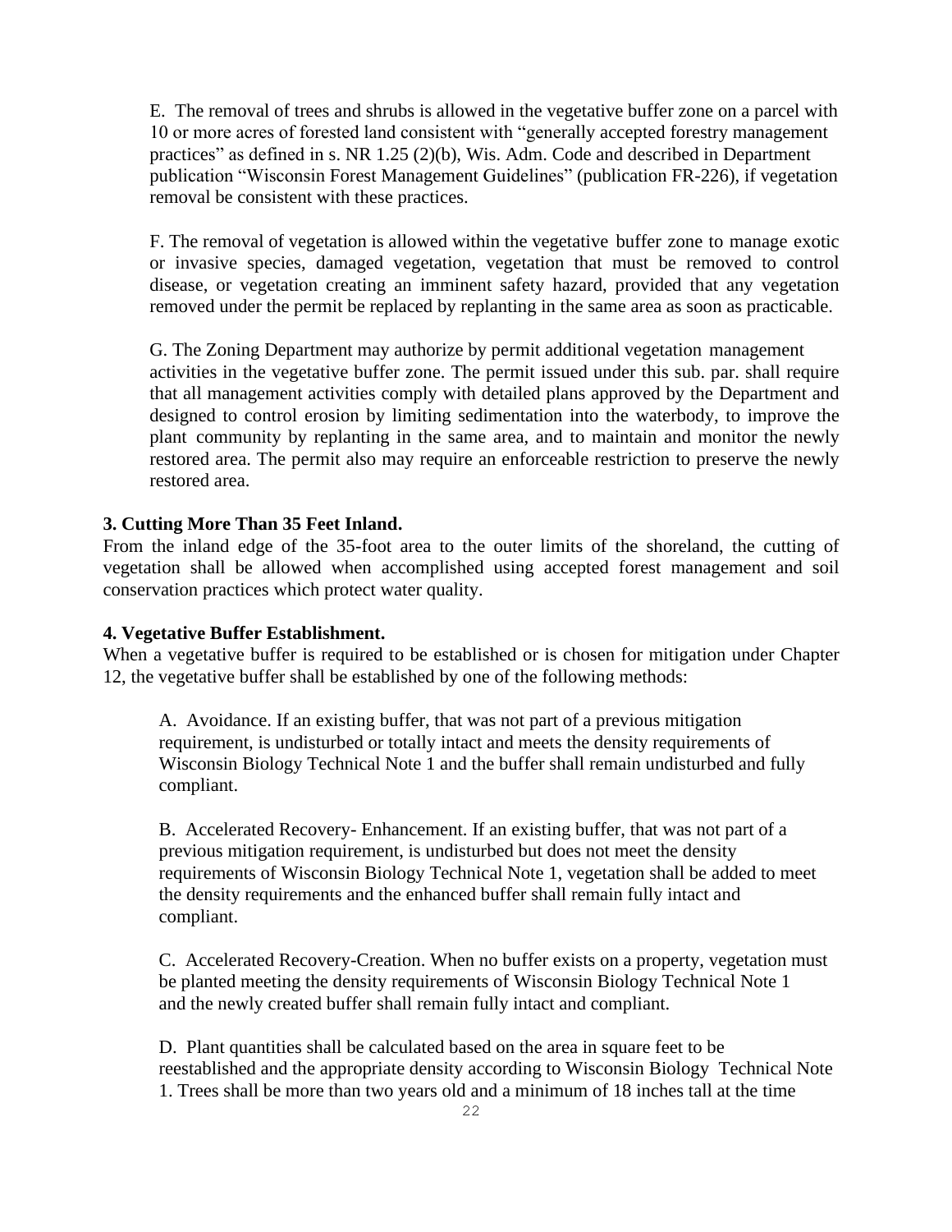E. The removal of trees and shrubs is allowed in the vegetative buffer zone on a parcel with 10 or more acres of forested land consistent with "generally accepted forestry management practices" as defined in s. NR 1.25 (2)(b), Wis. Adm. Code and described in Department publication "Wisconsin Forest Management Guidelines" (publication FR-226), if vegetation removal be consistent with these practices.

F. The removal of vegetation is allowed within the vegetative buffer zone to manage exotic or invasive species, damaged vegetation, vegetation that must be removed to control disease, or vegetation creating an imminent safety hazard, provided that any vegetation removed under the permit be replaced by replanting in the same area as soon as practicable.

G. The Zoning Department may authorize by permit additional vegetation management activities in the vegetative buffer zone. The permit issued under this sub. par. shall require that all management activities comply with detailed plans approved by the Department and designed to control erosion by limiting sedimentation into the waterbody, to improve the plant community by replanting in the same area, and to maintain and monitor the newly restored area. The permit also may require an enforceable restriction to preserve the newly restored area.

**3. Cutting More Than 35 Feet Inland.**

From the inland edge of the 35-foot area to the outer limits of the shoreland, the cutting of vegetation shall be allowed when accomplished using accepted forest management and soil conservation practices which protect water quality.

**4. Vegetative Buffer Establishment.**

When a vegetative buffer is required to be established or is chosen for mitigation under Chapter 12, the vegetative buffer shall be established by one of the following methods:

A. Avoidance. If an existing buffer, that was not part of a previous mitigation requirement, is undisturbed or totally intact and meets the density requirements of Wisconsin Biology Technical Note 1 and the buffer shall remain undisturbed and fully compliant.

B. Accelerated Recovery- Enhancement. If an existing buffer, that was not part of a previous mitigation requirement, is undisturbed but does not meet the density requirements of Wisconsin Biology Technical Note 1, vegetation shall be added to meet the density requirements and the enhanced buffer shall remain fully intact and compliant.

C. Accelerated Recovery-Creation. When no buffer exists on a property, vegetation must be planted meeting the density requirements of Wisconsin Biology Technical Note 1 and the newly created buffer shall remain fully intact and compliant.

D. Plant quantities shall be calculated based on the area in square feet to be reestablished and the appropriate density according to Wisconsin Biology Technical Note 1. Trees shall be more than two years old and a minimum of 18 inches tall at the time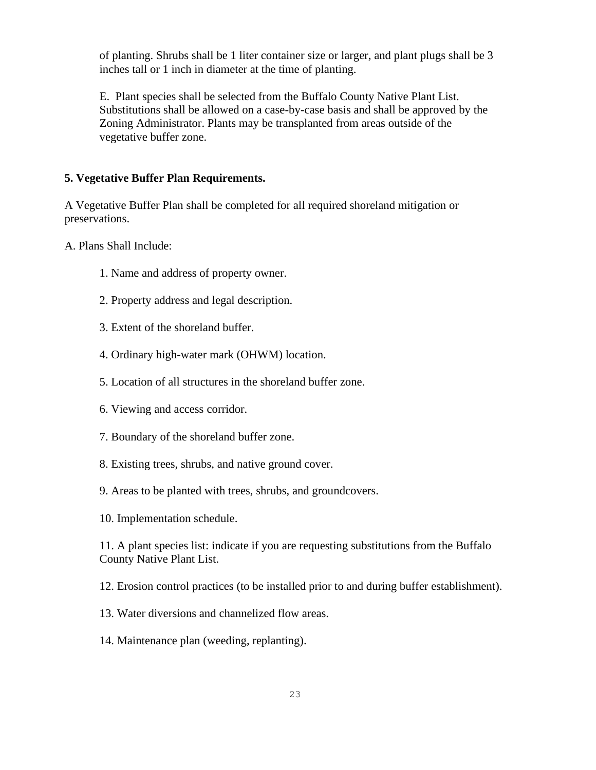of planting. Shrubs shall be 1 liter container size or larger, and plant plugs shall be 3 inches tall or 1 inch in diameter at the time of planting.

E. Plant species shall be selected from the Buffalo County Native Plant List. Substitutions shall be allowed on a case-by-case basis and shall be approved by the Zoning Administrator. Plants may be transplanted from areas outside of the vegetative buffer zone.

**5. Vegetative Buffer Plan Requirements.**

A Vegetative Buffer Plan shall be completed for all required shoreland mitigation or preservations.

A. Plans Shall Include:

1. Name and address of property owner.

2. Property address and legal description.

3. Extent of the shoreland buffer.

4. Ordinary high-water mark (OHWM) location.

5. Location of all structures in the shoreland buffer zone.

6. Viewing and access corridor.

7. Boundary of the shoreland buffer zone.

8. Existing trees, shrubs, and native ground cover.

9. Areas to be planted with trees, shrubs, and groundcovers.

10. Implementation schedule.

11. A plant species list: indicate if you are requesting substitutions from the Buffalo County Native Plant List.

12. Erosion control practices (to be installed prior to and during buffer establishment).

13. Water diversions and channelized flow areas.

14. Maintenance plan (weeding, replanting).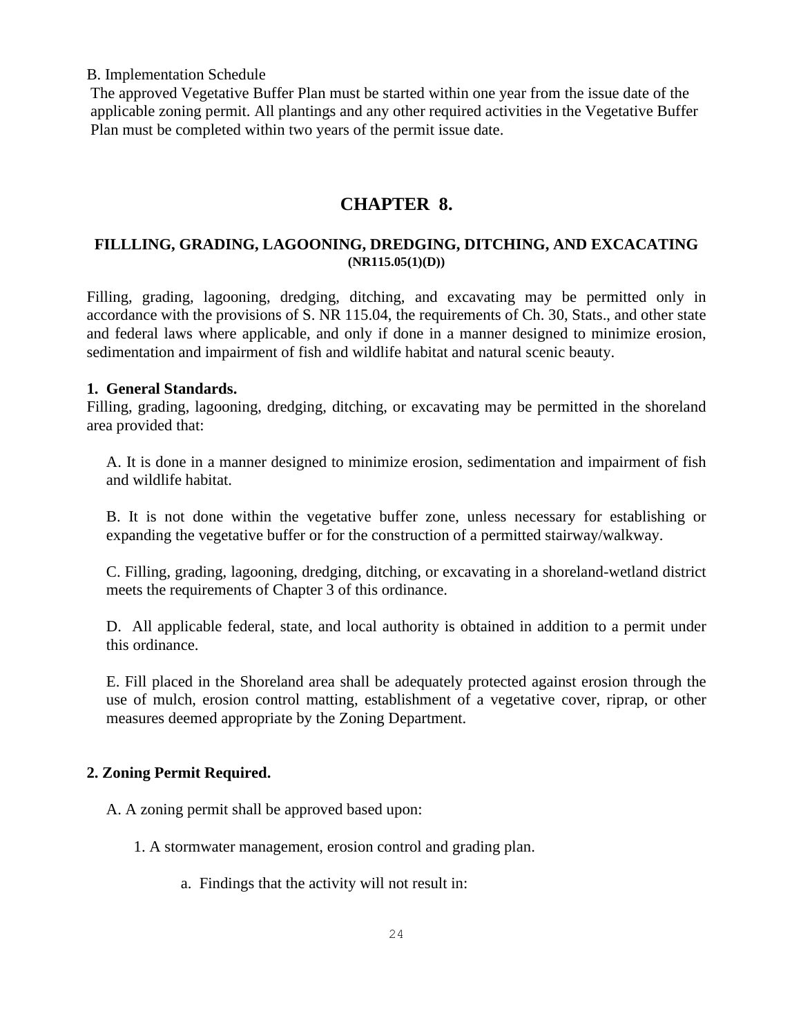B. Implementation Schedule

The approved Vegetative Buffer Plan must be started within one year from the issue date of the applicable zoning permit. All plantings and any other required activities in the Vegetative Buffer Plan must be completed within two years of the permit issue date.

# CHAPTER 8.

## FILLLING, GRADING, LAGOONING, DREDGING, DITCHING, AND EXCACATING (NR115.05(1)(D))

Filling, grading, lagooning, dredging, ditching, and excavating may be permitted only in accordance with the provisions of S. NR 115.04, the requirements of Ch. 30, Stats., and other state and federal laws where applicable, and only if done in a manner designed to minimize erosion, sedimentation and impairment of fish and wildlife habitat and natural scenic beauty.

**1. General Standards.**

Filling, grading, lagooning, dredging, ditching, or excavating may be permitted in the shoreland area provided that:

A. It is done in a manner designed to minimize erosion, sedimentation and impairment of fish and wildlife habitat.

B. It is not done within the vegetative buffer zone, unless necessary for establishing or expanding the vegetative buffer or for the construction of a permitted stairway/walkway.

C. Filling, grading, lagooning, dredging, ditching, or excavating in a shoreland-wetland district meets the requirements of Chapter 3 of this ordinance.

D. All applicable federal, state, and local authority is obtained in addition to a permit under this ordinance.

E. Fill placed in the Shoreland area shall be adequately protected against erosion through the use of mulch, erosion control matting, establishment of a vegetative cover, riprap, or other measures deemed appropriate by the Zoning Department.

**2. Zoning Permit Required.**

A. A zoning permit shall be approved based upon:

1. A stormwater management, erosion control and grading plan.

a. Findings that the activity will not result in: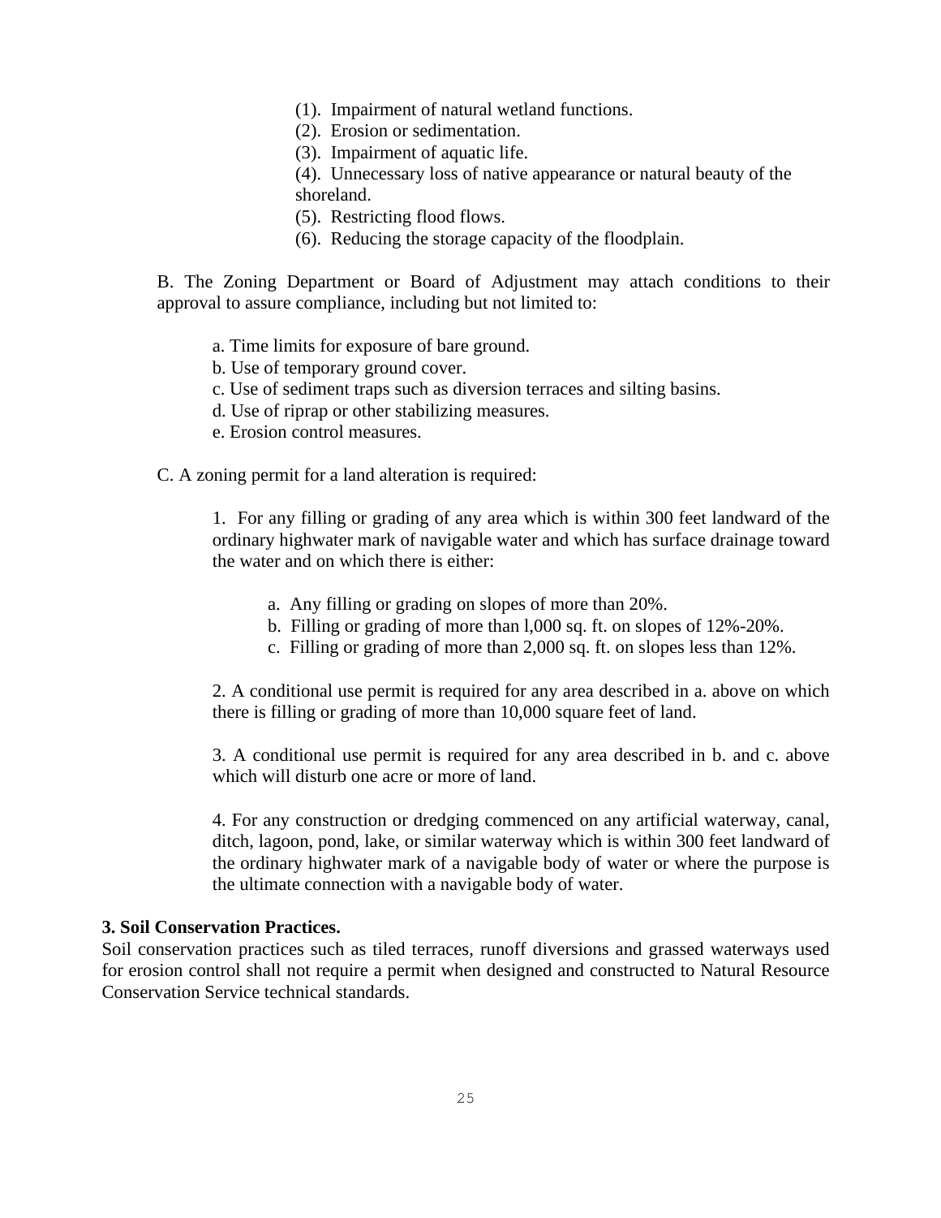(1). Impairment of natural wetland functions.
(2). Erosion or sedimentation.
(3). Impairment of aquatic life.
(4). Unnecessary loss of native appearance or natural beauty of the shoreland.
(5). Restricting flood flows.
(6). Reducing the storage capacity of the floodplain.

B. The Zoning Department or Board of Adjustment may attach conditions to their approval to assure compliance, including but not limited to:

a. Time limits for exposure of bare ground.
b. Use of temporary ground cover.
c. Use of sediment traps such as diversion terraces and silting basins.
d. Use of riprap or other stabilizing measures.
e. Erosion control measures.

C. A zoning permit for a land alteration is required:

1. For any filling or grading of any area which is within 300 feet landward of the ordinary highwater mark of navigable water and which has surface drainage toward the water and on which there is either:

a. Any filling or grading on slopes of more than 20%.
b. Filling or grading of more than l,000 sq. ft. on slopes of 12%-20%.
c. Filling or grading of more than 2,000 sq. ft. on slopes less than 12%.

2. A conditional use permit is required for any area described in a. above on which there is filling or grading of more than 10,000 square feet of land.

3. A conditional use permit is required for any area described in b. and c. above which will disturb one acre or more of land.

4. For any construction or dredging commenced on any artificial waterway, canal, ditch, lagoon, pond, lake, or similar waterway which is within 300 feet landward of the ordinary highwater mark of a navigable body of water or where the purpose is the ultimate connection with a navigable body of water.

**3. Soil Conservation Practices.**
Soil conservation practices such as tiled terraces, runoff diversions and grassed waterways used for erosion control shall not require a permit when designed and constructed to Natural Resource Conservation Service technical standards.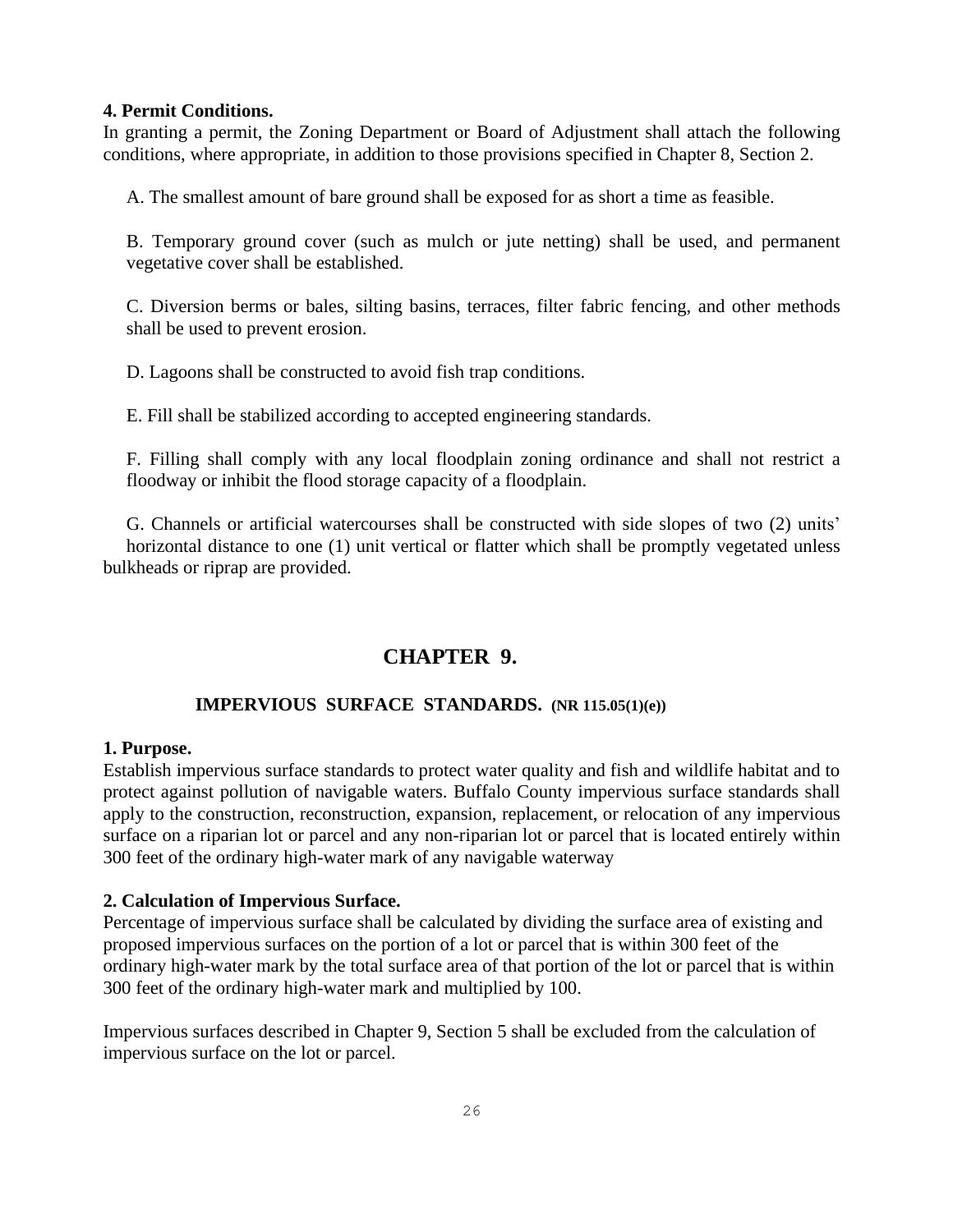**4. Permit Conditions.**
In granting a permit, the Zoning Department or Board of Adjustment shall attach the following conditions, where appropriate, in addition to those provisions specified in Chapter 8, Section 2.

A. The smallest amount of bare ground shall be exposed for as short a time as feasible.

B. Temporary ground cover (such as mulch or jute netting) shall be used, and permanent vegetative cover shall be established.

C. Diversion berms or bales, silting basins, terraces, filter fabric fencing, and other methods shall be used to prevent erosion.

D. Lagoons shall be constructed to avoid fish trap conditions.

E. Fill shall be stabilized according to accepted engineering standards.

F. Filling shall comply with any local floodplain zoning ordinance and shall not restrict a floodway or inhibit the flood storage capacity of a floodplain.

G. Channels or artificial watercourses shall be constructed with side slopes of two (2) units' horizontal distance to one (1) unit vertical or flatter which shall be promptly vegetated unless bulkheads or riprap are provided.

# CHAPTER 9.

## IMPERVIOUS SURFACE STANDARDS. (NR 115.05(1)(e))

**1. Purpose.**
Establish impervious surface standards to protect water quality and fish and wildlife habitat and to protect against pollution of navigable waters. Buffalo County impervious surface standards shall apply to the construction, reconstruction, expansion, replacement, or relocation of any impervious surface on a riparian lot or parcel and any non-riparian lot or parcel that is located entirely within 300 feet of the ordinary high-water mark of any navigable waterway

**2. Calculation of Impervious Surface.**
Percentage of impervious surface shall be calculated by dividing the surface area of existing and proposed impervious surfaces on the portion of a lot or parcel that is within 300 feet of the ordinary high-water mark by the total surface area of that portion of the lot or parcel that is within 300 feet of the ordinary high-water mark and multiplied by 100.

Impervious surfaces described in Chapter 9, Section 5 shall be excluded from the calculation of impervious surface on the lot or parcel.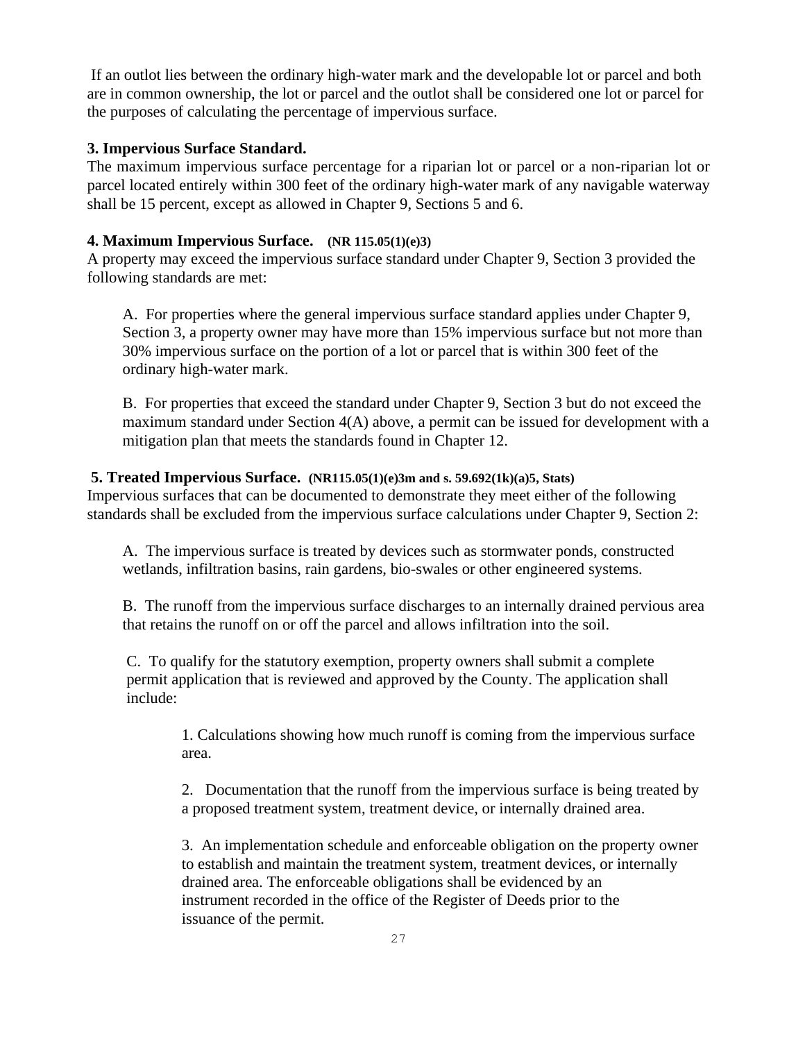If an outlot lies between the ordinary high-water mark and the developable lot or parcel and both are in common ownership, the lot or parcel and the outlot shall be considered one lot or parcel for the purposes of calculating the percentage of impervious surface.

**3. Impervious Surface Standard.**

The maximum impervious surface percentage for a riparian lot or parcel or a non-riparian lot or parcel located entirely within 300 feet of the ordinary high-water mark of any navigable waterway shall be 15 percent, except as allowed in Chapter 9, Sections 5 and 6.

**4. Maximum Impervious Surface. (NR 115.05(1)(e)3)**

A property may exceed the impervious surface standard under Chapter 9, Section 3 provided the following standards are met:

A. For properties where the general impervious surface standard applies under Chapter 9, Section 3, a property owner may have more than 15% impervious surface but not more than 30% impervious surface on the portion of a lot or parcel that is within 300 feet of the ordinary high-water mark.

B. For properties that exceed the standard under Chapter 9, Section 3 but do not exceed the maximum standard under Section 4(A) above, a permit can be issued for development with a mitigation plan that meets the standards found in Chapter 12.

**5. Treated Impervious Surface. (NR115.05(1)(e)3m and s. 59.692(1k)(a)5, Stats)**

Impervious surfaces that can be documented to demonstrate they meet either of the following standards shall be excluded from the impervious surface calculations under Chapter 9, Section 2:

A. The impervious surface is treated by devices such as stormwater ponds, constructed wetlands, infiltration basins, rain gardens, bio-swales or other engineered systems.

B. The runoff from the impervious surface discharges to an internally drained pervious area that retains the runoff on or off the parcel and allows infiltration into the soil.

C. To qualify for the statutory exemption, property owners shall submit a complete permit application that is reviewed and approved by the County. The application shall include:

1. Calculations showing how much runoff is coming from the impervious surface area.

2. Documentation that the runoff from the impervious surface is being treated by a proposed treatment system, treatment device, or internally drained area.

3. An implementation schedule and enforceable obligation on the property owner to establish and maintain the treatment system, treatment devices, or internally drained area. The enforceable obligations shall be evidenced by an instrument recorded in the office of the Register of Deeds prior to the issuance of the permit.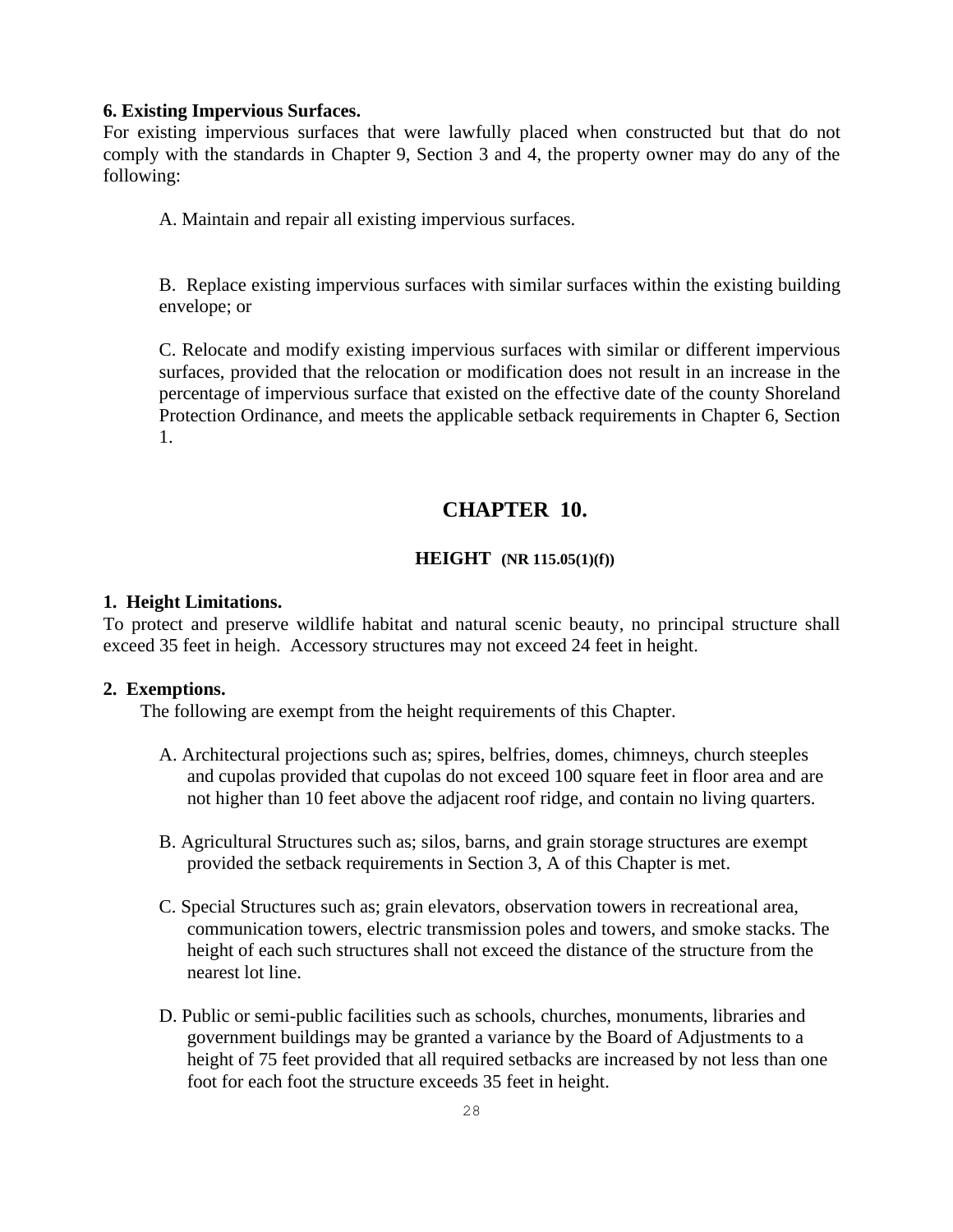**6. Existing Impervious Surfaces.**

For existing impervious surfaces that were lawfully placed when constructed but that do not comply with the standards in Chapter 9, Section 3 and 4, the property owner may do any of the following:

A. Maintain and repair all existing impervious surfaces.

B. Replace existing impervious surfaces with similar surfaces within the existing building envelope; or

C. Relocate and modify existing impervious surfaces with similar or different impervious surfaces, provided that the relocation or modification does not result in an increase in the percentage of impervious surface that existed on the effective date of the county Shoreland Protection Ordinance, and meets the applicable setback requirements in Chapter 6, Section 1.

# CHAPTER 10.

## HEIGHT (NR 115.05(1)(f))

**1. Height Limitations.**

To protect and preserve wildlife habitat and natural scenic beauty, no principal structure shall exceed 35 feet in heigh. Accessory structures may not exceed 24 feet in height.

**2. Exemptions.**

The following are exempt from the height requirements of this Chapter.

A. Architectural projections such as; spires, belfries, domes, chimneys, church steeples and cupolas provided that cupolas do not exceed 100 square feet in floor area and are not higher than 10 feet above the adjacent roof ridge, and contain no living quarters.

B. Agricultural Structures such as; silos, barns, and grain storage structures are exempt provided the setback requirements in Section 3, A of this Chapter is met.

C. Special Structures such as; grain elevators, observation towers in recreational area, communication towers, electric transmission poles and towers, and smoke stacks. The height of each such structures shall not exceed the distance of the structure from the nearest lot line.

D. Public or semi-public facilities such as schools, churches, monuments, libraries and government buildings may be granted a variance by the Board of Adjustments to a height of 75 feet provided that all required setbacks are increased by not less than one foot for each foot the structure exceeds 35 feet in height.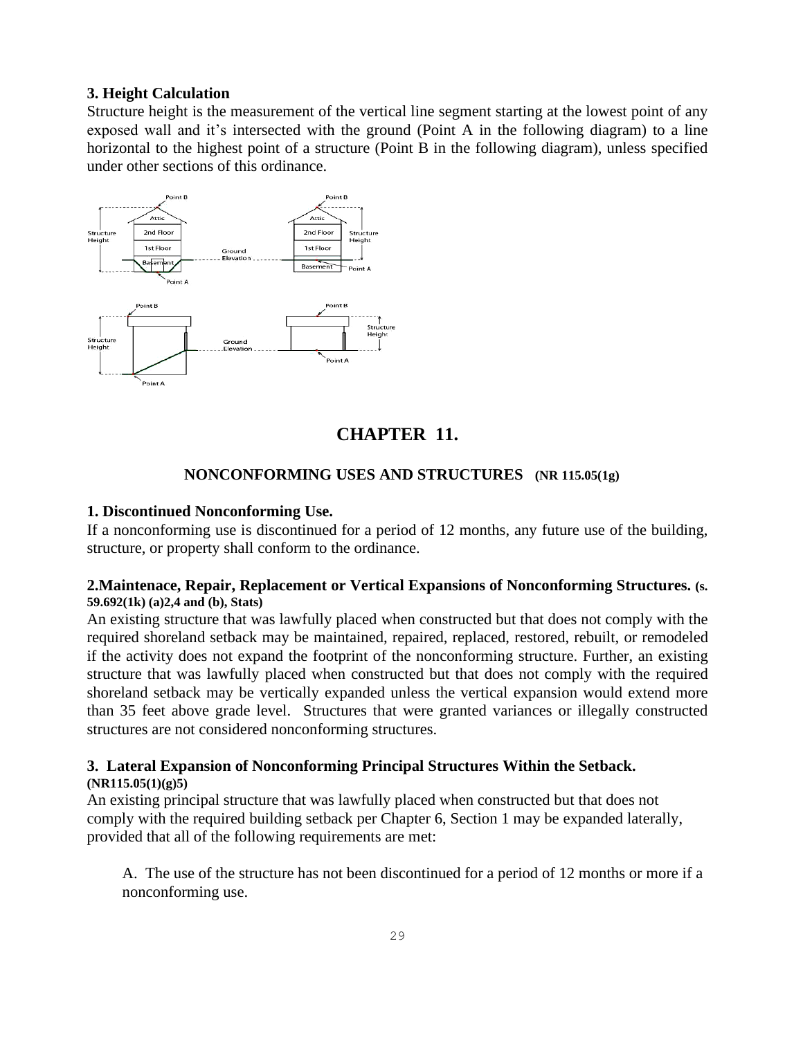### 3. Height Calculation

Structure height is the measurement of the vertical line segment starting at the lowest point of any exposed wall and it's intersected with the ground (Point A in the following diagram) to a line horizontal to the highest point of a structure (Point B in the following diagram), unless specified under other sections of this ordinance.

# CHAPTER 11.

## NONCONFORMING USES AND STRUCTURES (NR 115.05(1g)

### 1. Discontinued Nonconforming Use.

If a nonconforming use is discontinued for a period of 12 months, any future use of the building, structure, or property shall conform to the ordinance.

### 2.Maintenace, Repair, Replacement or Vertical Expansions of Nonconforming Structures. (s. 59.692(1k) (a)2,4 and (b), Stats)

An existing structure that was lawfully placed when constructed but that does not comply with the required shoreland setback may be maintained, repaired, replaced, restored, rebuilt, or remodeled if the activity does not expand the footprint of the nonconforming structure. Further, an existing structure that was lawfully placed when constructed but that does not comply with the required shoreland setback may be vertically expanded unless the vertical expansion would extend more than 35 feet above grade level. Structures that were granted variances or illegally constructed structures are not considered nonconforming structures.

### 3. Lateral Expansion of Nonconforming Principal Structures Within the Setback. (NR115.05(1)(g)5)

An existing principal structure that was lawfully placed when constructed but that does not comply with the required building setback per Chapter 6, Section 1 may be expanded laterally, provided that all of the following requirements are met:

A. The use of the structure has not been discontinued for a period of 12 months or more if a nonconforming use.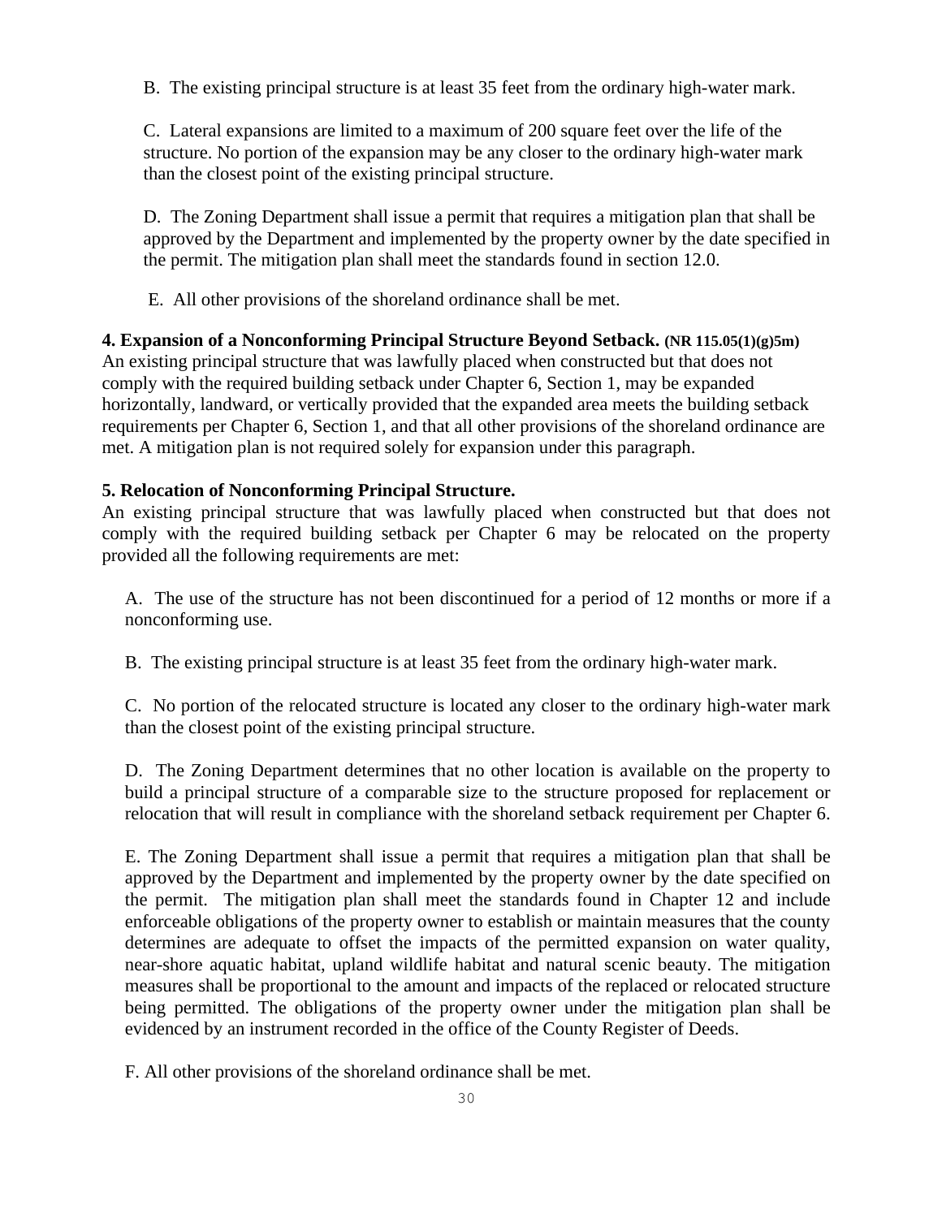B. The existing principal structure is at least 35 feet from the ordinary high-water mark.

C. Lateral expansions are limited to a maximum of 200 square feet over the life of the structure. No portion of the expansion may be any closer to the ordinary high-water mark than the closest point of the existing principal structure.

D. The Zoning Department shall issue a permit that requires a mitigation plan that shall be approved by the Department and implemented by the property owner by the date specified in the permit. The mitigation plan shall meet the standards found in section 12.0.

E. All other provisions of the shoreland ordinance shall be met.

**4. Expansion of a Nonconforming Principal Structure Beyond Setback. (NR 115.05(1)(g)5m)**
An existing principal structure that was lawfully placed when constructed but that does not comply with the required building setback under Chapter 6, Section 1, may be expanded horizontally, landward, or vertically provided that the expanded area meets the building setback requirements per Chapter 6, Section 1, and that all other provisions of the shoreland ordinance are met. A mitigation plan is not required solely for expansion under this paragraph.

**5. Relocation of Nonconforming Principal Structure.**
An existing principal structure that was lawfully placed when constructed but that does not comply with the required building setback per Chapter 6 may be relocated on the property provided all the following requirements are met:

A. The use of the structure has not been discontinued for a period of 12 months or more if a nonconforming use.

B. The existing principal structure is at least 35 feet from the ordinary high-water mark.

C. No portion of the relocated structure is located any closer to the ordinary high-water mark than the closest point of the existing principal structure.

D. The Zoning Department determines that no other location is available on the property to build a principal structure of a comparable size to the structure proposed for replacement or relocation that will result in compliance with the shoreland setback requirement per Chapter 6.

E. The Zoning Department shall issue a permit that requires a mitigation plan that shall be approved by the Department and implemented by the property owner by the date specified on the permit. The mitigation plan shall meet the standards found in Chapter 12 and include enforceable obligations of the property owner to establish or maintain measures that the county determines are adequate to offset the impacts of the permitted expansion on water quality, near-shore aquatic habitat, upland wildlife habitat and natural scenic beauty. The mitigation measures shall be proportional to the amount and impacts of the replaced or relocated structure being permitted. The obligations of the property owner under the mitigation plan shall be evidenced by an instrument recorded in the office of the County Register of Deeds.

F. All other provisions of the shoreland ordinance shall be met.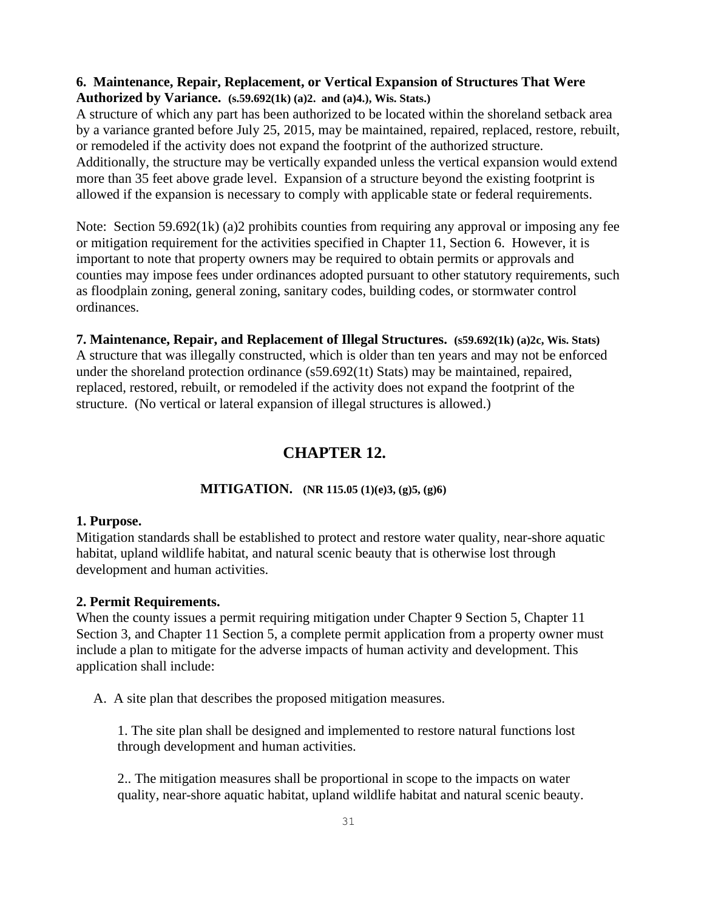**6. Maintenance, Repair, Replacement, or Vertical Expansion of Structures That Were Authorized by Variance.** **(s.59.692(1k) (a)2. and (a)4.), Wis. Stats.)**
A structure of which any part has been authorized to be located within the shoreland setback area by a variance granted before July 25, 2015, may be maintained, repaired, replaced, restore, rebuilt, or remodeled if the activity does not expand the footprint of the authorized structure. Additionally, the structure may be vertically expanded unless the vertical expansion would extend more than 35 feet above grade level. Expansion of a structure beyond the existing footprint is allowed if the expansion is necessary to comply with applicable state or federal requirements.

Note: Section 59.692(1k) (a)2 prohibits counties from requiring any approval or imposing any fee or mitigation requirement for the activities specified in Chapter 11, Section 6. However, it is important to note that property owners may be required to obtain permits or approvals and counties may impose fees under ordinances adopted pursuant to other statutory requirements, such as floodplain zoning, general zoning, sanitary codes, building codes, or stormwater control ordinances.

**7. Maintenance, Repair, and Replacement of Illegal Structures.** **(s59.692(1k) (a)2c, Wis. Stats)**
A structure that was illegally constructed, which is older than ten years and may not be enforced under the shoreland protection ordinance (s59.692(1t) Stats) may be maintained, repaired, replaced, restored, rebuilt, or remodeled if the activity does not expand the footprint of the structure. (No vertical or lateral expansion of illegal structures is allowed.)

# CHAPTER 12.

## MITIGATION. (NR 115.05 (1)(e)3, (g)5, (g)6)

**1. Purpose.**
Mitigation standards shall be established to protect and restore water quality, near-shore aquatic habitat, upland wildlife habitat, and natural scenic beauty that is otherwise lost through development and human activities.

**2. Permit Requirements.**
When the county issues a permit requiring mitigation under Chapter 9 Section 5, Chapter 11 Section 3, and Chapter 11 Section 5, a complete permit application from a property owner must include a plan to mitigate for the adverse impacts of human activity and development. This application shall include:

A. A site plan that describes the proposed mitigation measures.

1. The site plan shall be designed and implemented to restore natural functions lost through development and human activities.

2.. The mitigation measures shall be proportional in scope to the impacts on water quality, near-shore aquatic habitat, upland wildlife habitat and natural scenic beauty.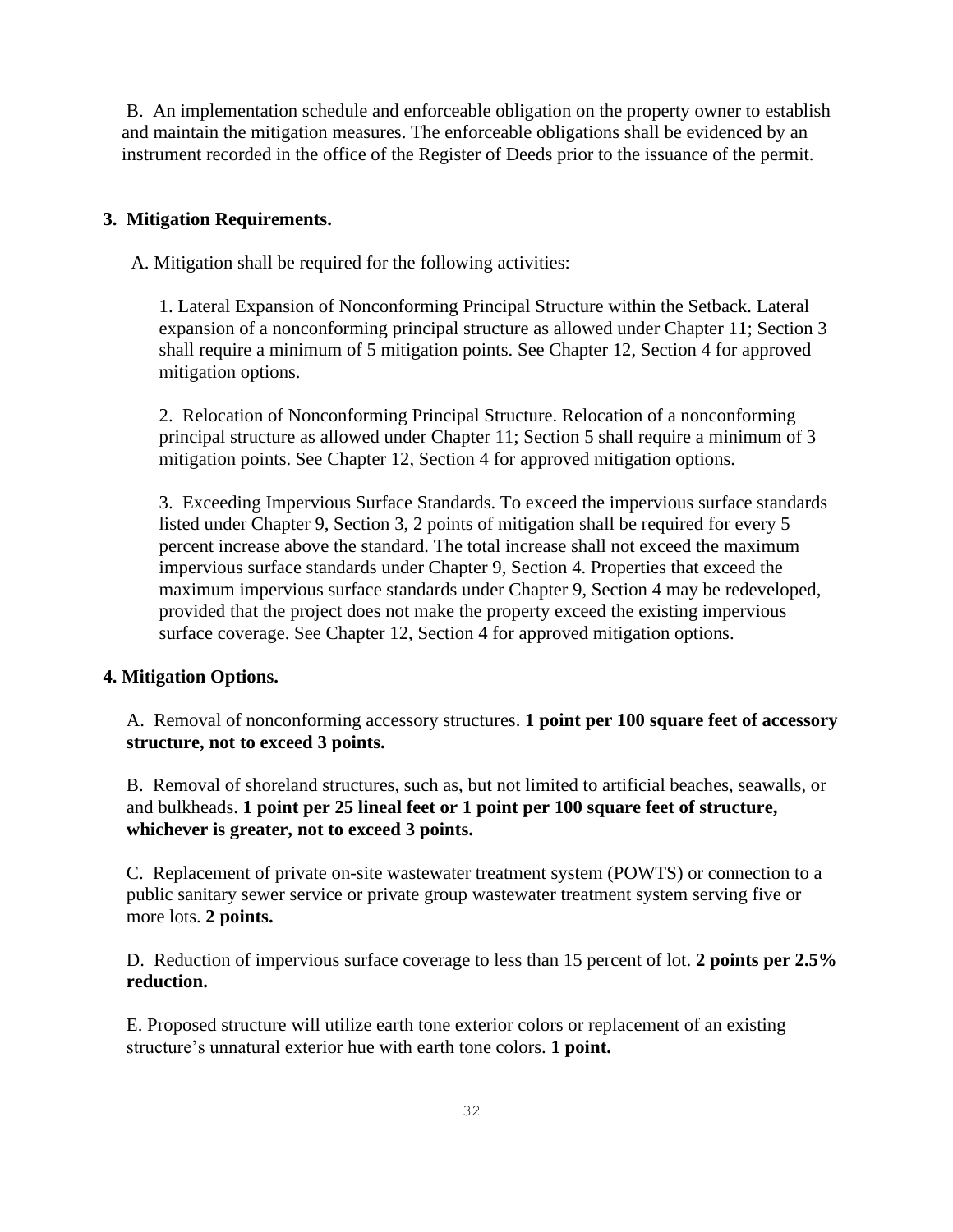B. An implementation schedule and enforceable obligation on the property owner to establish and maintain the mitigation measures. The enforceable obligations shall be evidenced by an instrument recorded in the office of the Register of Deeds prior to the issuance of the permit.

**3. Mitigation Requirements.**

A. Mitigation shall be required for the following activities:

1. Lateral Expansion of Nonconforming Principal Structure within the Setback. Lateral expansion of a nonconforming principal structure as allowed under Chapter 11; Section 3 shall require a minimum of 5 mitigation points. See Chapter 12, Section 4 for approved mitigation options.

2. Relocation of Nonconforming Principal Structure. Relocation of a nonconforming principal structure as allowed under Chapter 11; Section 5 shall require a minimum of 3 mitigation points. See Chapter 12, Section 4 for approved mitigation options.

3. Exceeding Impervious Surface Standards. To exceed the impervious surface standards listed under Chapter 9, Section 3, 2 points of mitigation shall be required for every 5 percent increase above the standard. The total increase shall not exceed the maximum impervious surface standards under Chapter 9, Section 4. Properties that exceed the maximum impervious surface standards under Chapter 9, Section 4 may be redeveloped, provided that the project does not make the property exceed the existing impervious surface coverage. See Chapter 12, Section 4 for approved mitigation options.

**4. Mitigation Options.**

A. Removal of nonconforming accessory structures. **1 point per 100 square feet of accessory structure, not to exceed 3 points.**

B. Removal of shoreland structures, such as, but not limited to artificial beaches, seawalls, or and bulkheads. **1 point per 25 lineal feet or 1 point per 100 square feet of structure, whichever is greater, not to exceed 3 points.**

C. Replacement of private on-site wastewater treatment system (POWTS) or connection to a public sanitary sewer service or private group wastewater treatment system serving five or more lots. **2 points.**

D. Reduction of impervious surface coverage to less than 15 percent of lot. **2 points per 2.5% reduction.**

E. Proposed structure will utilize earth tone exterior colors or replacement of an existing structure's unnatural exterior hue with earth tone colors. **1 point.**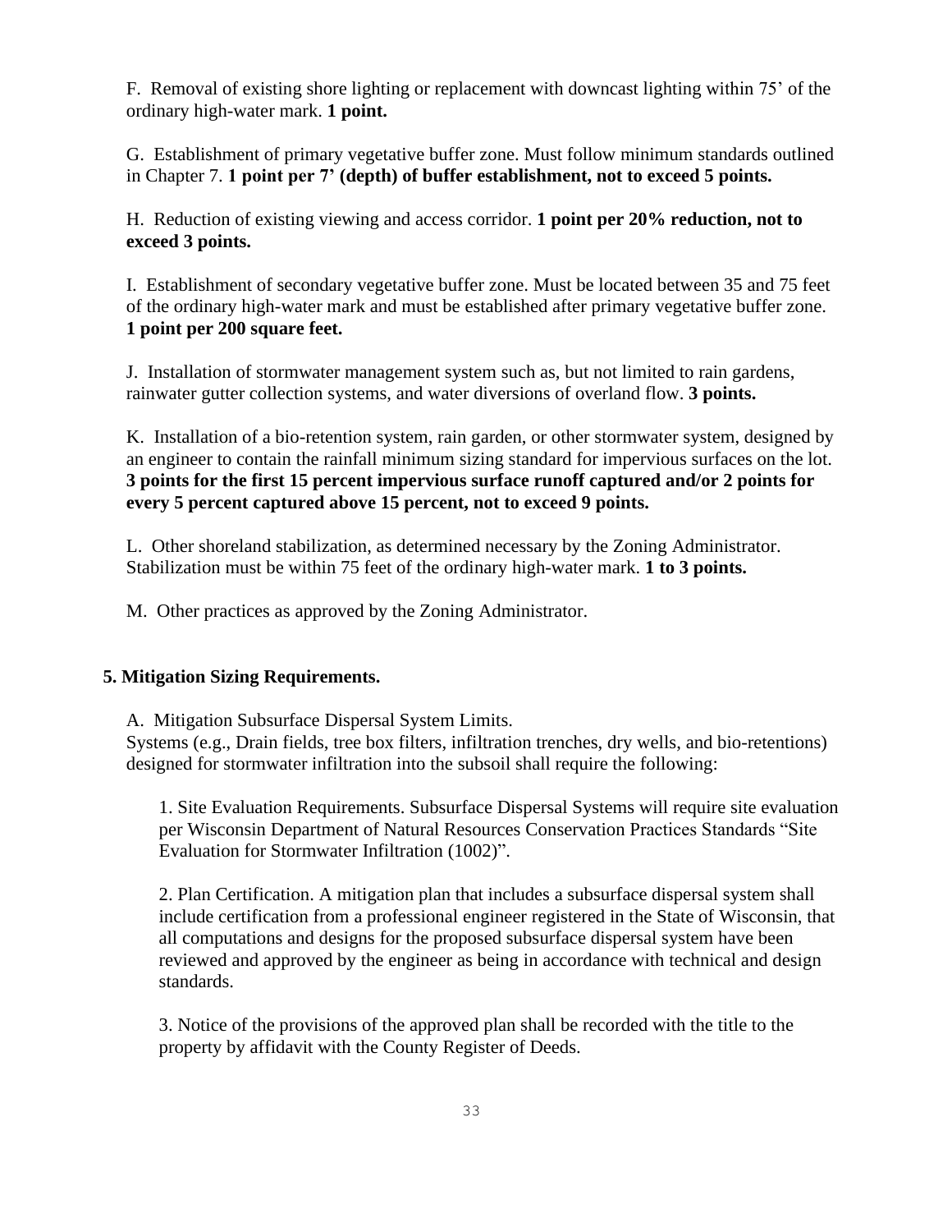F. Removal of existing shore lighting or replacement with downcast lighting within 75' of the ordinary high-water mark. **1 point.**

G. Establishment of primary vegetative buffer zone. Must follow minimum standards outlined in Chapter 7. **1 point per 7' (depth) of buffer establishment, not to exceed 5 points.**

H. Reduction of existing viewing and access corridor. **1 point per 20% reduction, not to exceed 3 points.**

I. Establishment of secondary vegetative buffer zone. Must be located between 35 and 75 feet of the ordinary high-water mark and must be established after primary vegetative buffer zone. **1 point per 200 square feet.**

J. Installation of stormwater management system such as, but not limited to rain gardens, rainwater gutter collection systems, and water diversions of overland flow. **3 points.**

K. Installation of a bio-retention system, rain garden, or other stormwater system, designed by an engineer to contain the rainfall minimum sizing standard for impervious surfaces on the lot. **3 points for the first 15 percent impervious surface runoff captured and/or 2 points for every 5 percent captured above 15 percent, not to exceed 9 points.**

L. Other shoreland stabilization, as determined necessary by the Zoning Administrator. Stabilization must be within 75 feet of the ordinary high-water mark. **1 to 3 points.**

M. Other practices as approved by the Zoning Administrator.

**5. Mitigation Sizing Requirements.**

A. Mitigation Subsurface Dispersal System Limits.
Systems (e.g., Drain fields, tree box filters, infiltration trenches, dry wells, and bio-retentions) designed for stormwater infiltration into the subsoil shall require the following:

1. Site Evaluation Requirements. Subsurface Dispersal Systems will require site evaluation per Wisconsin Department of Natural Resources Conservation Practices Standards "Site Evaluation for Stormwater Infiltration (1002)".

2. Plan Certification. A mitigation plan that includes a subsurface dispersal system shall include certification from a professional engineer registered in the State of Wisconsin, that all computations and designs for the proposed subsurface dispersal system have been reviewed and approved by the engineer as being in accordance with technical and design standards.

3. Notice of the provisions of the approved plan shall be recorded with the title to the property by affidavit with the County Register of Deeds.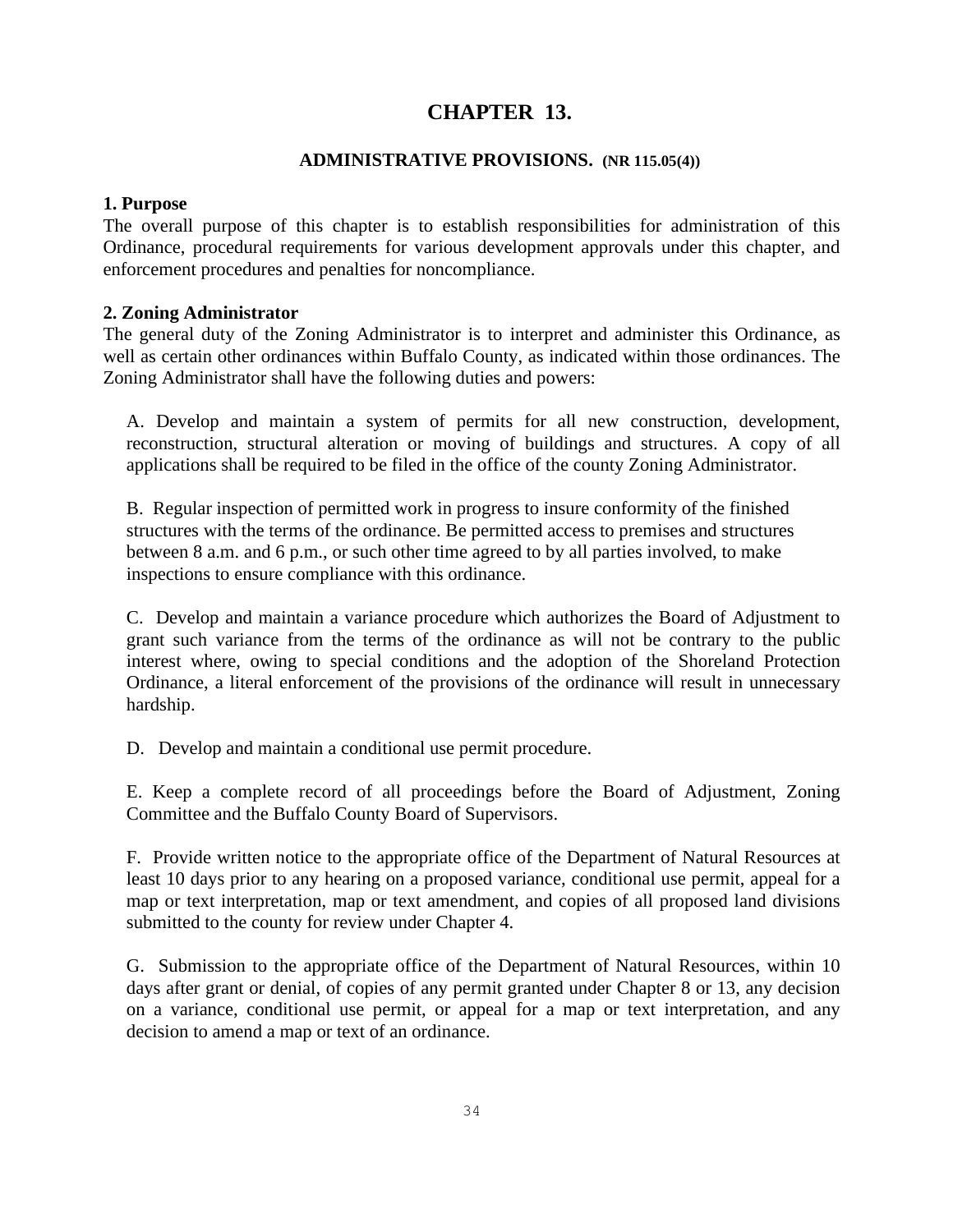# CHAPTER 13.

## ADMINISTRATIVE PROVISIONS. (NR 115.05(4))

### 1. Purpose

The overall purpose of this chapter is to establish responsibilities for administration of this Ordinance, procedural requirements for various development approvals under this chapter, and enforcement procedures and penalties for noncompliance.

### 2. Zoning Administrator

The general duty of the Zoning Administrator is to interpret and administer this Ordinance, as well as certain other ordinances within Buffalo County, as indicated within those ordinances. The Zoning Administrator shall have the following duties and powers:

A. Develop and maintain a system of permits for all new construction, development, reconstruction, structural alteration or moving of buildings and structures. A copy of all applications shall be required to be filed in the office of the county Zoning Administrator.

B. Regular inspection of permitted work in progress to insure conformity of the finished structures with the terms of the ordinance. Be permitted access to premises and structures between 8 a.m. and 6 p.m., or such other time agreed to by all parties involved, to make inspections to ensure compliance with this ordinance.

C. Develop and maintain a variance procedure which authorizes the Board of Adjustment to grant such variance from the terms of the ordinance as will not be contrary to the public interest where, owing to special conditions and the adoption of the Shoreland Protection Ordinance, a literal enforcement of the provisions of the ordinance will result in unnecessary hardship.

D. Develop and maintain a conditional use permit procedure.

E. Keep a complete record of all proceedings before the Board of Adjustment, Zoning Committee and the Buffalo County Board of Supervisors.

F. Provide written notice to the appropriate office of the Department of Natural Resources at least 10 days prior to any hearing on a proposed variance, conditional use permit, appeal for a map or text interpretation, map or text amendment, and copies of all proposed land divisions submitted to the county for review under Chapter 4.

G. Submission to the appropriate office of the Department of Natural Resources, within 10 days after grant or denial, of copies of any permit granted under Chapter 8 or 13, any decision on a variance, conditional use permit, or appeal for a map or text interpretation, and any decision to amend a map or text of an ordinance.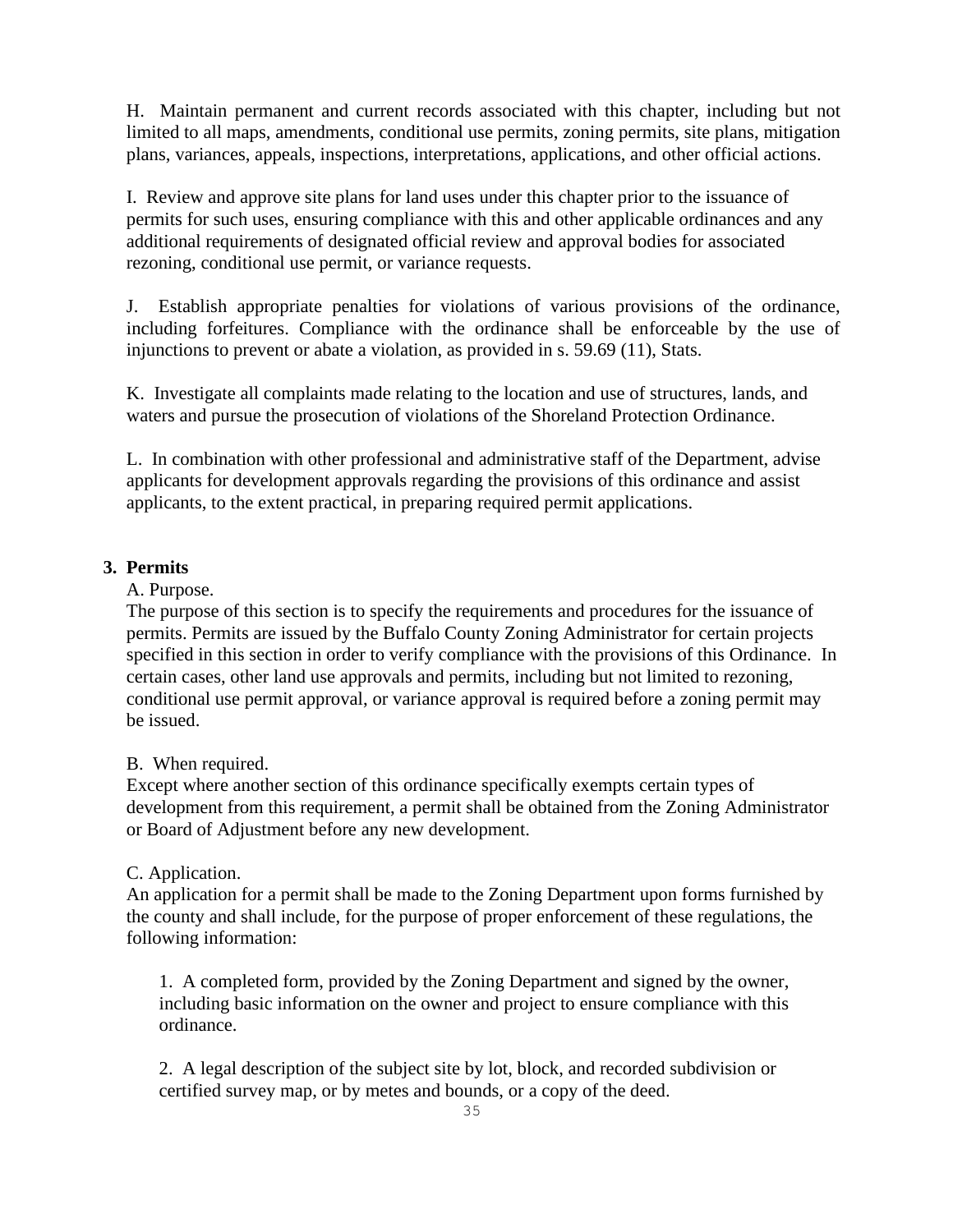H. Maintain permanent and current records associated with this chapter, including but not limited to all maps, amendments, conditional use permits, zoning permits, site plans, mitigation plans, variances, appeals, inspections, interpretations, applications, and other official actions.

I. Review and approve site plans for land uses under this chapter prior to the issuance of permits for such uses, ensuring compliance with this and other applicable ordinances and any additional requirements of designated official review and approval bodies for associated rezoning, conditional use permit, or variance requests.

J. Establish appropriate penalties for violations of various provisions of the ordinance, including forfeitures. Compliance with the ordinance shall be enforceable by the use of injunctions to prevent or abate a violation, as provided in s. 59.69 (11), Stats.

K. Investigate all complaints made relating to the location and use of structures, lands, and waters and pursue the prosecution of violations of the Shoreland Protection Ordinance.

L. In combination with other professional and administrative staff of the Department, advise applicants for development approvals regarding the provisions of this ordinance and assist applicants, to the extent practical, in preparing required permit applications.

**3. Permits**

A. Purpose.

The purpose of this section is to specify the requirements and procedures for the issuance of permits. Permits are issued by the Buffalo County Zoning Administrator for certain projects specified in this section in order to verify compliance with the provisions of this Ordinance. In certain cases, other land use approvals and permits, including but not limited to rezoning, conditional use permit approval, or variance approval is required before a zoning permit may be issued.

B. When required.

Except where another section of this ordinance specifically exempts certain types of development from this requirement, a permit shall be obtained from the Zoning Administrator or Board of Adjustment before any new development.

C. Application.

An application for a permit shall be made to the Zoning Department upon forms furnished by the county and shall include, for the purpose of proper enforcement of these regulations, the following information:

1. A completed form, provided by the Zoning Department and signed by the owner, including basic information on the owner and project to ensure compliance with this ordinance.

2. A legal description of the subject site by lot, block, and recorded subdivision or certified survey map, or by metes and bounds, or a copy of the deed.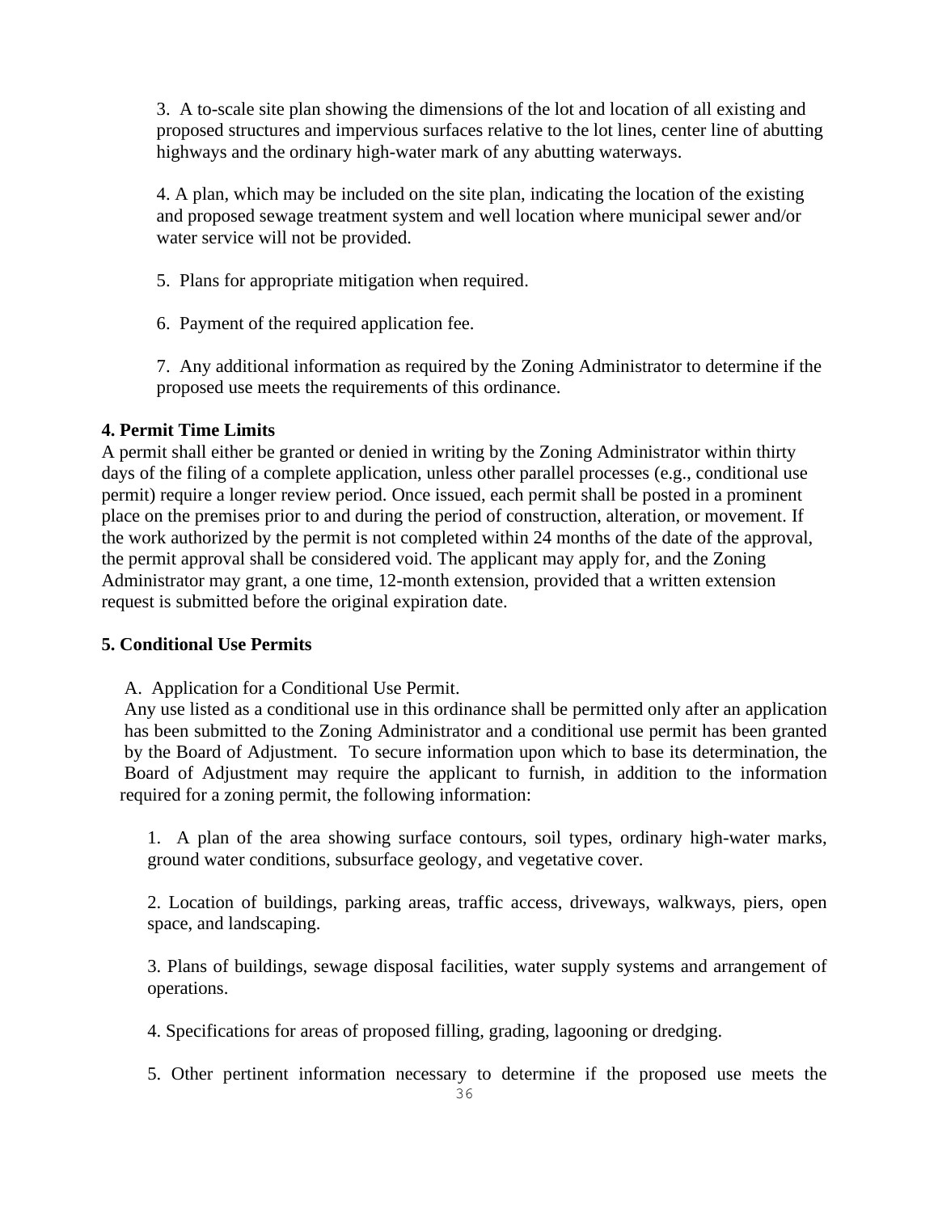3. A to-scale site plan showing the dimensions of the lot and location of all existing and proposed structures and impervious surfaces relative to the lot lines, center line of abutting highways and the ordinary high-water mark of any abutting waterways.

4. A plan, which may be included on the site plan, indicating the location of the existing and proposed sewage treatment system and well location where municipal sewer and/or water service will not be provided.

5. Plans for appropriate mitigation when required.

6. Payment of the required application fee.

7. Any additional information as required by the Zoning Administrator to determine if the proposed use meets the requirements of this ordinance.

**4. Permit Time Limits**

A permit shall either be granted or denied in writing by the Zoning Administrator within thirty days of the filing of a complete application, unless other parallel processes (e.g., conditional use permit) require a longer review period. Once issued, each permit shall be posted in a prominent place on the premises prior to and during the period of construction, alteration, or movement. If the work authorized by the permit is not completed within 24 months of the date of the approval, the permit approval shall be considered void. The applicant may apply for, and the Zoning Administrator may grant, a one time, 12-month extension, provided that a written extension request is submitted before the original expiration date.

**5. Conditional Use Permits**

A. Application for a Conditional Use Permit.

Any use listed as a conditional use in this ordinance shall be permitted only after an application has been submitted to the Zoning Administrator and a conditional use permit has been granted by the Board of Adjustment. To secure information upon which to base its determination, the Board of Adjustment may require the applicant to furnish, in addition to the information required for a zoning permit, the following information:

1. A plan of the area showing surface contours, soil types, ordinary high-water marks, ground water conditions, subsurface geology, and vegetative cover.

2. Location of buildings, parking areas, traffic access, driveways, walkways, piers, open space, and landscaping.

3. Plans of buildings, sewage disposal facilities, water supply systems and arrangement of operations.

4. Specifications for areas of proposed filling, grading, lagooning or dredging.

5. Other pertinent information necessary to determine if the proposed use meets the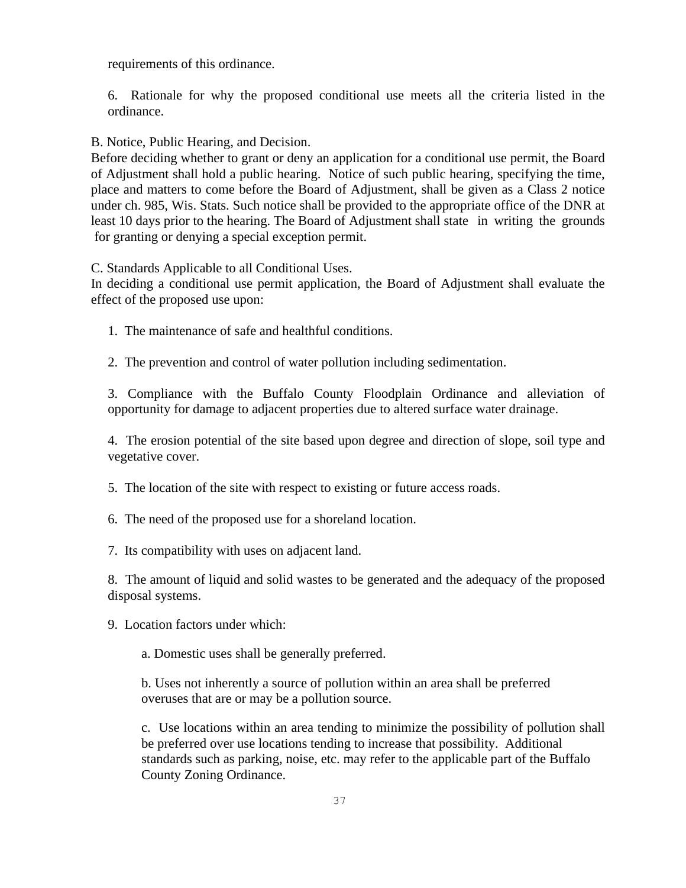requirements of this ordinance.

6. Rationale for why the proposed conditional use meets all the criteria listed in the ordinance.

B. Notice, Public Hearing, and Decision.

Before deciding whether to grant or deny an application for a conditional use permit, the Board of Adjustment shall hold a public hearing. Notice of such public hearing, specifying the time, place and matters to come before the Board of Adjustment, shall be given as a Class 2 notice under ch. 985, Wis. Stats. Such notice shall be provided to the appropriate office of the DNR at least 10 days prior to the hearing. The Board of Adjustment shall state in writing the grounds for granting or denying a special exception permit.

C. Standards Applicable to all Conditional Uses.

In deciding a conditional use permit application, the Board of Adjustment shall evaluate the effect of the proposed use upon:

1. The maintenance of safe and healthful conditions.

2. The prevention and control of water pollution including sedimentation.

3. Compliance with the Buffalo County Floodplain Ordinance and alleviation of opportunity for damage to adjacent properties due to altered surface water drainage.

4. The erosion potential of the site based upon degree and direction of slope, soil type and vegetative cover.

5. The location of the site with respect to existing or future access roads.

6. The need of the proposed use for a shoreland location.

7. Its compatibility with uses on adjacent land.

8. The amount of liquid and solid wastes to be generated and the adequacy of the proposed disposal systems.

9. Location factors under which:

   a. Domestic uses shall be generally preferred.

   b. Uses not inherently a source of pollution within an area shall be preferred overuses that are or may be a pollution source.

   c. Use locations within an area tending to minimize the possibility of pollution shall be preferred over use locations tending to increase that possibility. Additional standards such as parking, noise, etc. may refer to the applicable part of the Buffalo County Zoning Ordinance.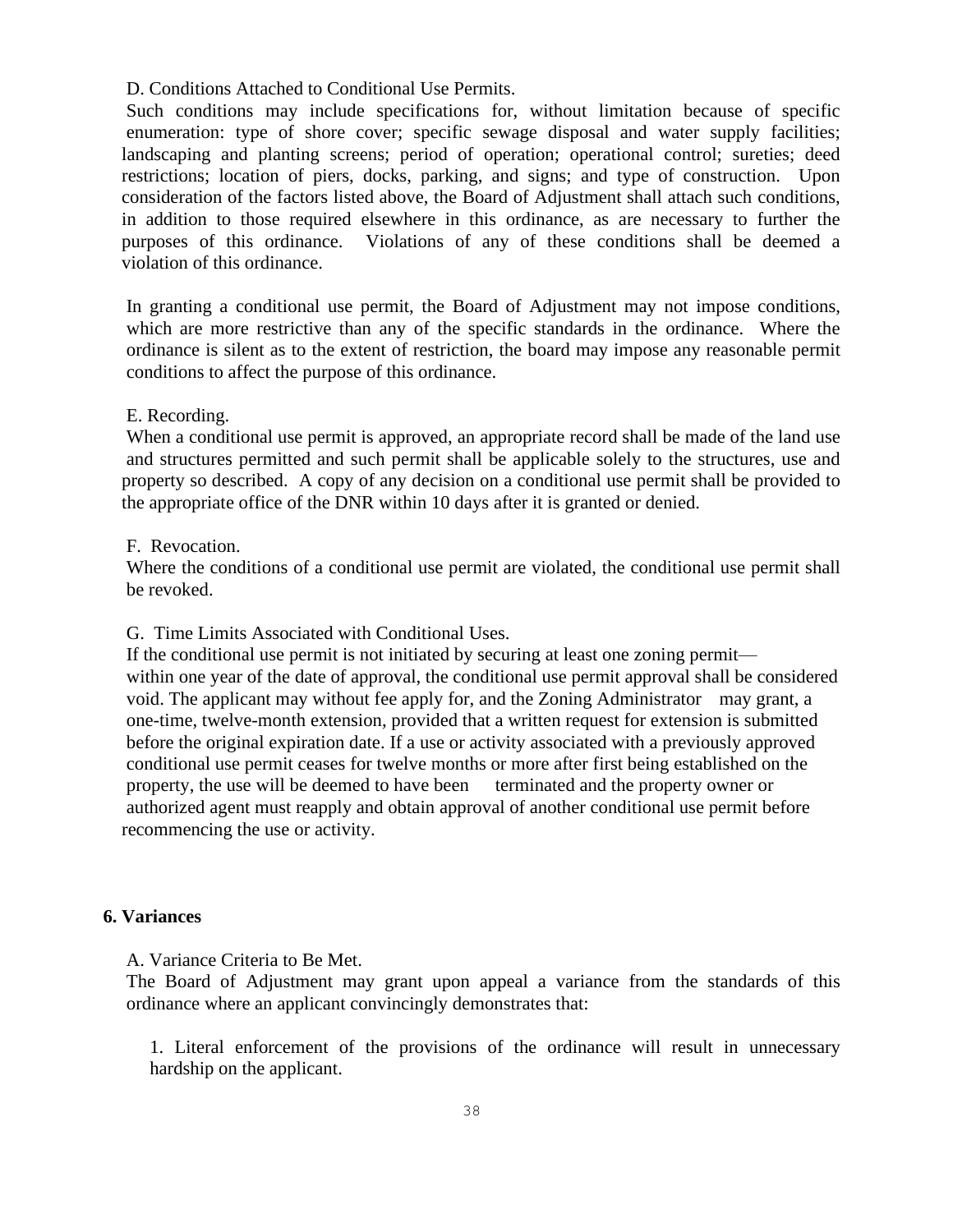D. Conditions Attached to Conditional Use Permits.

Such conditions may include specifications for, without limitation because of specific enumeration: type of shore cover; specific sewage disposal and water supply facilities; landscaping and planting screens; period of operation; operational control; sureties; deed restrictions; location of piers, docks, parking, and signs; and type of construction. Upon consideration of the factors listed above, the Board of Adjustment shall attach such conditions, in addition to those required elsewhere in this ordinance, as are necessary to further the purposes of this ordinance. Violations of any of these conditions shall be deemed a violation of this ordinance.

In granting a conditional use permit, the Board of Adjustment may not impose conditions, which are more restrictive than any of the specific standards in the ordinance. Where the ordinance is silent as to the extent of restriction, the board may impose any reasonable permit conditions to affect the purpose of this ordinance.

E. Recording.

When a conditional use permit is approved, an appropriate record shall be made of the land use and structures permitted and such permit shall be applicable solely to the structures, use and property so described. A copy of any decision on a conditional use permit shall be provided to the appropriate office of the DNR within 10 days after it is granted or denied.

F. Revocation.

Where the conditions of a conditional use permit are violated, the conditional use permit shall be revoked.

G. Time Limits Associated with Conditional Uses.

If the conditional use permit is not initiated by securing at least one zoning permit— within one year of the date of approval, the conditional use permit approval shall be considered void. The applicant may without fee apply for, and the Zoning Administrator may grant, a one-time, twelve-month extension, provided that a written request for extension is submitted before the original expiration date. If a use or activity associated with a previously approved conditional use permit ceases for twelve months or more after first being established on the property, the use will be deemed to have been terminated and the property owner or authorized agent must reapply and obtain approval of another conditional use permit before recommencing the use or activity.

**6. Variances**

A. Variance Criteria to Be Met.

The Board of Adjustment may grant upon appeal a variance from the standards of this ordinance where an applicant convincingly demonstrates that:

1. Literal enforcement of the provisions of the ordinance will result in unnecessary hardship on the applicant.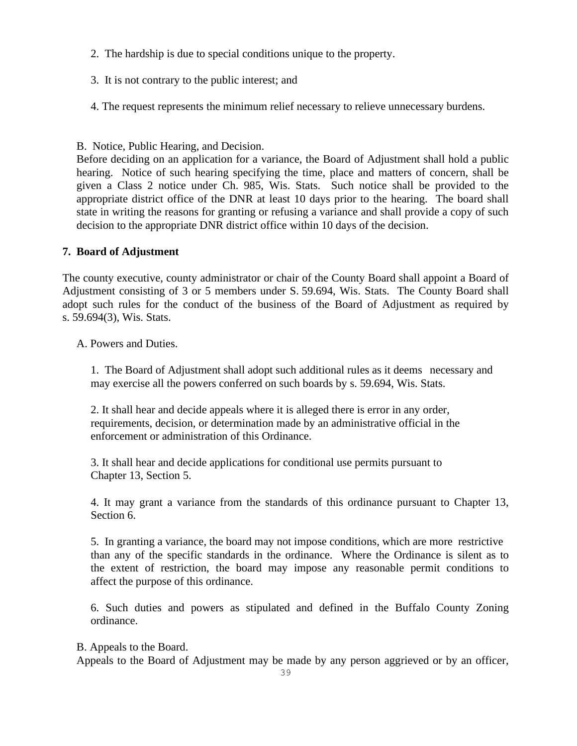2. The hardship is due to special conditions unique to the property.

3. It is not contrary to the public interest; and

4. The request represents the minimum relief necessary to relieve unnecessary burdens.

B. Notice, Public Hearing, and Decision.

Before deciding on an application for a variance, the Board of Adjustment shall hold a public hearing. Notice of such hearing specifying the time, place and matters of concern, shall be given a Class 2 notice under Ch. 985, Wis. Stats. Such notice shall be provided to the appropriate district office of the DNR at least 10 days prior to the hearing. The board shall state in writing the reasons for granting or refusing a variance and shall provide a copy of such decision to the appropriate DNR district office within 10 days of the decision.

**7. Board of Adjustment**

The county executive, county administrator or chair of the County Board shall appoint a Board of Adjustment consisting of 3 or 5 members under S. 59.694, Wis. Stats. The County Board shall adopt such rules for the conduct of the business of the Board of Adjustment as required by s. 59.694(3), Wis. Stats.

A. Powers and Duties.

1. The Board of Adjustment shall adopt such additional rules as it deems necessary and may exercise all the powers conferred on such boards by s. 59.694, Wis. Stats.

2. It shall hear and decide appeals where it is alleged there is error in any order, requirements, decision, or determination made by an administrative official in the enforcement or administration of this Ordinance.

3. It shall hear and decide applications for conditional use permits pursuant to Chapter 13, Section 5.

4. It may grant a variance from the standards of this ordinance pursuant to Chapter 13, Section 6.

5. In granting a variance, the board may not impose conditions, which are more restrictive than any of the specific standards in the ordinance. Where the Ordinance is silent as to the extent of restriction, the board may impose any reasonable permit conditions to affect the purpose of this ordinance.

6. Such duties and powers as stipulated and defined in the Buffalo County Zoning ordinance.

B. Appeals to the Board.

Appeals to the Board of Adjustment may be made by any person aggrieved or by an officer,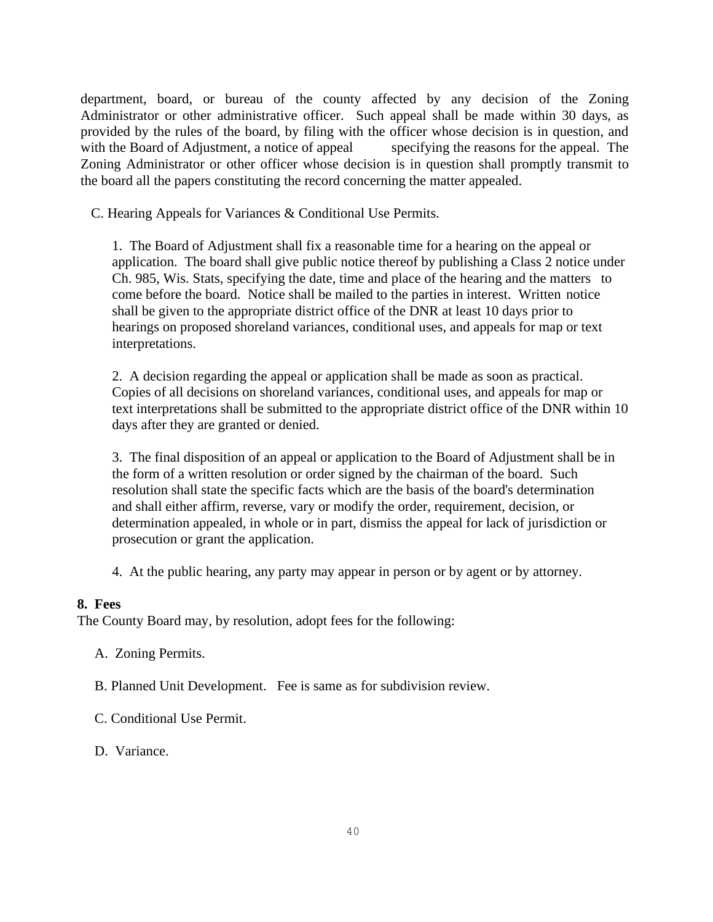department, board, or bureau of the county affected by any decision of the Zoning Administrator or other administrative officer. Such appeal shall be made within 30 days, as provided by the rules of the board, by filing with the officer whose decision is in question, and with the Board of Adjustment, a notice of appeal specifying the reasons for the appeal. The Zoning Administrator or other officer whose decision is in question shall promptly transmit to the board all the papers constituting the record concerning the matter appealed.

C. Hearing Appeals for Variances & Conditional Use Permits.

1. The Board of Adjustment shall fix a reasonable time for a hearing on the appeal or application. The board shall give public notice thereof by publishing a Class 2 notice under Ch. 985, Wis. Stats, specifying the date, time and place of the hearing and the matters to come before the board. Notice shall be mailed to the parties in interest. Written notice shall be given to the appropriate district office of the DNR at least 10 days prior to hearings on proposed shoreland variances, conditional uses, and appeals for map or text interpretations.

2. A decision regarding the appeal or application shall be made as soon as practical. Copies of all decisions on shoreland variances, conditional uses, and appeals for map or text interpretations shall be submitted to the appropriate district office of the DNR within 10 days after they are granted or denied.

3. The final disposition of an appeal or application to the Board of Adjustment shall be in the form of a written resolution or order signed by the chairman of the board. Such resolution shall state the specific facts which are the basis of the board's determination and shall either affirm, reverse, vary or modify the order, requirement, decision, or determination appealed, in whole or in part, dismiss the appeal for lack of jurisdiction or prosecution or grant the application.

4. At the public hearing, any party may appear in person or by agent or by attorney.

**8. Fees**

The County Board may, by resolution, adopt fees for the following:

A. Zoning Permits.

B. Planned Unit Development. Fee is same as for subdivision review.

C. Conditional Use Permit.

D. Variance.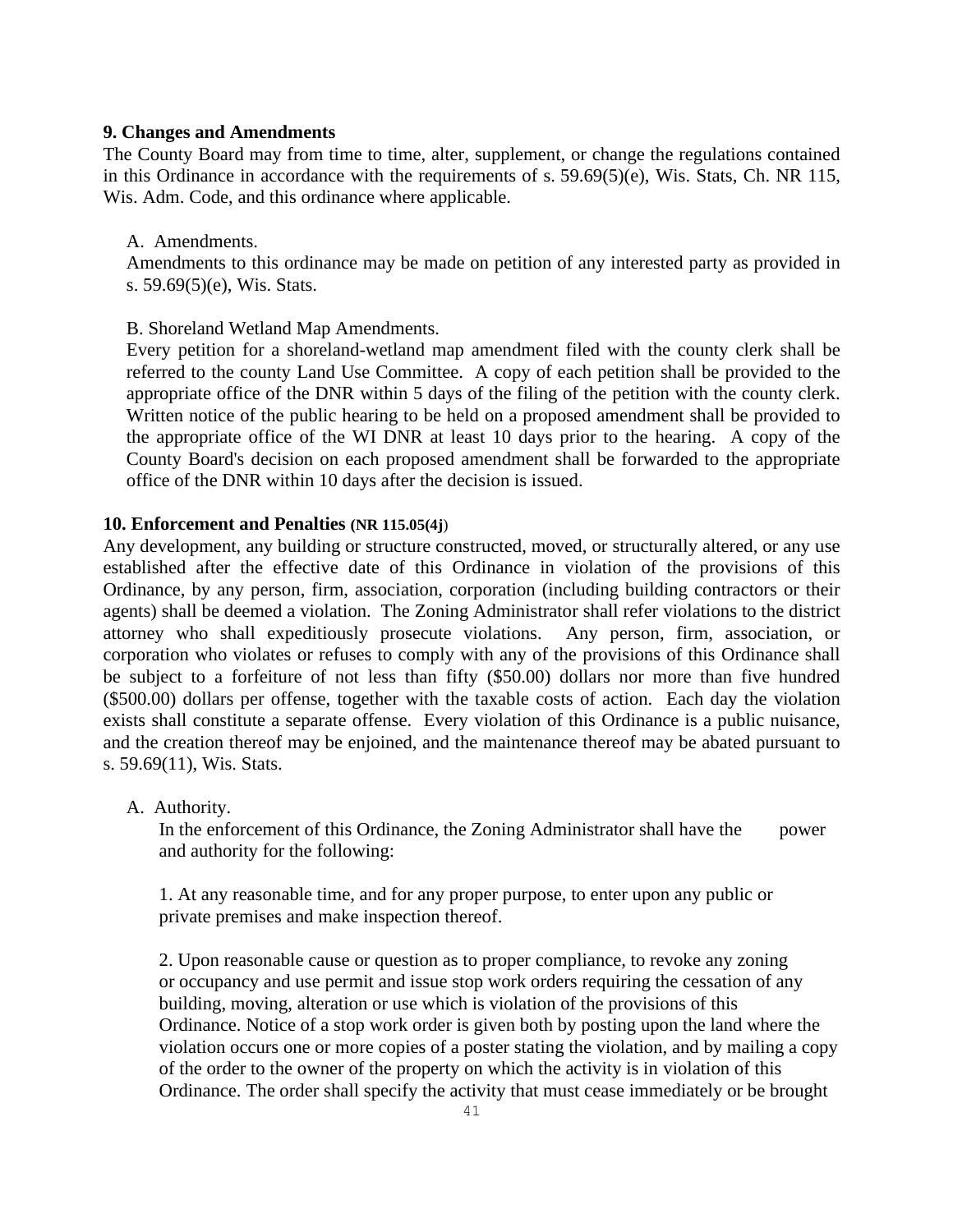**9. Changes and Amendments**

The County Board may from time to time, alter, supplement, or change the regulations contained in this Ordinance in accordance with the requirements of s. 59.69(5)(e), Wis. Stats, Ch. NR 115, Wis. Adm. Code, and this ordinance where applicable.

A. Amendments.

Amendments to this ordinance may be made on petition of any interested party as provided in s. 59.69(5)(e), Wis. Stats.

B. Shoreland Wetland Map Amendments.

Every petition for a shoreland-wetland map amendment filed with the county clerk shall be referred to the county Land Use Committee. A copy of each petition shall be provided to the appropriate office of the DNR within 5 days of the filing of the petition with the county clerk. Written notice of the public hearing to be held on a proposed amendment shall be provided to the appropriate office of the WI DNR at least 10 days prior to the hearing. A copy of the County Board's decision on each proposed amendment shall be forwarded to the appropriate office of the DNR within 10 days after the decision is issued.

**10. Enforcement and Penalties (NR 115.05(4j)**

Any development, any building or structure constructed, moved, or structurally altered, or any use established after the effective date of this Ordinance in violation of the provisions of this Ordinance, by any person, firm, association, corporation (including building contractors or their agents) shall be deemed a violation. The Zoning Administrator shall refer violations to the district attorney who shall expeditiously prosecute violations. Any person, firm, association, or corporation who violates or refuses to comply with any of the provisions of this Ordinance shall be subject to a forfeiture of not less than fifty ($50.00) dollars nor more than five hundred ($500.00) dollars per offense, together with the taxable costs of action. Each day the violation exists shall constitute a separate offense. Every violation of this Ordinance is a public nuisance, and the creation thereof may be enjoined, and the maintenance thereof may be abated pursuant to s. 59.69(11), Wis. Stats.

A. Authority.

In the enforcement of this Ordinance, the Zoning Administrator shall have the power and authority for the following:

1. At any reasonable time, and for any proper purpose, to enter upon any public or private premises and make inspection thereof.

2. Upon reasonable cause or question as to proper compliance, to revoke any zoning or occupancy and use permit and issue stop work orders requiring the cessation of any building, moving, alteration or use which is violation of the provisions of this Ordinance. Notice of a stop work order is given both by posting upon the land where the violation occurs one or more copies of a poster stating the violation, and by mailing a copy of the order to the owner of the property on which the activity is in violation of this Ordinance. The order shall specify the activity that must cease immediately or be brought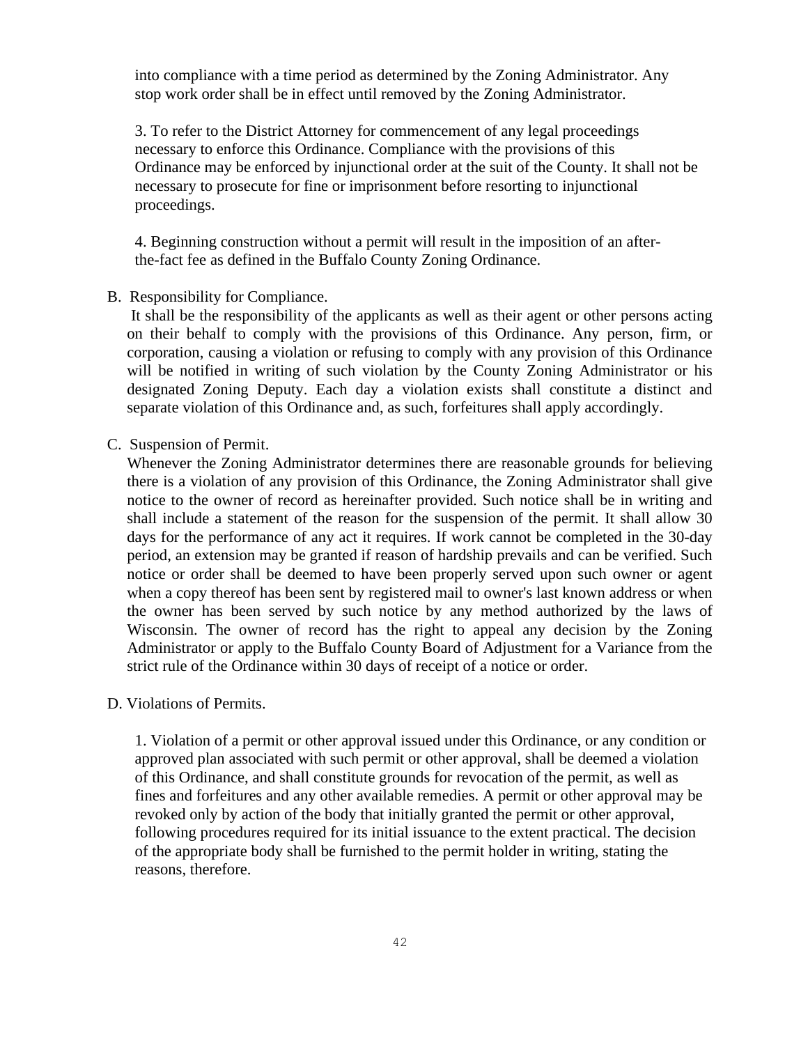into compliance with a time period as determined by the Zoning Administrator. Any stop work order shall be in effect until removed by the Zoning Administrator.

3. To refer to the District Attorney for commencement of any legal proceedings necessary to enforce this Ordinance. Compliance with the provisions of this Ordinance may be enforced by injunctional order at the suit of the County. It shall not be necessary to prosecute for fine or imprisonment before resorting to injunctional proceedings.

4. Beginning construction without a permit will result in the imposition of an after-the-fact fee as defined in the Buffalo County Zoning Ordinance.

B. Responsibility for Compliance.

It shall be the responsibility of the applicants as well as their agent or other persons acting on their behalf to comply with the provisions of this Ordinance. Any person, firm, or corporation, causing a violation or refusing to comply with any provision of this Ordinance will be notified in writing of such violation by the County Zoning Administrator or his designated Zoning Deputy. Each day a violation exists shall constitute a distinct and separate violation of this Ordinance and, as such, forfeitures shall apply accordingly.

C. Suspension of Permit.

Whenever the Zoning Administrator determines there are reasonable grounds for believing there is a violation of any provision of this Ordinance, the Zoning Administrator shall give notice to the owner of record as hereinafter provided. Such notice shall be in writing and shall include a statement of the reason for the suspension of the permit. It shall allow 30 days for the performance of any act it requires. If work cannot be completed in the 30-day period, an extension may be granted if reason of hardship prevails and can be verified. Such notice or order shall be deemed to have been properly served upon such owner or agent when a copy thereof has been sent by registered mail to owner's last known address or when the owner has been served by such notice by any method authorized by the laws of Wisconsin. The owner of record has the right to appeal any decision by the Zoning Administrator or apply to the Buffalo County Board of Adjustment for a Variance from the strict rule of the Ordinance within 30 days of receipt of a notice or order.

D. Violations of Permits.

1. Violation of a permit or other approval issued under this Ordinance, or any condition or approved plan associated with such permit or other approval, shall be deemed a violation of this Ordinance, and shall constitute grounds for revocation of the permit, as well as fines and forfeitures and any other available remedies. A permit or other approval may be revoked only by action of the body that initially granted the permit or other approval, following procedures required for its initial issuance to the extent practical. The decision of the appropriate body shall be furnished to the permit holder in writing, stating the reasons, therefore.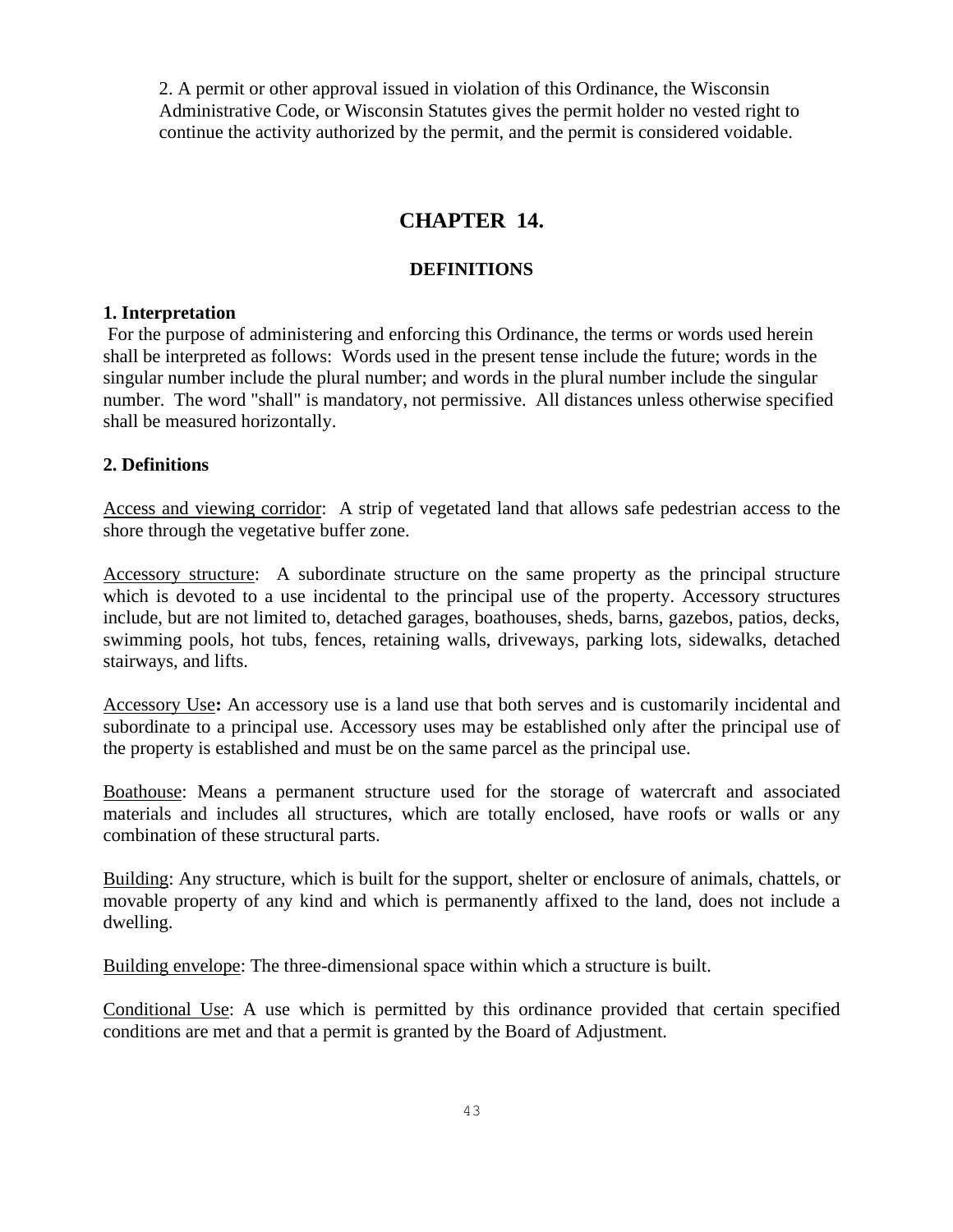2. A permit or other approval issued in violation of this Ordinance, the Wisconsin Administrative Code, or Wisconsin Statutes gives the permit holder no vested right to continue the activity authorized by the permit, and the permit is considered voidable.

# CHAPTER 14.

## DEFINITIONS

**1. Interpretation**

For the purpose of administering and enforcing this Ordinance, the terms or words used herein shall be interpreted as follows: Words used in the present tense include the future; words in the singular number include the plural number; and words in the plural number include the singular number. The word "shall" is mandatory, not permissive. All distances unless otherwise specified shall be measured horizontally.

**2. Definitions**

<u>Access and viewing corridor</u>: A strip of vegetated land that allows safe pedestrian access to the shore through the vegetative buffer zone.

<u>Accessory structure</u>: A subordinate structure on the same property as the principal structure which is devoted to a use incidental to the principal use of the property. Accessory structures include, but are not limited to, detached garages, boathouses, sheds, barns, gazebos, patios, decks, swimming pools, hot tubs, fences, retaining walls, driveways, parking lots, sidewalks, detached stairways, and lifts.

<u>Accessory Use</u>**:** An accessory use is a land use that both serves and is customarily incidental and subordinate to a principal use. Accessory uses may be established only after the principal use of the property is established and must be on the same parcel as the principal use.

<u>Boathouse</u>: Means a permanent structure used for the storage of watercraft and associated materials and includes all structures, which are totally enclosed, have roofs or walls or any combination of these structural parts.

<u>Building</u>: Any structure, which is built for the support, shelter or enclosure of animals, chattels, or movable property of any kind and which is permanently affixed to the land, does not include a dwelling.

<u>Building envelope</u>: The three-dimensional space within which a structure is built.

<u>Conditional Use</u>: A use which is permitted by this ordinance provided that certain specified conditions are met and that a permit is granted by the Board of Adjustment.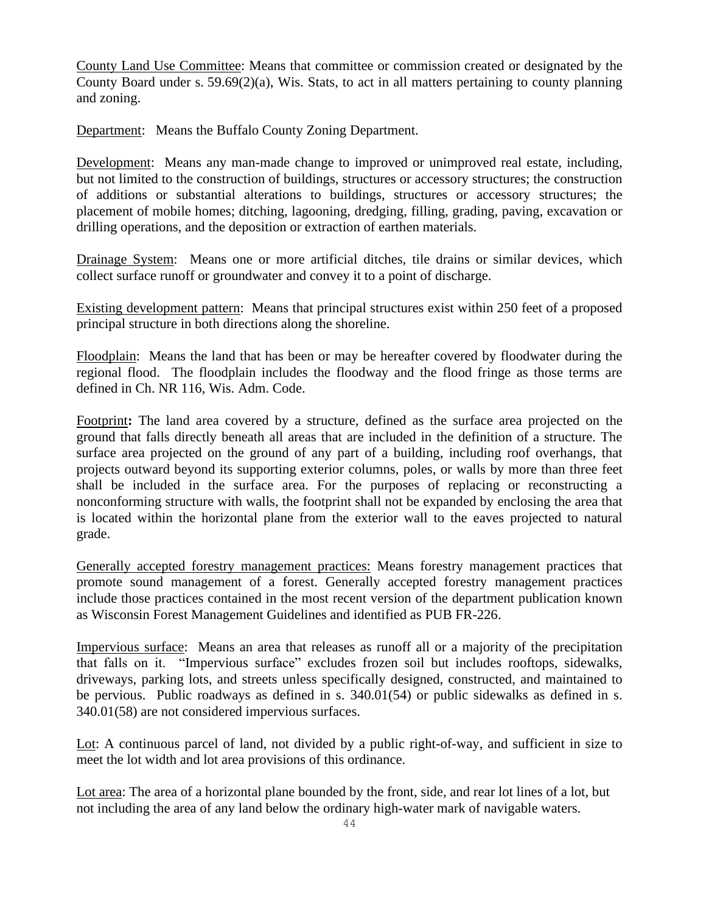County Land Use Committee: Means that committee or commission created or designated by the County Board under s. 59.69(2)(a), Wis. Stats, to act in all matters pertaining to county planning and zoning.

Department: Means the Buffalo County Zoning Department.

Development: Means any man-made change to improved or unimproved real estate, including, but not limited to the construction of buildings, structures or accessory structures; the construction of additions or substantial alterations to buildings, structures or accessory structures; the placement of mobile homes; ditching, lagooning, dredging, filling, grading, paving, excavation or drilling operations, and the deposition or extraction of earthen materials.

Drainage System: Means one or more artificial ditches, tile drains or similar devices, which collect surface runoff or groundwater and convey it to a point of discharge.

Existing development pattern: Means that principal structures exist within 250 feet of a proposed principal structure in both directions along the shoreline.

Floodplain: Means the land that has been or may be hereafter covered by floodwater during the regional flood. The floodplain includes the floodway and the flood fringe as those terms are defined in Ch. NR 116, Wis. Adm. Code.

Footprint**:** The land area covered by a structure, defined as the surface area projected on the ground that falls directly beneath all areas that are included in the definition of a structure. The surface area projected on the ground of any part of a building, including roof overhangs, that projects outward beyond its supporting exterior columns, poles, or walls by more than three feet shall be included in the surface area. For the purposes of replacing or reconstructing a nonconforming structure with walls, the footprint shall not be expanded by enclosing the area that is located within the horizontal plane from the exterior wall to the eaves projected to natural grade.

Generally accepted forestry management practices: Means forestry management practices that promote sound management of a forest. Generally accepted forestry management practices include those practices contained in the most recent version of the department publication known as Wisconsin Forest Management Guidelines and identified as PUB FR-226.

Impervious surface: Means an area that releases as runoff all or a majority of the precipitation that falls on it. "Impervious surface" excludes frozen soil but includes rooftops, sidewalks, driveways, parking lots, and streets unless specifically designed, constructed, and maintained to be pervious. Public roadways as defined in s. 340.01(54) or public sidewalks as defined in s. 340.01(58) are not considered impervious surfaces.

Lot: A continuous parcel of land, not divided by a public right-of-way, and sufficient in size to meet the lot width and lot area provisions of this ordinance.

Lot area: The area of a horizontal plane bounded by the front, side, and rear lot lines of a lot, but not including the area of any land below the ordinary high-water mark of navigable waters.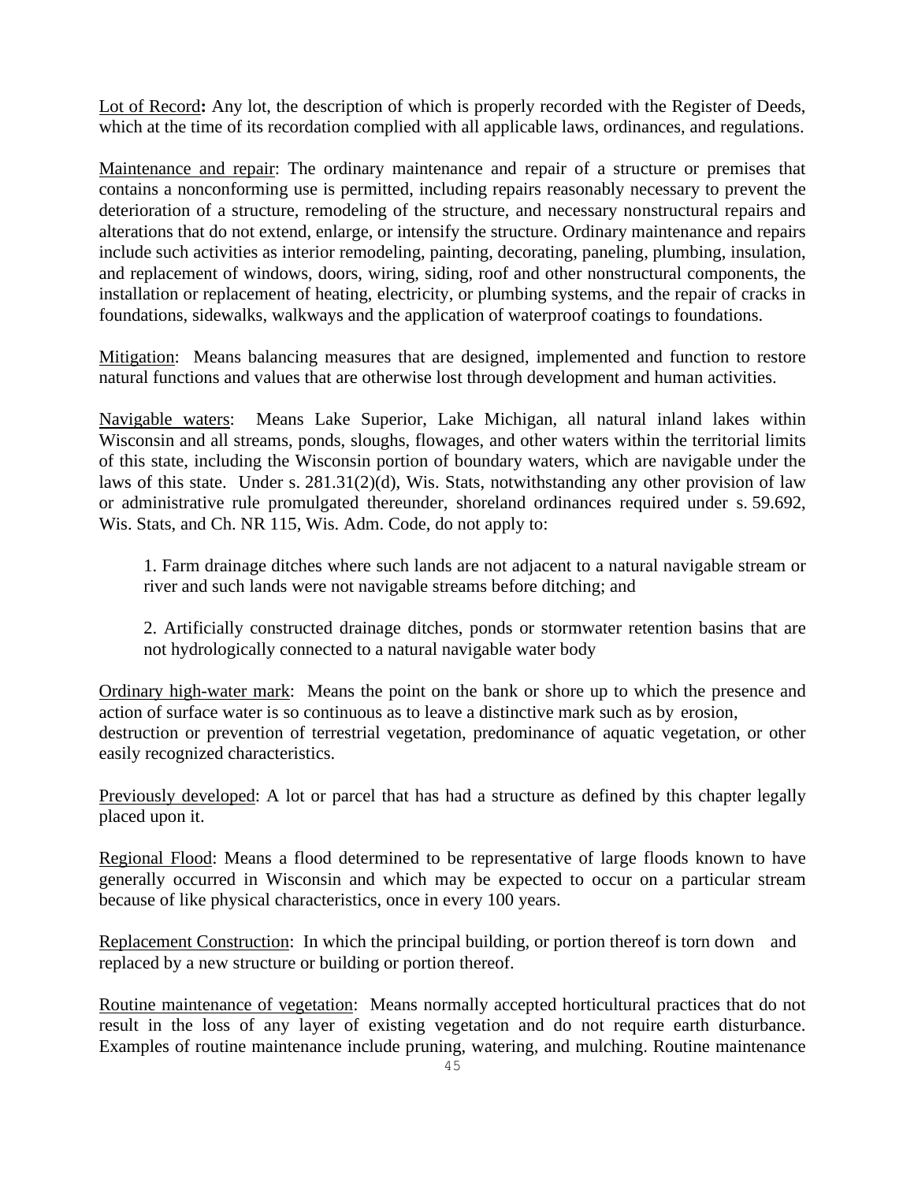<u>Lot of Record</u>**:** Any lot, the description of which is properly recorded with the Register of Deeds, which at the time of its recordation complied with all applicable laws, ordinances, and regulations.

<u>Maintenance and repair</u>: The ordinary maintenance and repair of a structure or premises that contains a nonconforming use is permitted, including repairs reasonably necessary to prevent the deterioration of a structure, remodeling of the structure, and necessary nonstructural repairs and alterations that do not extend, enlarge, or intensify the structure. Ordinary maintenance and repairs include such activities as interior remodeling, painting, decorating, paneling, plumbing, insulation, and replacement of windows, doors, wiring, siding, roof and other nonstructural components, the installation or replacement of heating, electricity, or plumbing systems, and the repair of cracks in foundations, sidewalks, walkways and the application of waterproof coatings to foundations.

<u>Mitigation</u>: Means balancing measures that are designed, implemented and function to restore natural functions and values that are otherwise lost through development and human activities.

<u>Navigable waters</u>: Means Lake Superior, Lake Michigan, all natural inland lakes within Wisconsin and all streams, ponds, sloughs, flowages, and other waters within the territorial limits of this state, including the Wisconsin portion of boundary waters, which are navigable under the laws of this state. Under s. 281.31(2)(d), Wis. Stats, notwithstanding any other provision of law or administrative rule promulgated thereunder, shoreland ordinances required under s. 59.692, Wis. Stats, and Ch. NR 115, Wis. Adm. Code, do not apply to:

1. Farm drainage ditches where such lands are not adjacent to a natural navigable stream or river and such lands were not navigable streams before ditching; and

2. Artificially constructed drainage ditches, ponds or stormwater retention basins that are not hydrologically connected to a natural navigable water body

<u>Ordinary high-water mark</u>: Means the point on the bank or shore up to which the presence and action of surface water is so continuous as to leave a distinctive mark such as by erosion, destruction or prevention of terrestrial vegetation, predominance of aquatic vegetation, or other easily recognized characteristics.

<u>Previously developed</u>: A lot or parcel that has had a structure as defined by this chapter legally placed upon it.

<u>Regional Flood</u>: Means a flood determined to be representative of large floods known to have generally occurred in Wisconsin and which may be expected to occur on a particular stream because of like physical characteristics, once in every 100 years.

<u>Replacement Construction</u>: In which the principal building, or portion thereof is torn down and replaced by a new structure or building or portion thereof.

<u>Routine maintenance of vegetation</u>: Means normally accepted horticultural practices that do not result in the loss of any layer of existing vegetation and do not require earth disturbance. Examples of routine maintenance include pruning, watering, and mulching. Routine maintenance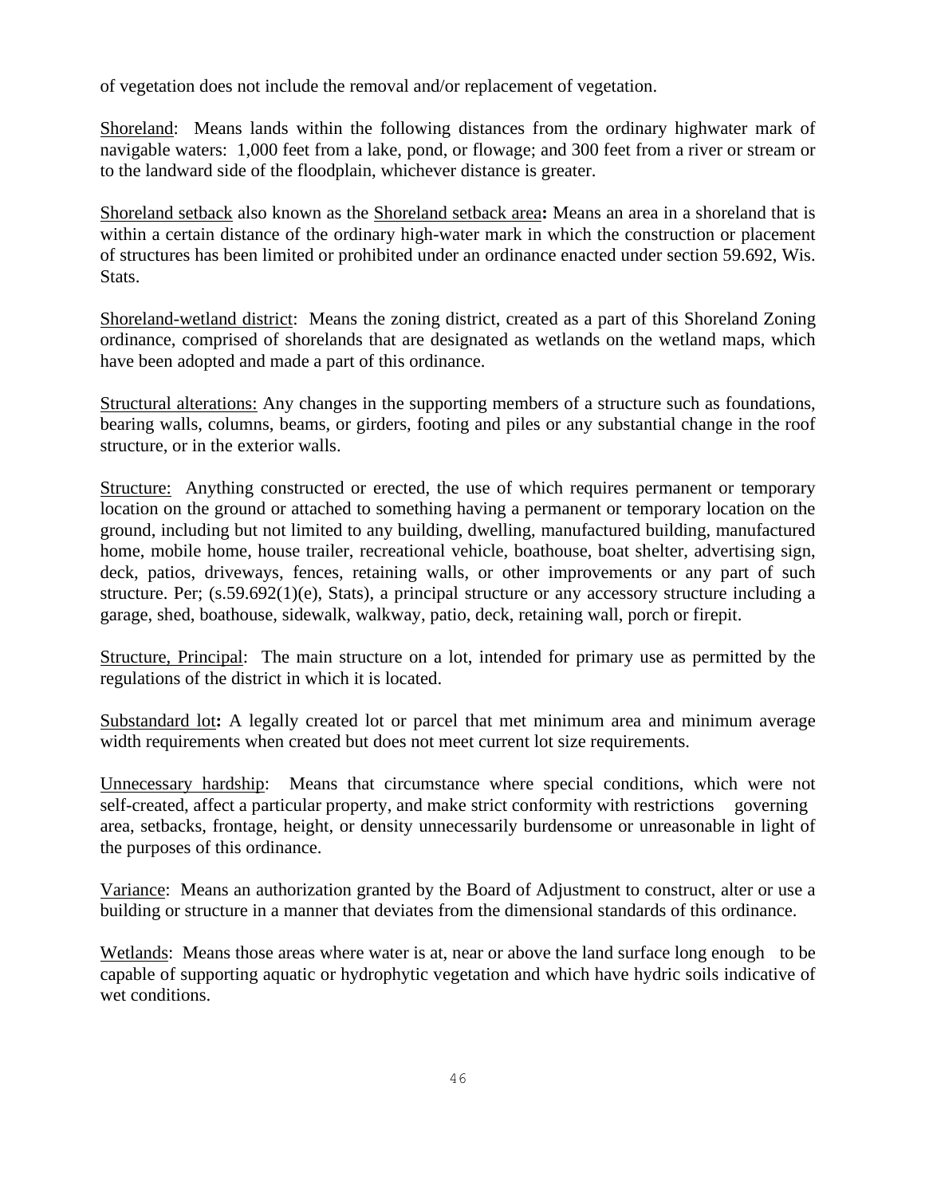of vegetation does not include the removal and/or replacement of vegetation.

<u>Shoreland</u>: Means lands within the following distances from the ordinary highwater mark of navigable waters: 1,000 feet from a lake, pond, or flowage; and 300 feet from a river or stream or to the landward side of the floodplain, whichever distance is greater.

<u>Shoreland setback</u> also known as the <u>Shoreland setback area</u>**:** Means an area in a shoreland that is within a certain distance of the ordinary high-water mark in which the construction or placement of structures has been limited or prohibited under an ordinance enacted under section 59.692, Wis. Stats.

<u>Shoreland-wetland district</u>: Means the zoning district, created as a part of this Shoreland Zoning ordinance, comprised of shorelands that are designated as wetlands on the wetland maps, which have been adopted and made a part of this ordinance.

<u>Structural alterations:</u> Any changes in the supporting members of a structure such as foundations, bearing walls, columns, beams, or girders, footing and piles or any substantial change in the roof structure, or in the exterior walls.

<u>Structure:</u> Anything constructed or erected, the use of which requires permanent or temporary location on the ground or attached to something having a permanent or temporary location on the ground, including but not limited to any building, dwelling, manufactured building, manufactured home, mobile home, house trailer, recreational vehicle, boathouse, boat shelter, advertising sign, deck, patios, driveways, fences, retaining walls, or other improvements or any part of such structure. Per; (s.59.692(1)(e), Stats), a principal structure or any accessory structure including a garage, shed, boathouse, sidewalk, walkway, patio, deck, retaining wall, porch or firepit.

<u>Structure, Principal</u>: The main structure on a lot, intended for primary use as permitted by the regulations of the district in which it is located.

<u>Substandard lot</u>**:** A legally created lot or parcel that met minimum area and minimum average width requirements when created but does not meet current lot size requirements.

<u>Unnecessary hardship</u>: Means that circumstance where special conditions, which were not self-created, affect a particular property, and make strict conformity with restrictions governing area, setbacks, frontage, height, or density unnecessarily burdensome or unreasonable in light of the purposes of this ordinance.

<u>Variance</u>: Means an authorization granted by the Board of Adjustment to construct, alter or use a building or structure in a manner that deviates from the dimensional standards of this ordinance.

<u>Wetlands</u>: Means those areas where water is at, near or above the land surface long enough to be capable of supporting aquatic or hydrophytic vegetation and which have hydric soils indicative of wet conditions.